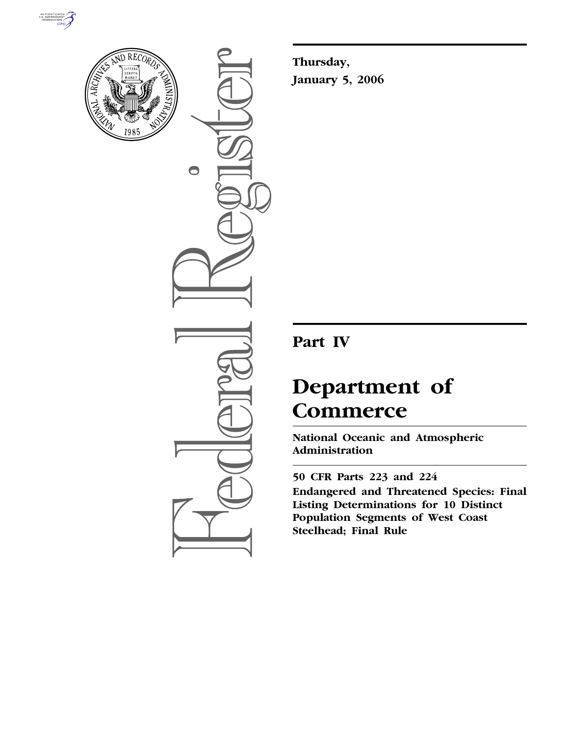**Thursday,**

**January 5, 2006**

## Part IV

# Department of Commerce

**National Oceanic and Atmospheric Administration**

**50 CFR Parts 223 and 224**

**Endangered and Threatened Species: Final Listing Determinations for 10 Distinct Population Segments of West Coast Steelhead; Final Rule**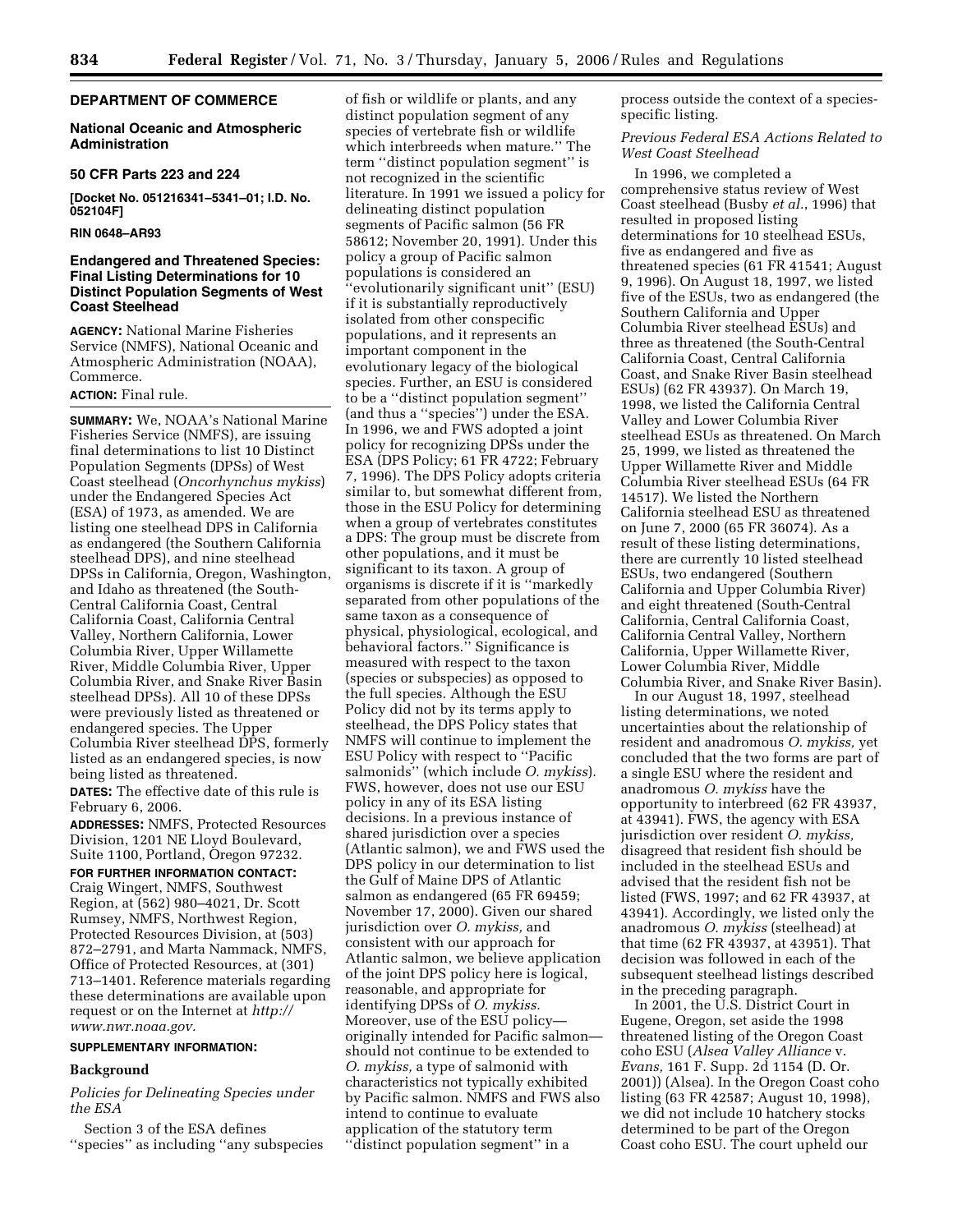## DEPARTMENT OF COMMERCE

### National Oceanic and Atmospheric Administration

### 50 CFR Parts 223 and 224

**[Docket No. 051216341–5341–01; I.D. No. 052104F]**

**RIN 0648–AR93**

## Endangered and Threatened Species: Final Listing Determinations for 10 Distinct Population Segments of West Coast Steelhead

**AGENCY:** National Marine Fisheries Service (NMFS), National Oceanic and Atmospheric Administration (NOAA), Commerce.

**ACTION:** Final rule.

**SUMMARY:** We, NOAA's National Marine Fisheries Service (NMFS), are issuing final determinations to list 10 Distinct Population Segments (DPSs) of West Coast steelhead (*Oncorhynchus mykiss*) under the Endangered Species Act (ESA) of 1973, as amended. We are listing one steelhead DPS in California as endangered (the Southern California steelhead DPS), and nine steelhead DPSs in California, Oregon, Washington, and Idaho as threatened (the South-Central California Coast, Central California Coast, California Central Valley, Northern California, Lower Columbia River, Upper Willamette River, Middle Columbia River, Upper Columbia River, and Snake River Basin steelhead DPSs). All 10 of these DPSs were previously listed as threatened or endangered species. The Upper Columbia River steelhead DPS, formerly listed as an endangered species, is now being listed as threatened.

**DATES:** The effective date of this rule is February 6, 2006.

**ADDRESSES:** NMFS, Protected Resources Division, 1201 NE Lloyd Boulevard, Suite 1100, Portland, Oregon 97232.

**FOR FURTHER INFORMATION CONTACT:** Craig Wingert, NMFS, Southwest Region, at (562) 980–4021, Dr. Scott Rumsey, NMFS, Northwest Region, Protected Resources Division, at (503) 872–2791, and Marta Nammack, NMFS, Office of Protected Resources, at (301) 713–1401. Reference materials regarding these determinations are available upon request or on the Internet at *http://www.nwr.noaa.gov.*

**SUPPLEMENTARY INFORMATION:**

### Background

*Policies for Delineating Species under the ESA*

Section 3 of the ESA defines ''species'' as including ''any subspecies of fish or wildlife or plants, and any distinct population segment of any species of vertebrate fish or wildlife which interbreeds when mature.'' The term ''distinct population segment'' is not recognized in the scientific literature. In 1991 we issued a policy for delineating distinct population segments of Pacific salmon (56 FR 58612; November 20, 1991). Under this policy a group of Pacific salmon populations is considered an ''evolutionarily significant unit'' (ESU) if it is substantially reproductively isolated from other conspecific populations, and it represents an important component in the evolutionary legacy of the biological species. Further, an ESU is considered to be a ''distinct population segment'' (and thus a ''species'') under the ESA. In 1996, we and FWS adopted a joint policy for recognizing DPSs under the ESA (DPS Policy; 61 FR 4722; February 7, 1996). The DPS Policy adopts criteria similar to, but somewhat different from, those in the ESU Policy for determining when a group of vertebrates constitutes a DPS: The group must be discrete from other populations, and it must be significant to its taxon. A group of organisms is discrete if it is ''markedly separated from other populations of the same taxon as a consequence of physical, physiological, ecological, and behavioral factors.'' Significance is measured with respect to the taxon (species or subspecies) as opposed to the full species. Although the ESU Policy did not by its terms apply to steelhead, the DPS Policy states that NMFS will continue to implement the ESU Policy with respect to ''Pacific salmonids'' (which include *O. mykiss*). FWS, however, does not use our ESU policy in any of its ESA listing decisions. In a previous instance of shared jurisdiction over a species (Atlantic salmon), we and FWS used the DPS policy in our determination to list the Gulf of Maine DPS of Atlantic salmon as endangered (65 FR 69459; November 17, 2000). Given our shared jurisdiction over *O. mykiss,* and consistent with our approach for Atlantic salmon, we believe application of the joint DPS policy here is logical, reasonable, and appropriate for identifying DPSs of *O. mykiss.* Moreover, use of the ESU policy—originally intended for Pacific salmon—should not continue to be extended to *O. mykiss,* a type of salmonid with characteristics not typically exhibited by Pacific salmon. NMFS and FWS also intend to continue to evaluate application of the statutory term ''distinct population segment'' in a process outside the context of a species-specific listing.

*Previous Federal ESA Actions Related to West Coast Steelhead*

In 1996, we completed a comprehensive status review of West Coast steelhead (Busby *et al.*, 1996) that resulted in proposed listing determinations for 10 steelhead ESUs, five as endangered and five as threatened species (61 FR 41541; August 9, 1996). On August 18, 1997, we listed five of the ESUs, two as endangered (the Southern California and Upper Columbia River steelhead ESUs) and three as threatened (the South-Central California Coast, Central California Coast, and Snake River Basin steelhead ESUs) (62 FR 43937). On March 19, 1998, we listed the California Central Valley and Lower Columbia River steelhead ESUs as threatened. On March 25, 1999, we listed as threatened the Upper Willamette River and Middle Columbia River steelhead ESUs (64 FR 14517). We listed the Northern California steelhead ESU as threatened on June 7, 2000 (65 FR 36074). As a result of these listing determinations, there are currently 10 listed steelhead ESUs, two endangered (Southern California and Upper Columbia River) and eight threatened (South-Central California, Central California Coast, California Central Valley, Northern California, Upper Willamette River, Lower Columbia River, Middle Columbia River, and Snake River Basin).

In our August 18, 1997, steelhead listing determinations, we noted uncertainties about the relationship of resident and anadromous *O. mykiss,* yet concluded that the two forms are part of a single ESU where the resident and anadromous *O. mykiss* have the opportunity to interbreed (62 FR 43937, at 43941). FWS, the agency with ESA jurisdiction over resident *O. mykiss,* disagreed that resident fish should be included in the steelhead ESUs and advised that the resident fish not be listed (FWS, 1997; and 62 FR 43937, at 43941). Accordingly, we listed only the anadromous *O. mykiss* (steelhead) at that time (62 FR 43937, at 43951). That decision was followed in each of the subsequent steelhead listings described in the preceding paragraph.

In 2001, the U.S. District Court in Eugene, Oregon, set aside the 1998 threatened listing of the Oregon Coast coho ESU (*Alsea Valley Alliance* v. *Evans,* 161 F. Supp. 2d 1154 (D. Or. 2001)) (Alsea). In the Oregon Coast coho listing (63 FR 42587; August 10, 1998), we did not include 10 hatchery stocks determined to be part of the Oregon Coast coho ESU. The court upheld our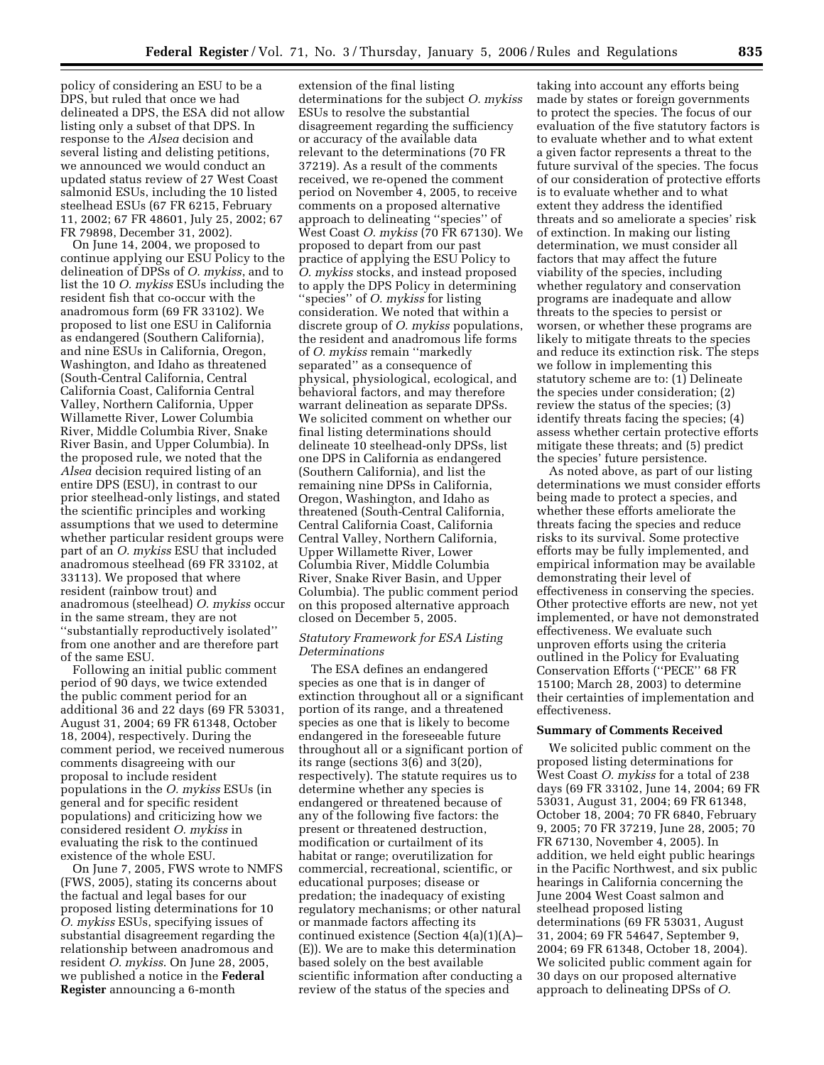policy of considering an ESU to be a DPS, but ruled that once we had delineated a DPS, the ESA did not allow listing only a subset of that DPS. In response to the *Alsea* decision and several listing and delisting petitions, we announced we would conduct an updated status review of 27 West Coast salmonid ESUs, including the 10 listed steelhead ESUs (67 FR 6215, February 11, 2002; 67 FR 48601, July 25, 2002; 67 FR 79898, December 31, 2002).

On June 14, 2004, we proposed to continue applying our ESU Policy to the delineation of DPSs of *O. mykiss*, and to list the 10 *O. mykiss* ESUs including the resident fish that co-occur with the anadromous form (69 FR 33102). We proposed to list one ESU in California as endangered (Southern California), and nine ESUs in California, Oregon, Washington, and Idaho as threatened (South-Central California, Central California Coast, California Central Valley, Northern California, Upper Willamette River, Lower Columbia River, Middle Columbia River, Snake River Basin, and Upper Columbia). In the proposed rule, we noted that the *Alsea* decision required listing of an entire DPS (ESU), in contrast to our prior steelhead-only listings, and stated the scientific principles and working assumptions that we used to determine whether particular resident groups were part of an *O. mykiss* ESU that included anadromous steelhead (69 FR 33102, at 33113). We proposed that where resident (rainbow trout) and anadromous (steelhead) *O. mykiss* occur in the same stream, they are not ''substantially reproductively isolated'' from one another and are therefore part of the same ESU.

Following an initial public comment period of 90 days, we twice extended the public comment period for an additional 36 and 22 days (69 FR 53031, August 31, 2004; 69 FR 61348, October 18, 2004), respectively. During the comment period, we received numerous comments disagreeing with our proposal to include resident populations in the *O. mykiss* ESUs (in general and for specific resident populations) and criticizing how we considered resident *O. mykiss* in evaluating the risk to the continued existence of the whole ESU.

On June 7, 2005, FWS wrote to NMFS (FWS, 2005), stating its concerns about the factual and legal bases for our proposed listing determinations for 10 *O. mykiss* ESUs, specifying issues of substantial disagreement regarding the relationship between anadromous and resident *O. mykiss*. On June 28, 2005, we published a notice in the **Federal Register** announcing a 6-month extension of the final listing determinations for the subject *O. mykiss* ESUs to resolve the substantial disagreement regarding the sufficiency or accuracy of the available data relevant to the determinations (70 FR 37219). As a result of the comments received, we re-opened the comment period on November 4, 2005, to receive comments on a proposed alternative approach to delineating ''species'' of West Coast *O. mykiss* (70 FR 67130). We proposed to depart from our past practice of applying the ESU Policy to *O. mykiss* stocks, and instead proposed to apply the DPS Policy in determining ''species'' of *O. mykiss* for listing consideration. We noted that within a discrete group of *O. mykiss* populations, the resident and anadromous life forms of *O. mykiss* remain ''markedly separated'' as a consequence of physical, physiological, ecological, and behavioral factors, and may therefore warrant delineation as separate DPSs. We solicited comment on whether our final listing determinations should delineate 10 steelhead-only DPSs, list one DPS in California as endangered (Southern California), and list the remaining nine DPSs in California, Oregon, Washington, and Idaho as threatened (South-Central California, Central California Coast, California Central Valley, Northern California, Upper Willamette River, Lower Columbia River, Middle Columbia River, Snake River Basin, and Upper Columbia). The public comment period on this proposed alternative approach closed on December 5, 2005.

### *Statutory Framework for ESA Listing Determinations*

The ESA defines an endangered species as one that is in danger of extinction throughout all or a significant portion of its range, and a threatened species as one that is likely to become endangered in the foreseeable future throughout all or a significant portion of its range (sections 3(6) and 3(20), respectively). The statute requires us to determine whether any species is endangered or threatened because of any of the following five factors: the present or threatened destruction, modification or curtailment of its habitat or range; overutilization for commercial, recreational, scientific, or educational purposes; disease or predation; the inadequacy of existing regulatory mechanisms; or other natural or manmade factors affecting its continued existence (Section 4(a)(1)(A)–(E)). We are to make this determination based solely on the best available scientific information after conducting a review of the status of the species and taking into account any efforts being made by states or foreign governments to protect the species. The focus of our evaluation of the five statutory factors is to evaluate whether and to what extent a given factor represents a threat to the future survival of the species. The focus of our consideration of protective efforts is to evaluate whether and to what extent they address the identified threats and so ameliorate a species' risk of extinction. In making our listing determination, we must consider all factors that may affect the future viability of the species, including whether regulatory and conservation programs are inadequate and allow threats to the species to persist or worsen, or whether these programs are likely to mitigate threats to the species and reduce its extinction risk. The steps we follow in implementing this statutory scheme are to: (1) Delineate the species under consideration; (2) review the status of the species; (3) identify threats facing the species; (4) assess whether certain protective efforts mitigate these threats; and (5) predict the species' future persistence.

As noted above, as part of our listing determinations we must consider efforts being made to protect a species, and whether these efforts ameliorate the threats facing the species and reduce risks to its survival. Some protective efforts may be fully implemented, and empirical information may be available demonstrating their level of effectiveness in conserving the species. Other protective efforts are new, not yet implemented, or have not demonstrated effectiveness. We evaluate such unproven efforts using the criteria outlined in the Policy for Evaluating Conservation Efforts (''PECE'' 68 FR 15100; March 28, 2003) to determine their certainties of implementation and effectiveness.

## Summary of Comments Received

We solicited public comment on the proposed listing determinations for West Coast *O. mykiss* for a total of 238 days (69 FR 33102, June 14, 2004; 69 FR 53031, August 31, 2004; 69 FR 61348, October 18, 2004; 70 FR 6840, February 9, 2005; 70 FR 37219, June 28, 2005; 70 FR 67130, November 4, 2005). In addition, we held eight public hearings in the Pacific Northwest, and six public hearings in California concerning the June 2004 West Coast salmon and steelhead proposed listing determinations (69 FR 53031, August 31, 2004; 69 FR 54647, September 9, 2004; 69 FR 61348, October 18, 2004). We solicited public comment again for 30 days on our proposed alternative approach to delineating DPSs of *O.*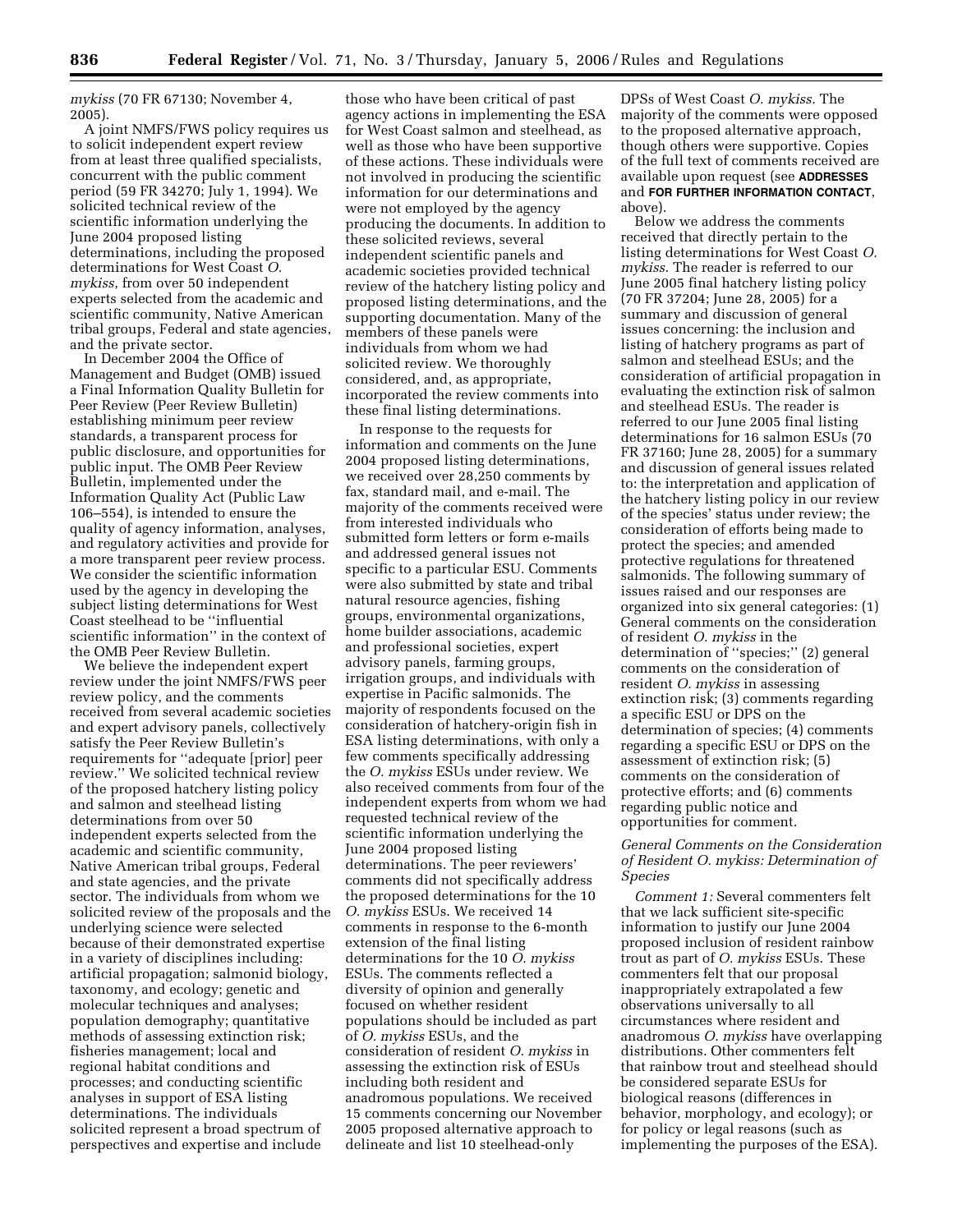*mykiss* (70 FR 67130; November 4, 2005).

A joint NMFS/FWS policy requires us to solicit independent expert review from at least three qualified specialists, concurrent with the public comment period (59 FR 34270; July 1, 1994). We solicited technical review of the scientific information underlying the June 2004 proposed listing determinations, including the proposed determinations for West Coast *O. mykiss*, from over 50 independent experts selected from the academic and scientific community, Native American tribal groups, Federal and state agencies, and the private sector.

In December 2004 the Office of Management and Budget (OMB) issued a Final Information Quality Bulletin for Peer Review (Peer Review Bulletin) establishing minimum peer review standards, a transparent process for public disclosure, and opportunities for public input. The OMB Peer Review Bulletin, implemented under the Information Quality Act (Public Law 106–554), is intended to ensure the quality of agency information, analyses, and regulatory activities and provide for a more transparent peer review process. We consider the scientific information used by the agency in developing the subject listing determinations for West Coast steelhead to be ''influential scientific information'' in the context of the OMB Peer Review Bulletin.

We believe the independent expert review under the joint NMFS/FWS peer review policy, and the comments received from several academic societies and expert advisory panels, collectively satisfy the Peer Review Bulletin's requirements for ''adequate [prior] peer review.'' We solicited technical review of the proposed hatchery listing policy and salmon and steelhead listing determinations from over 50 independent experts selected from the academic and scientific community, Native American tribal groups, Federal and state agencies, and the private sector. The individuals from whom we solicited review of the proposals and the underlying science were selected because of their demonstrated expertise in a variety of disciplines including: artificial propagation; salmonid biology, taxonomy, and ecology; genetic and molecular techniques and analyses; population demography; quantitative methods of assessing extinction risk; fisheries management; local and regional habitat conditions and processes; and conducting scientific analyses in support of ESA listing determinations. The individuals solicited represent a broad spectrum of perspectives and expertise and include those who have been critical of past agency actions in implementing the ESA for West Coast salmon and steelhead, as well as those who have been supportive of these actions. These individuals were not involved in producing the scientific information for our determinations and were not employed by the agency producing the documents. In addition to these solicited reviews, several independent scientific panels and academic societies provided technical review of the hatchery listing policy and proposed listing determinations, and the supporting documentation. Many of the members of these panels were individuals from whom we had solicited review. We thoroughly considered, and, as appropriate, incorporated the review comments into these final listing determinations.

In response to the requests for information and comments on the June 2004 proposed listing determinations, we received over 28,250 comments by fax, standard mail, and e-mail. The majority of the comments received were from interested individuals who submitted form letters or form e-mails and addressed general issues not specific to a particular ESU. Comments were also submitted by state and tribal natural resource agencies, fishing groups, environmental organizations, home builder associations, academic and professional societies, expert advisory panels, farming groups, irrigation groups, and individuals with expertise in Pacific salmonids. The majority of respondents focused on the consideration of hatchery-origin fish in ESA listing determinations, with only a few comments specifically addressing the *O. mykiss* ESUs under review. We also received comments from four of the independent experts from whom we had requested technical review of the scientific information underlying the June 2004 proposed listing determinations. The peer reviewers' comments did not specifically address the proposed determinations for the 10 *O. mykiss* ESUs. We received 14 comments in response to the 6-month extension of the final listing determinations for the 10 *O. mykiss* ESUs. The comments reflected a diversity of opinion and generally focused on whether resident populations should be included as part of *O. mykiss* ESUs, and the consideration of resident *O. mykiss* in assessing the extinction risk of ESUs including both resident and anadromous populations. We received 15 comments concerning our November 2005 proposed alternative approach to delineate and list 10 steelhead-only DPSs of West Coast *O. mykiss*. The majority of the comments were opposed to the proposed alternative approach, though others were supportive. Copies of the full text of comments received are available upon request (see **ADDRESSES** and **FOR FURTHER INFORMATION CONTACT**, above).

Below we address the comments received that directly pertain to the listing determinations for West Coast *O. mykiss*. The reader is referred to our June 2005 final hatchery listing policy (70 FR 37204; June 28, 2005) for a summary and discussion of general issues concerning: the inclusion and listing of hatchery programs as part of salmon and steelhead ESUs; and the consideration of artificial propagation in evaluating the extinction risk of salmon and steelhead ESUs. The reader is referred to our June 2005 final listing determinations for 16 salmon ESUs (70 FR 37160; June 28, 2005) for a summary and discussion of general issues related to: the interpretation and application of the hatchery listing policy in our review of the species' status under review; the consideration of efforts being made to protect the species; and amended protective regulations for threatened salmonids. The following summary of issues raised and our responses are organized into six general categories: (1) General comments on the consideration of resident *O. mykiss* in the determination of ''species;'' (2) general comments on the consideration of resident *O. mykiss* in assessing extinction risk; (3) comments regarding a specific ESU or DPS on the determination of species; (4) comments regarding a specific ESU or DPS on the assessment of extinction risk; (5) comments on the consideration of protective efforts; and (6) comments regarding public notice and opportunities for comment.

### *General Comments on the Consideration of Resident O. mykiss: Determination of Species*

*Comment 1:* Several commenters felt that we lack sufficient site-specific information to justify our June 2004 proposed inclusion of resident rainbow trout as part of *O. mykiss* ESUs. These commenters felt that our proposal inappropriately extrapolated a few observations universally to all circumstances where resident and anadromous *O. mykiss* have overlapping distributions. Other commenters felt that rainbow trout and steelhead should be considered separate ESUs for biological reasons (differences in behavior, morphology, and ecology); or for policy or legal reasons (such as implementing the purposes of the ESA).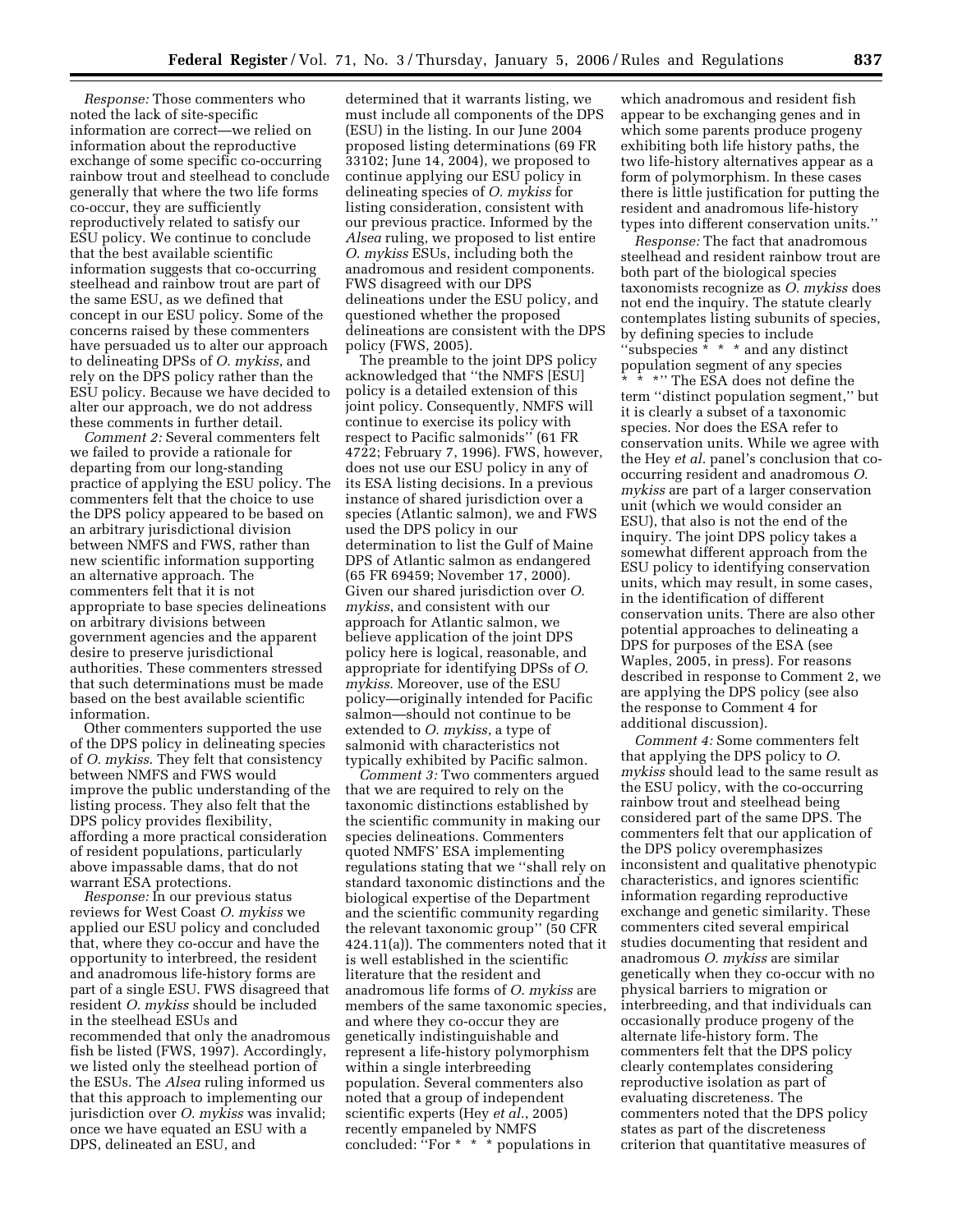*Response:* Those commenters who noted the lack of site-specific information are correct—we relied on information about the reproductive exchange of some specific co-occurring rainbow trout and steelhead to conclude generally that where the two life forms co-occur, they are sufficiently reproductively related to satisfy our ESU policy. We continue to conclude that the best available scientific information suggests that co-occurring steelhead and rainbow trout are part of the same ESU, as we defined that concept in our ESU policy. Some of the concerns raised by these commenters have persuaded us to alter our approach to delineating DPSs of *O. mykiss*, and rely on the DPS policy rather than the ESU policy. Because we have decided to alter our approach, we do not address these comments in further detail.

*Comment 2:* Several commenters felt we failed to provide a rationale for departing from our long-standing practice of applying the ESU policy. The commenters felt that the choice to use the DPS policy appeared to be based on an arbitrary jurisdictional division between NMFS and FWS, rather than new scientific information supporting an alternative approach. The commenters felt that it is not appropriate to base species delineations on arbitrary divisions between government agencies and the apparent desire to preserve jurisdictional authorities. These commenters stressed that such determinations must be made based on the best available scientific information.

Other commenters supported the use of the DPS policy in delineating species of *O. mykiss*. They felt that consistency between NMFS and FWS would improve the public understanding of the listing process. They also felt that the DPS policy provides flexibility, affording a more practical consideration of resident populations, particularly above impassable dams, that do not warrant ESA protections.

*Response:* In our previous status reviews for West Coast *O. mykiss* we applied our ESU policy and concluded that, where they co-occur and have the opportunity to interbreed, the resident and anadromous life-history forms are part of a single ESU. FWS disagreed that resident *O. mykiss* should be included in the steelhead ESUs and recommended that only the anadromous fish be listed (FWS, 1997). Accordingly, we listed only the steelhead portion of the ESUs. The *Alsea* ruling informed us that this approach to implementing our jurisdiction over *O. mykiss* was invalid; once we have equated an ESU with a DPS, delineated an ESU, and determined that it warrants listing, we must include all components of the DPS (ESU) in the listing. In our June 2004 proposed listing determinations (69 FR 33102; June 14, 2004), we proposed to continue applying our ESU policy in delineating species of *O. mykiss* for listing consideration, consistent with our previous practice. Informed by the *Alsea* ruling, we proposed to list entire *O. mykiss* ESUs, including both the anadromous and resident components. FWS disagreed with our DPS delineations under the ESU policy, and questioned whether the proposed delineations are consistent with the DPS policy (FWS, 2005).

The preamble to the joint DPS policy acknowledged that ''the NMFS [ESU] policy is a detailed extension of this joint policy. Consequently, NMFS will continue to exercise its policy with respect to Pacific salmonids'' (61 FR 4722; February 7, 1996). FWS, however, does not use our ESU policy in any of its ESA listing decisions. In a previous instance of shared jurisdiction over a species (Atlantic salmon), we and FWS used the DPS policy in our determination to list the Gulf of Maine DPS of Atlantic salmon as endangered (65 FR 69459; November 17, 2000). Given our shared jurisdiction over *O. mykiss*, and consistent with our approach for Atlantic salmon, we believe application of the joint DPS policy here is logical, reasonable, and appropriate for identifying DPSs of *O. mykiss*. Moreover, use of the ESU policy—originally intended for Pacific salmon—should not continue to be extended to *O. mykiss*, a type of salmonid with characteristics not typically exhibited by Pacific salmon.

*Comment 3:* Two commenters argued that we are required to rely on the taxonomic distinctions established by the scientific community in making our species delineations. Commenters quoted NMFS' ESA implementing regulations stating that we ''shall rely on standard taxonomic distinctions and the biological expertise of the Department and the scientific community regarding the relevant taxonomic group'' (50 CFR 424.11(a)). The commenters noted that it is well established in the scientific literature that the resident and anadromous life forms of *O. mykiss* are members of the same taxonomic species, and where they co-occur they are genetically indistinguishable and represent a life-history polymorphism within a single interbreeding population. Several commenters also noted that a group of independent scientific experts (Hey *et al.*, 2005) recently empaneled by NMFS concluded: ''For * * * populations in which anadromous and resident fish appear to be exchanging genes and in which some parents produce progeny exhibiting both life history paths, the two life-history alternatives appear as a form of polymorphism. In these cases there is little justification for putting the resident and anadromous life-history types into different conservation units.''

*Response:* The fact that anadromous steelhead and resident rainbow trout are both part of the biological species taxonomists recognize as *O. mykiss* does not end the inquiry. The statute clearly contemplates listing subunits of species, by defining species to include ''subspecies * * * and any distinct population segment of any species * * *'' The ESA does not define the term ''distinct population segment,'' but it is clearly a subset of a taxonomic species. Nor does the ESA refer to conservation units. While we agree with the Hey *et al.* panel's conclusion that co-occurring resident and anadromous *O. mykiss* are part of a larger conservation unit (which we would consider an ESU), that also is not the end of the inquiry. The joint DPS policy takes a somewhat different approach from the ESU policy to identifying conservation units, which may result, in some cases, in the identification of different conservation units. There are also other potential approaches to delineating a DPS for purposes of the ESA (see Waples, 2005, in press). For reasons described in response to Comment 2, we are applying the DPS policy (see also the response to Comment 4 for additional discussion).

*Comment 4:* Some commenters felt that applying the DPS policy to *O. mykiss* should lead to the same result as the ESU policy, with the co-occurring rainbow trout and steelhead being considered part of the same DPS. The commenters felt that our application of the DPS policy overemphasizes inconsistent and qualitative phenotypic characteristics, and ignores scientific information regarding reproductive exchange and genetic similarity. These commenters cited several empirical studies documenting that resident and anadromous *O. mykiss* are similar genetically when they co-occur with no physical barriers to migration or interbreeding, and that individuals can occasionally produce progeny of the alternate life-history form. The commenters felt that the DPS policy clearly contemplates considering reproductive isolation as part of evaluating discreteness. The commenters noted that the DPS policy states as part of the discreteness criterion that quantitative measures of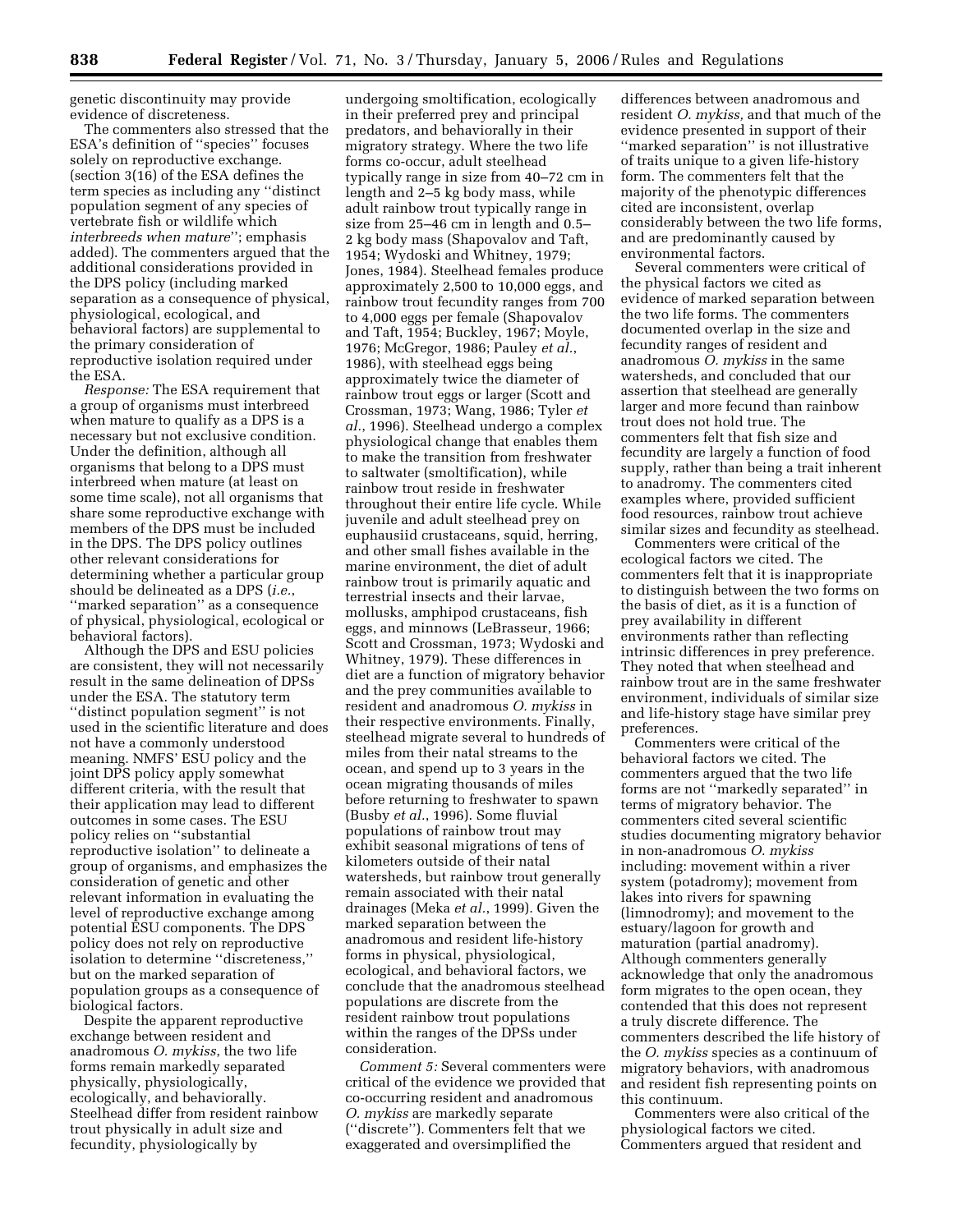genetic discontinuity may provide evidence of discreteness.

The commenters also stressed that the ESA's definition of ''species'' focuses solely on reproductive exchange. (section 3(16) of the ESA defines the term species as including any ''distinct population segment of any species of vertebrate fish or wildlife which *interbreeds when mature*''; emphasis added). The commenters argued that the additional considerations provided in the DPS policy (including marked separation as a consequence of physical, physiological, ecological, and behavioral factors) are supplemental to the primary consideration of reproductive isolation required under the ESA.

*Response:* The ESA requirement that a group of organisms must interbreed when mature to qualify as a DPS is a necessary but not exclusive condition. Under the definition, although all organisms that belong to a DPS must interbreed when mature (at least on some time scale), not all organisms that share some reproductive exchange with members of the DPS must be included in the DPS. The DPS policy outlines other relevant considerations for determining whether a particular group should be delineated as a DPS (*i.e.*, ''marked separation'' as a consequence of physical, physiological, ecological or behavioral factors).

Although the DPS and ESU policies are consistent, they will not necessarily result in the same delineation of DPSs under the ESA. The statutory term ''distinct population segment'' is not used in the scientific literature and does not have a commonly understood meaning. NMFS' ESU policy and the joint DPS policy apply somewhat different criteria, with the result that their application may lead to different outcomes in some cases. The ESU policy relies on ''substantial reproductive isolation'' to delineate a group of organisms, and emphasizes the consideration of genetic and other relevant information in evaluating the level of reproductive exchange among potential ESU components. The DPS policy does not rely on reproductive isolation to determine ''discreteness,'' but on the marked separation of population groups as a consequence of biological factors.

Despite the apparent reproductive exchange between resident and anadromous *O. mykiss*, the two life forms remain markedly separated physically, physiologically, ecologically, and behaviorally. Steelhead differ from resident rainbow trout physically in adult size and fecundity, physiologically by undergoing smoltification, ecologically in their preferred prey and principal predators, and behaviorally in their migratory strategy. Where the two life forms co-occur, adult steelhead typically range in size from 40–72 cm in length and 2–5 kg body mass, while adult rainbow trout typically range in size from 25–46 cm in length and 0.5–2 kg body mass (Shapovalov and Taft, 1954; Wydoski and Whitney, 1979; Jones, 1984). Steelhead females produce approximately 2,500 to 10,000 eggs, and rainbow trout fecundity ranges from 700 to 4,000 eggs per female (Shapovalov and Taft, 1954; Buckley, 1967; Moyle, 1976; McGregor, 1986; Pauley *et al.*, 1986), with steelhead eggs being approximately twice the diameter of rainbow trout eggs or larger (Scott and Crossman, 1973; Wang, 1986; Tyler *et al.*, 1996). Steelhead undergo a complex physiological change that enables them to make the transition from freshwater to saltwater (smoltification), while rainbow trout reside in freshwater throughout their entire life cycle. While juvenile and adult steelhead prey on euphausiid crustaceans, squid, herring, and other small fishes available in the marine environment, the diet of adult rainbow trout is primarily aquatic and terrestrial insects and their larvae, mollusks, amphipod crustaceans, fish eggs, and minnows (LeBrasseur, 1966; Scott and Crossman, 1973; Wydoski and Whitney, 1979). These differences in diet are a function of migratory behavior and the prey communities available to resident and anadromous *O. mykiss* in their respective environments. Finally, steelhead migrate several to hundreds of miles from their natal streams to the ocean, and spend up to 3 years in the ocean migrating thousands of miles before returning to freshwater to spawn (Busby *et al.*, 1996). Some fluvial populations of rainbow trout may exhibit seasonal migrations of tens of kilometers outside of their natal watersheds, but rainbow trout generally remain associated with their natal drainages (Meka *et al.*, 1999). Given the marked separation between the anadromous and resident life-history forms in physical, physiological, ecological, and behavioral factors, we conclude that the anadromous steelhead populations are discrete from the resident rainbow trout populations within the ranges of the DPSs under consideration.

*Comment 5:* Several commenters were critical of the evidence we provided that co-occurring resident and anadromous *O. mykiss* are markedly separate (''discrete''). Commenters felt that we exaggerated and oversimplified the differences between anadromous and resident *O. mykiss,* and that much of the evidence presented in support of their ''marked separation'' is not illustrative of traits unique to a given life-history form. The commenters felt that the majority of the phenotypic differences cited are inconsistent, overlap considerably between the two life forms, and are predominantly caused by environmental factors.

Several commenters were critical of the physical factors we cited as evidence of marked separation between the two life forms. The commenters documented overlap in the size and fecundity ranges of resident and anadromous *O. mykiss* in the same watersheds, and concluded that our assertion that steelhead are generally larger and more fecund than rainbow trout does not hold true. The commenters felt that fish size and fecundity are largely a function of food supply, rather than being a trait inherent to anadromy. The commenters cited examples where, provided sufficient food resources, rainbow trout achieve similar sizes and fecundity as steelhead.

Commenters were critical of the ecological factors we cited. The commenters felt that it is inappropriate to distinguish between the two forms on the basis of diet, as it is a function of prey availability in different environments rather than reflecting intrinsic differences in prey preference. They noted that when steelhead and rainbow trout are in the same freshwater environment, individuals of similar size and life-history stage have similar prey preferences.

Commenters were critical of the behavioral factors we cited. The commenters argued that the two life forms are not ''markedly separated'' in terms of migratory behavior. The commenters cited several scientific studies documenting migratory behavior in non-anadromous *O. mykiss* including: movement within a river system (potadromy); movement from lakes into rivers for spawning (limnodromy); and movement to the estuary/lagoon for growth and maturation (partial anadromy). Although commenters generally acknowledge that only the anadromous form migrates to the open ocean, they contended that this does not represent a truly discrete difference. The commenters described the life history of the *O. mykiss* species as a continuum of migratory behaviors, with anadromous and resident fish representing points on this continuum.

Commenters were also critical of the physiological factors we cited. Commenters argued that resident and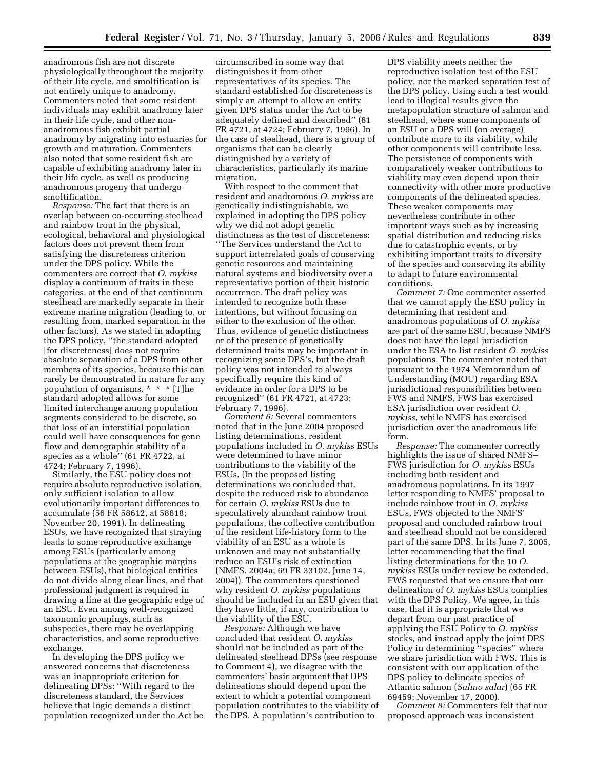anadromous fish are not discrete physiologically throughout the majority of their life cycle, and smoltification is not entirely unique to anadromy. Commenters noted that some resident individuals may exhibit anadromy later in their life cycle, and other non-anadromous fish exhibit partial anadromy by migrating into estuaries for growth and maturation. Commenters also noted that some resident fish are capable of exhibiting anadromy later in their life cycle, as well as producing anadromous progeny that undergo smoltification.

*Response:* The fact that there is an overlap between co-occurring steelhead and rainbow trout in the physical, ecological, behavioral and physiological factors does not prevent them from satisfying the discreteness criterion under the DPS policy. While the commenters are correct that *O. mykiss* display a continuum of traits in these categories, at the end of that continuum steelhead are markedly separate in their extreme marine migration (leading to, or resulting from, marked separation in the other factors). As we stated in adopting the DPS policy, ''the standard adopted [for discreteness] does not require absolute separation of a DPS from other members of its species, because this can rarely be demonstrated in nature for any population of organisms. * * * [T]he standard adopted allows for some limited interchange among population segments considered to be discrete, so that loss of an interstitial population could well have consequences for gene flow and demographic stability of a species as a whole'' (61 FR 4722, at 4724; February 7, 1996).

Similarly, the ESU policy does not require absolute reproductive isolation, only sufficient isolation to allow evolutionarily important differences to accumulate (56 FR 58612, at 58618; November 20, 1991). In delineating ESUs, we have recognized that straying leads to some reproductive exchange among ESUs (particularly among populations at the geographic margins between ESUs), that biological entities do not divide along clear lines, and that professional judgment is required in drawing a line at the geographic edge of an ESU. Even among well-recognized taxonomic groupings, such as subspecies, there may be overlapping characteristics, and some reproductive exchange.

In developing the DPS policy we answered concerns that discreteness was an inappropriate criterion for delineating DPSs: ''With regard to the discreteness standard, the Services believe that logic demands a distinct population recognized under the Act be circumscribed in some way that distinguishes it from other representatives of its species. The standard established for discreteness is simply an attempt to allow an entity given DPS status under the Act to be adequately defined and described'' (61 FR 4721, at 4724; February 7, 1996). In the case of steelhead, there is a group of organisms that can be clearly distinguished by a variety of characteristics, particularly its marine migration.

With respect to the comment that resident and anadromous *O. mykiss* are genetically indistinguishable, we explained in adopting the DPS policy why we did not adopt genetic distinctness as the test of discreteness: ''The Services understand the Act to support interrelated goals of conserving genetic resources and maintaining natural systems and biodiversity over a representative portion of their historic occurrence. The draft policy was intended to recognize both these intentions, but without focusing on either to the exclusion of the other. Thus, evidence of genetic distinctness or of the presence of genetically determined traits may be important in recognizing some DPS's, but the draft policy was not intended to always specifically require this kind of evidence in order for a DPS to be recognized'' (61 FR 4721, at 4723; February 7, 1996).

*Comment 6:* Several commenters noted that in the June 2004 proposed listing determinations, resident populations included in *O. mykiss* ESUs were determined to have minor contributions to the viability of the ESUs. (In the proposed listing determinations we concluded that, despite the reduced risk to abundance for certain *O. mykiss* ESUs due to speculatively abundant rainbow trout populations, the collective contribution of the resident life-history form to the viability of an ESU as a whole is unknown and may not substantially reduce an ESU's risk of extinction (NMFS, 2004a; 69 FR 33102, June 14, 2004)). The commenters questioned why resident *O. mykiss* populations should be included in an ESU given that they have little, if any, contribution to the viability of the ESU.

*Response:* Although we have concluded that resident *O. mykiss* should not be included as part of the delineated steelhead DPSs (see response to Comment 4), we disagree with the commenters' basic argument that DPS delineations should depend upon the extent to which a potential component population contributes to the viability of the DPS. A population's contribution to DPS viability meets neither the reproductive isolation test of the ESU policy, nor the marked separation test of the DPS policy. Using such a test would lead to illogical results given the metapopulation structure of salmon and steelhead, where some components of an ESU or a DPS will (on average) contribute more to its viability, while other components will contribute less. The persistence of components with comparatively weaker contributions to viability may even depend upon their connectivity with other more productive components of the delineated species. These weaker components may nevertheless contribute in other important ways such as by increasing spatial distribution and reducing risks due to catastrophic events, or by exhibiting important traits to diversity of the species and conserving its ability to adapt to future environmental conditions.

*Comment 7:* One commenter asserted that we cannot apply the ESU policy in determining that resident and anadromous populations of *O. mykiss* are part of the same ESU, because NMFS does not have the legal jurisdiction under the ESA to list resident *O. mykiss* populations. The commenter noted that pursuant to the 1974 Memorandum of Understanding (MOU) regarding ESA jurisdictional responsibilities between FWS and NMFS, FWS has exercised ESA jurisdiction over resident *O. mykiss*, while NMFS has exercised jurisdiction over the anadromous life form.

*Response:* The commenter correctly highlights the issue of shared NMFS–FWS jurisdiction for *O. mykiss* ESUs including both resident and anadromous populations. In its 1997 letter responding to NMFS' proposal to include rainbow trout in *O. mykiss* ESUs, FWS objected to the NMFS' proposal and concluded rainbow trout and steelhead should not be considered part of the same DPS. In its June 7, 2005, letter recommending that the final listing determinations for the 10 *O. mykiss* ESUs under review be extended, FWS requested that we ensure that our delineation of *O. mykiss* ESUs complies with the DPS Policy. We agree, in this case, that it is appropriate that we depart from our past practice of applying the ESU Policy to *O. mykiss* stocks, and instead apply the joint DPS Policy in determining ''species'' where we share jurisdiction with FWS. This is consistent with our application of the DPS policy to delineate species of Atlantic salmon (*Salmo salar*) (65 FR 69459; November 17, 2000).

*Comment 8:* Commenters felt that our proposed approach was inconsistent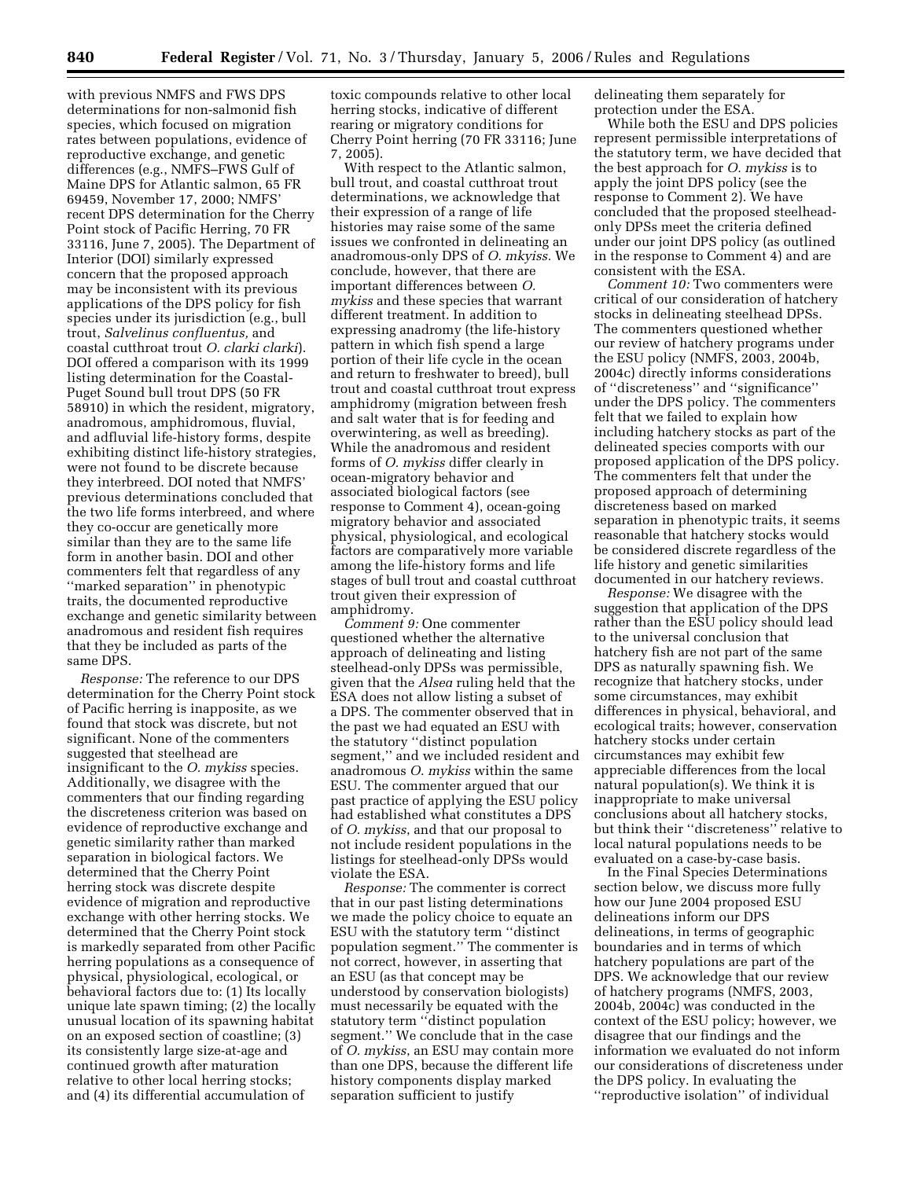with previous NMFS and FWS DPS determinations for non-salmonid fish species, which focused on migration rates between populations, evidence of reproductive exchange, and genetic differences (e.g., NMFS–FWS Gulf of Maine DPS for Atlantic salmon, 65 FR 69459, November 17, 2000; NMFS' recent DPS determination for the Cherry Point stock of Pacific Herring, 70 FR 33116, June 7, 2005). The Department of Interior (DOI) similarly expressed concern that the proposed approach may be inconsistent with its previous applications of the DPS policy for fish species under its jurisdiction (e.g., bull trout, *Salvelinus confluentus,* and coastal cutthroat trout *O. clarki clarki*). DOI offered a comparison with its 1999 listing determination for the Coastal-Puget Sound bull trout DPS (50 FR 58910) in which the resident, migratory, anadromous, amphidromous, fluvial, and adfluvial life-history forms, despite exhibiting distinct life-history strategies, were not found to be discrete because they interbreed. DOI noted that NMFS' previous determinations concluded that the two life forms interbreed, and where they co-occur are genetically more similar than they are to the same life form in another basin. DOI and other commenters felt that regardless of any ''marked separation'' in phenotypic traits, the documented reproductive exchange and genetic similarity between anadromous and resident fish requires that they be included as parts of the same DPS.

*Response:* The reference to our DPS determination for the Cherry Point stock of Pacific herring is inapposite, as we found that stock was discrete, but not significant. None of the commenters suggested that steelhead are insignificant to the *O. mykiss* species. Additionally, we disagree with the commenters that our finding regarding the discreteness criterion was based on evidence of reproductive exchange and genetic similarity rather than marked separation in biological factors. We determined that the Cherry Point herring stock was discrete despite evidence of migration and reproductive exchange with other herring stocks. We determined that the Cherry Point stock is markedly separated from other Pacific herring populations as a consequence of physical, physiological, ecological, or behavioral factors due to: (1) Its locally unique late spawn timing; (2) the locally unusual location of its spawning habitat on an exposed section of coastline; (3) its consistently large size-at-age and continued growth after maturation relative to other local herring stocks; and (4) its differential accumulation of toxic compounds relative to other local herring stocks, indicative of different rearing or migratory conditions for Cherry Point herring (70 FR 33116; June 7, 2005).

With respect to the Atlantic salmon, bull trout, and coastal cutthroat trout determinations, we acknowledge that their expression of a range of life histories may raise some of the same issues we confronted in delineating an anadromous-only DPS of *O. mkyiss.* We conclude, however, that there are important differences between *O. mykiss* and these species that warrant different treatment. In addition to expressing anadromy (the life-history pattern in which fish spend a large portion of their life cycle in the ocean and return to freshwater to breed), bull trout and coastal cutthroat trout express amphidromy (migration between fresh and salt water that is for feeding and overwintering, as well as breeding). While the anadromous and resident forms of *O. mykiss* differ clearly in ocean-migratory behavior and associated biological factors (see response to Comment 4), ocean-going migratory behavior and associated physical, physiological, and ecological factors are comparatively more variable among the life-history forms and life stages of bull trout and coastal cutthroat trout given their expression of amphidromy.

*Comment 9:* One commenter questioned whether the alternative approach of delineating and listing steelhead-only DPSs was permissible, given that the *Alsea* ruling held that the ESA does not allow listing a subset of a DPS. The commenter observed that in the past we had equated an ESU with the statutory ''distinct population segment,'' and we included resident and anadromous *O. mykiss* within the same ESU. The commenter argued that our past practice of applying the ESU policy had established what constitutes a DPS of *O. mykiss*, and that our proposal to not include resident populations in the listings for steelhead-only DPSs would violate the ESA.

*Response:* The commenter is correct that in our past listing determinations we made the policy choice to equate an ESU with the statutory ''distinct population segment.'' The commenter is not correct, however, in asserting that an ESU (as that concept may be understood by conservation biologists) must necessarily be equated with the statutory term ''distinct population segment.'' We conclude that in the case of *O. mykiss*, an ESU may contain more than one DPS, because the different life history components display marked separation sufficient to justify delineating them separately for protection under the ESA.

While both the ESU and DPS policies represent permissible interpretations of the statutory term, we have decided that the best approach for *O. mykiss* is to apply the joint DPS policy (see the response to Comment 2). We have concluded that the proposed steelhead-only DPSs meet the criteria defined under our joint DPS policy (as outlined in the response to Comment 4) and are consistent with the ESA.

*Comment 10:* Two commenters were critical of our consideration of hatchery stocks in delineating steelhead DPSs. The commenters questioned whether our review of hatchery programs under the ESU policy (NMFS, 2003, 2004b, 2004c) directly informs considerations of ''discreteness'' and ''significance'' under the DPS policy. The commenters felt that we failed to explain how including hatchery stocks as part of the delineated species comports with our proposed application of the DPS policy. The commenters felt that under the proposed approach of determining discreteness based on marked separation in phenotypic traits, it seems reasonable that hatchery stocks would be considered discrete regardless of the life history and genetic similarities documented in our hatchery reviews.

*Response:* We disagree with the suggestion that application of the DPS rather than the ESU policy should lead to the universal conclusion that hatchery fish are not part of the same DPS as naturally spawning fish. We recognize that hatchery stocks, under some circumstances, may exhibit differences in physical, behavioral, and ecological traits; however, conservation hatchery stocks under certain circumstances may exhibit few appreciable differences from the local natural population(s). We think it is inappropriate to make universal conclusions about all hatchery stocks, but think their ''discreteness'' relative to local natural populations needs to be evaluated on a case-by-case basis.

In the Final Species Determinations section below, we discuss more fully how our June 2004 proposed ESU delineations inform our DPS delineations, in terms of geographic boundaries and in terms of which hatchery populations are part of the DPS. We acknowledge that our review of hatchery programs (NMFS, 2003, 2004b, 2004c) was conducted in the context of the ESU policy; however, we disagree that our findings and the information we evaluated do not inform our considerations of discreteness under the DPS policy. In evaluating the ''reproductive isolation'' of individual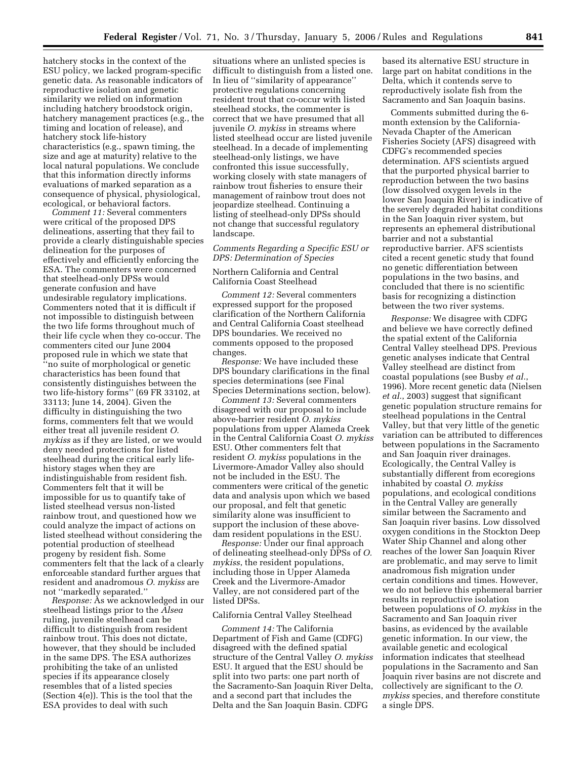hatchery stocks in the context of the ESU policy, we lacked program-specific genetic data. As reasonable indicators of reproductive isolation and genetic similarity we relied on information including hatchery broodstock origin, hatchery management practices (e.g., the timing and location of release), and hatchery stock life-history characteristics (e.g., spawn timing, the size and age at maturity) relative to the local natural populations. We conclude that this information directly informs evaluations of marked separation as a consequence of physical, physiological, ecological, or behavioral factors.

*Comment 11:* Several commenters were critical of the proposed DPS delineations, asserting that they fail to provide a clearly distinguishable species delineation for the purposes of effectively and efficiently enforcing the ESA. The commenters were concerned that steelhead-only DPSs would generate confusion and have undesirable regulatory implications. Commenters noted that it is difficult if not impossible to distinguish between the two life forms throughout much of their life cycle when they co-occur. The commenters cited our June 2004 proposed rule in which we state that ''no suite of morphological or genetic characteristics has been found that consistently distinguishes between the two life-history forms'' (69 FR 33102, at 33113; June 14, 2004). Given the difficulty in distinguishing the two forms, commenters felt that we would either treat all juvenile resident *O. mykiss* as if they are listed, or we would deny needed protections for listed steelhead during the critical early life-history stages when they are indistinguishable from resident fish. Commenters felt that it will be impossible for us to quantify take of listed steelhead versus non-listed rainbow trout, and questioned how we could analyze the impact of actions on listed steelhead without considering the potential production of steelhead progeny by resident fish. Some commenters felt that the lack of a clearly enforceable standard further argues that resident and anadromous *O. mykiss* are not ''markedly separated.''

*Response:* As we acknowledged in our steelhead listings prior to the *Alsea* ruling, juvenile steelhead can be difficult to distinguish from resident rainbow trout. This does not dictate, however, that they should be included in the same DPS. The ESA authorizes prohibiting the take of an unlisted species if its appearance closely resembles that of a listed species (Section 4(e)). This is the tool that the ESA provides to deal with such situations where an unlisted species is difficult to distinguish from a listed one. In lieu of ''similarity of appearance'' protective regulations concerning resident trout that co-occur with listed steelhead stocks, the commenter is correct that we have presumed that all juvenile *O. mykiss* in streams where listed steelhead occur are listed juvenile steelhead. In a decade of implementing steelhead-only listings, we have confronted this issue successfully, working closely with state managers of rainbow trout fisheries to ensure their management of rainbow trout does not jeopardize steelhead. Continuing a listing of steelhead-only DPSs should not change that successful regulatory landscape.

*Comments Regarding a Specific ESU or DPS: Determination of Species*

Northern California and Central California Coast Steelhead

*Comment 12:* Several commenters expressed support for the proposed clarification of the Northern California and Central California Coast steelhead DPS boundaries. We received no comments opposed to the proposed changes.

*Response:* We have included these DPS boundary clarifications in the final species determinations (see Final Species Determinations section, below).

*Comment 13:* Several commenters disagreed with our proposal to include above-barrier resident *O. mykiss* populations from upper Alameda Creek in the Central California Coast *O. mykiss* ESU. Other commenters felt that resident *O. mykiss* populations in the Livermore-Amador Valley also should not be included in the ESU. The commenters were critical of the genetic data and analysis upon which we based our proposal, and felt that genetic similarity alone was insufficient to support the inclusion of these above-dam resident populations in the ESU.

*Response:* Under our final approach of delineating steelhead-only DPSs of *O. mykiss*, the resident populations, including those in Upper Alameda Creek and the Livermore-Amador Valley, are not considered part of the listed DPSs.

California Central Valley Steelhead

*Comment 14:* The California Department of Fish and Game (CDFG) disagreed with the defined spatial structure of the Central Valley *O. mykiss* ESU. It argued that the ESU should be split into two parts: one part north of the Sacramento-San Joaquin River Delta, and a second part that includes the Delta and the San Joaquin Basin. CDFG based its alternative ESU structure in large part on habitat conditions in the Delta, which it contends serve to reproductively isolate fish from the Sacramento and San Joaquin basins.

Comments submitted during the 6-month extension by the California-Nevada Chapter of the American Fisheries Society (AFS) disagreed with CDFG's recommended species determination. AFS scientists argued that the purported physical barrier to reproduction between the two basins (low dissolved oxygen levels in the lower San Joaquin River) is indicative of the severely degraded habitat conditions in the San Joaquin river system, but represents an ephemeral distributional barrier and not a substantial reproductive barrier. AFS scientists cited a recent genetic study that found no genetic differentiation between populations in the two basins, and concluded that there is no scientific basis for recognizing a distinction between the two river systems.

*Response:* We disagree with CDFG and believe we have correctly defined the spatial extent of the California Central Valley steelhead DPS. Previous genetic analyses indicate that Central Valley steelhead are distinct from coastal populations (see Busby *et al.*, 1996). More recent genetic data (Nielsen *et al.*, 2003) suggest that significant genetic population structure remains for steelhead populations in the Central Valley, but that very little of the genetic variation can be attributed to differences between populations in the Sacramento and San Joaquin river drainages. Ecologically, the Central Valley is substantially different from ecoregions inhabited by coastal *O. mykiss* populations, and ecological conditions in the Central Valley are generally similar between the Sacramento and San Joaquin river basins. Low dissolved oxygen conditions in the Stockton Deep Water Ship Channel and along other reaches of the lower San Joaquin River are problematic, and may serve to limit anadromous fish migration under certain conditions and times. However, we do not believe this ephemeral barrier results in reproductive isolation between populations of *O. mykiss* in the Sacramento and San Joaquin river basins, as evidenced by the available genetic information. In our view, the available genetic and ecological information indicates that steelhead populations in the Sacramento and San Joaquin river basins are not discrete and collectively are significant to the *O. mykiss* species, and therefore constitute a single DPS.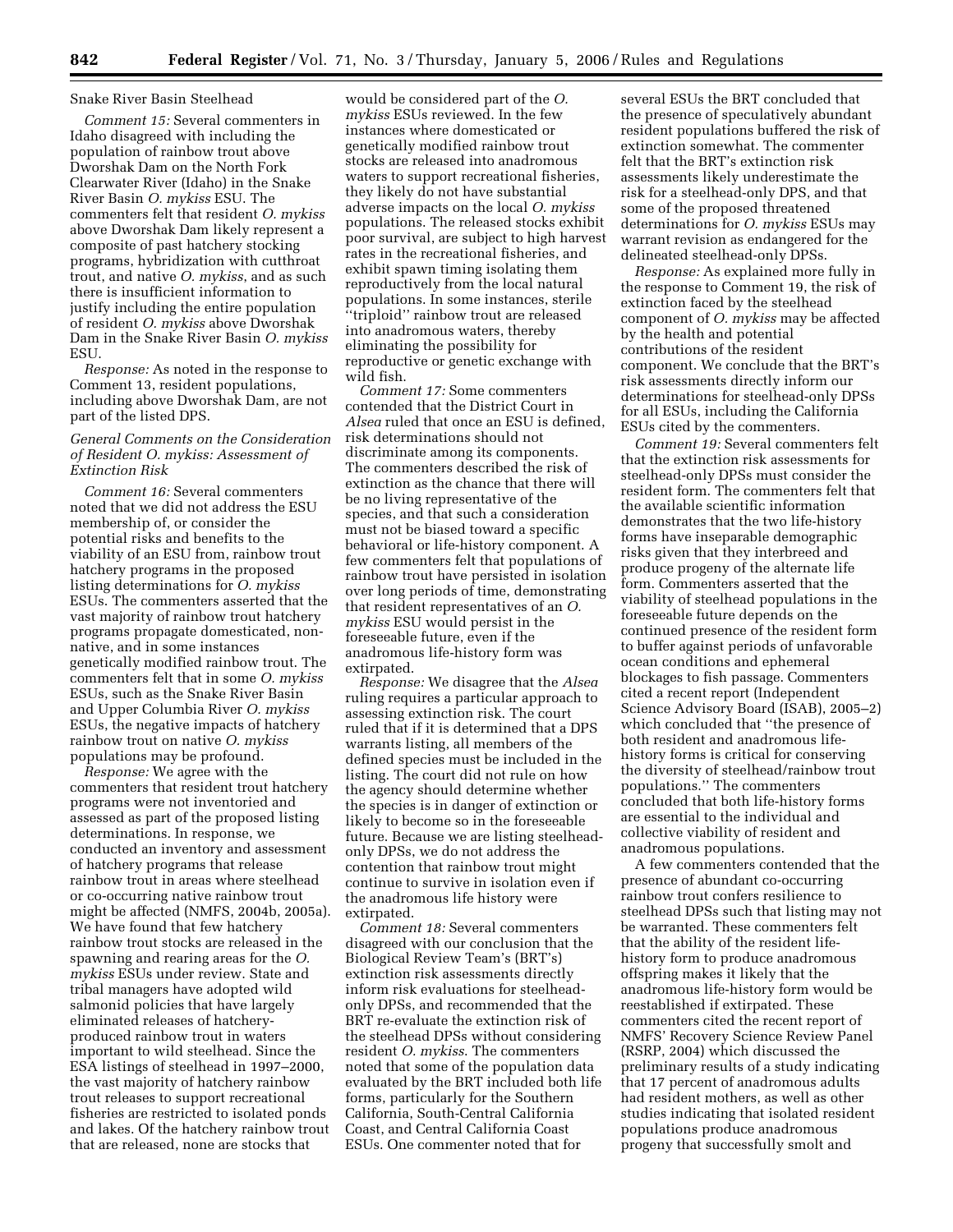Snake River Basin Steelhead

*Comment 15:* Several commenters in Idaho disagreed with including the population of rainbow trout above Dworshak Dam on the North Fork Clearwater River (Idaho) in the Snake River Basin *O. mykiss* ESU. The commenters felt that resident *O. mykiss* above Dworshak Dam likely represent a composite of past hatchery stocking programs, hybridization with cutthroat trout, and native *O. mykiss*, and as such there is insufficient information to justify including the entire population of resident *O. mykiss* above Dworshak Dam in the Snake River Basin *O. mykiss* ESU.

*Response:* As noted in the response to Comment 13, resident populations, including above Dworshak Dam, are not part of the listed DPS.

### *General Comments on the Consideration of Resident O. mykiss: Assessment of Extinction Risk*

*Comment 16:* Several commenters noted that we did not address the ESU membership of, or consider the potential risks and benefits to the viability of an ESU from, rainbow trout hatchery programs in the proposed listing determinations for *O. mykiss* ESUs. The commenters asserted that the vast majority of rainbow trout hatchery programs propagate domesticated, non-native, and in some instances genetically modified rainbow trout. The commenters felt that in some *O. mykiss* ESUs, such as the Snake River Basin and Upper Columbia River *O. mykiss* ESUs, the negative impacts of hatchery rainbow trout on native *O. mykiss* populations may be profound.

*Response:* We agree with the commenters that resident trout hatchery programs were not inventoried and assessed as part of the proposed listing determinations. In response, we conducted an inventory and assessment of hatchery programs that release rainbow trout in areas where steelhead or co-occurring native rainbow trout might be affected (NMFS, 2004b, 2005a). We have found that few hatchery rainbow trout stocks are released in the spawning and rearing areas for the *O. mykiss* ESUs under review. State and tribal managers have adopted wild salmonid policies that have largely eliminated releases of hatchery-produced rainbow trout in waters important to wild steelhead. Since the ESA listings of steelhead in 1997–2000, the vast majority of hatchery rainbow trout releases to support recreational fisheries are restricted to isolated ponds and lakes. Of the hatchery rainbow trout that are released, none are stocks that would be considered part of the *O. mykiss* ESUs reviewed. In the few instances where domesticated or genetically modified rainbow trout stocks are released into anadromous waters to support recreational fisheries, they likely do not have substantial adverse impacts on the local *O. mykiss* populations. The released stocks exhibit poor survival, are subject to high harvest rates in the recreational fisheries, and exhibit spawn timing isolating them reproductively from the local natural populations. In some instances, sterile ''triploid'' rainbow trout are released into anadromous waters, thereby eliminating the possibility for reproductive or genetic exchange with wild fish.

*Comment 17:* Some commenters contended that the District Court in *Alsea* ruled that once an ESU is defined, risk determinations should not discriminate among its components. The commenters described the risk of extinction as the chance that there will be no living representative of the species, and that such a consideration must not be biased toward a specific behavioral or life-history component. A few commenters felt that populations of rainbow trout have persisted in isolation over long periods of time, demonstrating that resident representatives of an *O. mykiss* ESU would persist in the foreseeable future, even if the anadromous life-history form was extirpated.

*Response:* We disagree that the *Alsea* ruling requires a particular approach to assessing extinction risk. The court ruled that if it is determined that a DPS warrants listing, all members of the defined species must be included in the listing. The court did not rule on how the agency should determine whether the species is in danger of extinction or likely to become so in the foreseeable future. Because we are listing steelhead-only DPSs, we do not address the contention that rainbow trout might continue to survive in isolation even if the anadromous life history were extirpated.

*Comment 18:* Several commenters disagreed with our conclusion that the Biological Review Team's (BRT's) extinction risk assessments directly inform risk evaluations for steelhead-only DPSs, and recommended that the BRT re-evaluate the extinction risk of the steelhead DPSs without considering resident *O. mykiss*. The commenters noted that some of the population data evaluated by the BRT included both life forms, particularly for the Southern California, South-Central California Coast, and Central California Coast ESUs. One commenter noted that for several ESUs the BRT concluded that the presence of speculatively abundant resident populations buffered the risk of extinction somewhat. The commenter felt that the BRT's extinction risk assessments likely underestimate the risk for a steelhead-only DPS, and that some of the proposed threatened determinations for *O. mykiss* ESUs may warrant revision as endangered for the delineated steelhead-only DPSs.

*Response:* As explained more fully in the response to Comment 19, the risk of extinction faced by the steelhead component of *O. mykiss* may be affected by the health and potential contributions of the resident component. We conclude that the BRT's risk assessments directly inform our determinations for steelhead-only DPSs for all ESUs, including the California ESUs cited by the commenters.

*Comment 19:* Several commenters felt that the extinction risk assessments for steelhead-only DPSs must consider the resident form. The commenters felt that the available scientific information demonstrates that the two life-history forms have inseparable demographic risks given that they interbreed and produce progeny of the alternate life form. Commenters asserted that the viability of steelhead populations in the foreseeable future depends on the continued presence of the resident form to buffer against periods of unfavorable ocean conditions and ephemeral blockages to fish passage. Commenters cited a recent report (Independent Science Advisory Board (ISAB), 2005–2) which concluded that ''the presence of both resident and anadromous life-history forms is critical for conserving the diversity of steelhead/rainbow trout populations.'' The commenters concluded that both life-history forms are essential to the individual and collective viability of resident and anadromous populations.

A few commenters contended that the presence of abundant co-occurring rainbow trout confers resilience to steelhead DPSs such that listing may not be warranted. These commenters felt that the ability of the resident life-history form to produce anadromous offspring makes it likely that the anadromous life-history form would be reestablished if extirpated. These commenters cited the recent report of NMFS' Recovery Science Review Panel (RSRP, 2004) which discussed the preliminary results of a study indicating that 17 percent of anadromous adults had resident mothers, as well as other studies indicating that isolated resident populations produce anadromous progeny that successfully smolt and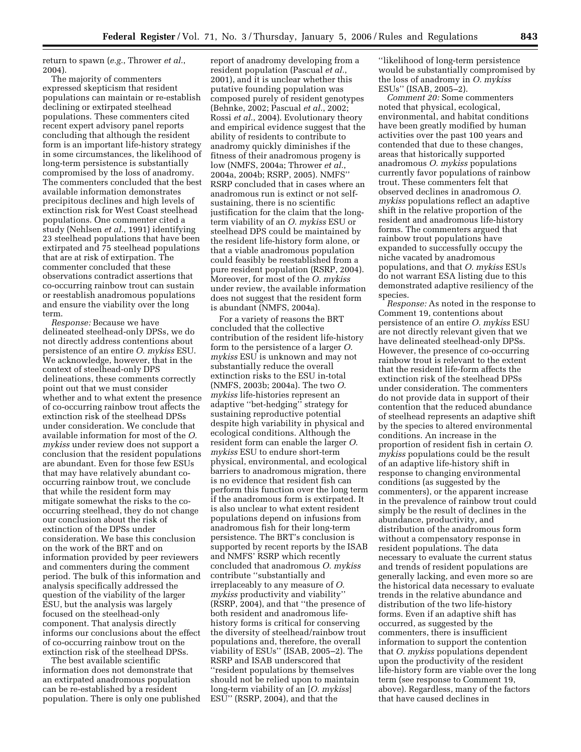return to spawn (*e.g.*, Thrower *et al.*, 2004).

The majority of commenters expressed skepticism that resident populations can maintain or re-establish declining or extirpated steelhead populations. These commenters cited recent expert advisory panel reports concluding that although the resident form is an important life-history strategy in some circumstances, the likelihood of long-term persistence is substantially compromised by the loss of anadromy. The commenters concluded that the best available information demonstrates precipitous declines and high levels of extinction risk for West Coast steelhead populations. One commenter cited a study (Nehlsen *et al.*, 1991) identifying 23 steelhead populations that have been extirpated and 75 steelhead populations that are at risk of extirpation. The commenter concluded that these observations contradict assertions that co-occurring rainbow trout can sustain or reestablish anadromous populations and ensure the viability over the long term.

*Response:* Because we have delineated steelhead-only DPSs, we do not directly address contentions about persistence of an entire *O. mykiss* ESU. We acknowledge, however, that in the context of steelhead-only DPS delineations, these comments correctly point out that we must consider whether and to what extent the presence of co-occurring rainbow trout affects the extinction risk of the steelhead DPSs under consideration. We conclude that available information for most of the *O. mykiss* under review does not support a conclusion that the resident populations are abundant. Even for those few ESUs that may have relatively abundant co-occurring rainbow trout, we conclude that while the resident form may mitigate somewhat the risks to the co-occurring steelhead, they do not change our conclusion about the risk of extinction of the DPSs under consideration. We base this conclusion on the work of the BRT and on information provided by peer reviewers and commenters during the comment period. The bulk of this information and analysis specifically addressed the question of the viability of the larger ESU, but the analysis was largely focused on the steelhead-only component. That analysis directly informs our conclusions about the effect of co-occurring rainbow trout on the extinction risk of the steelhead DPSs.

The best available scientific information does not demonstrate that an extirpated anadromous population can be re-established by a resident population. There is only one published report of anadromy developing from a resident population (Pascual *et al.*, 2001), and it is unclear whether this putative founding population was composed purely of resident genotypes (Behnke, 2002; Pascual *et al.*, 2002; Rossi *et al.*, 2004). Evolutionary theory and empirical evidence suggest that the ability of residents to contribute to anadromy quickly diminishes if the fitness of their anadromous progeny is low (NMFS, 2004a; Thrower *et al.*, 2004a, 2004b; RSRP, 2005). NMFS' RSRP concluded that in cases where an anadromous run is extinct or not self-sustaining, there is no scientific justification for the claim that the long-term viability of an *O. mykiss* ESU or steelhead DPS could be maintained by the resident life-history form alone, or that a viable anadromous population could feasibly be reestablished from a pure resident population (RSRP, 2004). Moreover, for most of the *O. mykiss* under review, the available information does not suggest that the resident form is abundant (NMFS, 2004a).

For a variety of reasons the BRT concluded that the collective contribution of the resident life-history form to the persistence of a larger *O. mykiss* ESU is unknown and may not substantially reduce the overall extinction risks to the ESU in-total (NMFS, 2003b; 2004a). The two *O. mykiss* life-histories represent an adaptive ''bet-hedging'' strategy for sustaining reproductive potential despite high variability in physical and ecological conditions. Although the resident form can enable the larger *O. mykiss* ESU to endure short-term physical, environmental, and ecological barriers to anadromous migration, there is no evidence that resident fish can perform this function over the long term if the anadromous form is extirpated. It is also unclear to what extent resident populations depend on infusions from anadromous fish for their long-term persistence. The BRT's conclusion is supported by recent reports by the ISAB and NMFS' RSRP which recently concluded that anadromous *O. mykiss* contribute ''substantially and irreplaceably to any measure of *O. mykiss* productivity and viability'' (RSRP, 2004), and that ''the presence of both resident and anadromous life-history forms is critical for conserving the diversity of steelhead/rainbow trout populations and, therefore, the overall viability of ESUs'' (ISAB, 2005–2). The RSRP and ISAB underscored that ''resident populations by themselves should not be relied upon to maintain long-term viability of an [*O. mykiss*] ESU'' (RSRP, 2004), and that the ''likelihood of long-term persistence would be substantially compromised by the loss of anadromy in *O. mykiss* ESUs'' (ISAB, 2005–2).

*Comment 20:* Some commenters noted that physical, ecological, environmental, and habitat conditions have been greatly modified by human activities over the past 100 years and contended that due to these changes, areas that historically supported anadromous *O. mykiss* populations currently favor populations of rainbow trout. These commenters felt that observed declines in anadromous *O. mykiss* populations reflect an adaptive shift in the relative proportion of the resident and anadromous life-history forms. The commenters argued that rainbow trout populations have expanded to successfully occupy the niche vacated by anadromous populations, and that *O. mykiss* ESUs do not warrant ESA listing due to this demonstrated adaptive resiliency of the species.

*Response:* As noted in the response to Comment 19, contentions about persistence of an entire *O. mykiss* ESU are not directly relevant given that we have delineated steelhead-only DPSs. However, the presence of co-occurring rainbow trout is relevant to the extent that the resident life-form affects the extinction risk of the steelhead DPSs under consideration. The commenters do not provide data in support of their contention that the reduced abundance of steelhead represents an adaptive shift by the species to altered environmental conditions. An increase in the proportion of resident fish in certain *O. mykiss* populations could be the result of an adaptive life-history shift in response to changing environmental conditions (as suggested by the commenters), or the apparent increase in the prevalence of rainbow trout could simply be the result of declines in the abundance, productivity, and distribution of the anadromous form without a compensatory response in resident populations. The data necessary to evaluate the current status and trends of resident populations are generally lacking, and even more so are the historical data necessary to evaluate trends in the relative abundance and distribution of the two life-history forms. Even if an adaptive shift has occurred, as suggested by the commenters, there is insufficient information to support the contention that *O. mykiss* populations dependent upon the productivity of the resident life-history form are viable over the long term (see response to Comment 19, above). Regardless, many of the factors that have caused declines in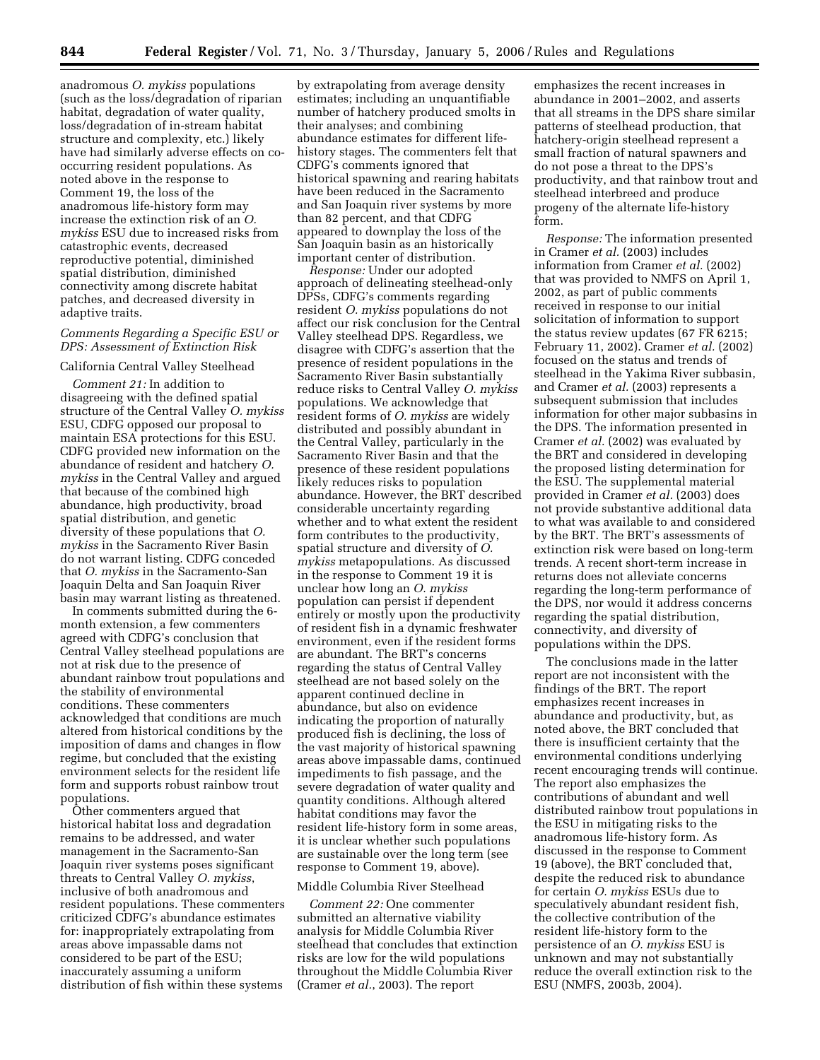anadromous *O. mykiss* populations (such as the loss/degradation of riparian habitat, degradation of water quality, loss/degradation of in-stream habitat structure and complexity, etc.) likely have had similarly adverse effects on co-occurring resident populations. As noted above in the response to Comment 19, the loss of the anadromous life-history form may increase the extinction risk of an *O. mykiss* ESU due to increased risks from catastrophic events, decreased reproductive potential, diminished spatial distribution, diminished connectivity among discrete habitat patches, and decreased diversity in adaptive traits.

### *Comments Regarding a Specific ESU or DPS: Assessment of Extinction Risk*

#### California Central Valley Steelhead

*Comment 21:* In addition to disagreeing with the defined spatial structure of the Central Valley *O. mykiss* ESU, CDFG opposed our proposal to maintain ESA protections for this ESU. CDFG provided new information on the abundance of resident and hatchery *O. mykiss* in the Central Valley and argued that because of the combined high abundance, high productivity, broad spatial distribution, and genetic diversity of these populations that *O. mykiss* in the Sacramento River Basin do not warrant listing. CDFG conceded that *O. mykiss* in the Sacramento-San Joaquin Delta and San Joaquin River basin may warrant listing as threatened.

In comments submitted during the 6-month extension, a few commenters agreed with CDFG's conclusion that Central Valley steelhead populations are not at risk due to the presence of abundant rainbow trout populations and the stability of environmental conditions. These commenters acknowledged that conditions are much altered from historical conditions by the imposition of dams and changes in flow regime, but concluded that the existing environment selects for the resident life form and supports robust rainbow trout populations.

Other commenters argued that historical habitat loss and degradation remains to be addressed, and water management in the Sacramento-San Joaquin river systems poses significant threats to Central Valley *O. mykiss*, inclusive of both anadromous and resident populations. These commenters criticized CDFG's abundance estimates for: inappropriately extrapolating from areas above impassable dams not considered to be part of the ESU; inaccurately assuming a uniform distribution of fish within these systems by extrapolating from average density estimates; including an unquantifiable number of hatchery produced smolts in their analyses; and combining abundance estimates for different life-history stages. The commenters felt that CDFG's comments ignored that historical spawning and rearing habitats have been reduced in the Sacramento and San Joaquin river systems by more than 82 percent, and that CDFG appeared to downplay the loss of the San Joaquin basin as an historically important center of distribution.

*Response:* Under our adopted approach of delineating steelhead-only DPSs, CDFG's comments regarding resident *O. mykiss* populations do not affect our risk conclusion for the Central Valley steelhead DPS. Regardless, we disagree with CDFG's assertion that the presence of resident populations in the Sacramento River Basin substantially reduce risks to Central Valley *O. mykiss* populations. We acknowledge that resident forms of *O. mykiss* are widely distributed and possibly abundant in the Central Valley, particularly in the Sacramento River Basin and that the presence of these resident populations likely reduces risks to population abundance. However, the BRT described considerable uncertainty regarding whether and to what extent the resident form contributes to the productivity, spatial structure and diversity of *O. mykiss* metapopulations. As discussed in the response to Comment 19 it is unclear how long an *O. mykiss* population can persist if dependent entirely or mostly upon the productivity of resident fish in a dynamic freshwater environment, even if the resident forms are abundant. The BRT's concerns regarding the status of Central Valley steelhead are not based solely on the apparent continued decline in abundance, but also on evidence indicating the proportion of naturally produced fish is declining, the loss of the vast majority of historical spawning areas above impassable dams, continued impediments to fish passage, and the severe degradation of water quality and quantity conditions. Although altered habitat conditions may favor the resident life-history form in some areas, it is unclear whether such populations are sustainable over the long term (see response to Comment 19, above).

#### Middle Columbia River Steelhead

*Comment 22:* One commenter submitted an alternative viability analysis for Middle Columbia River steelhead that concludes that extinction risks are low for the wild populations throughout the Middle Columbia River (Cramer *et al.*, 2003). The report emphasizes the recent increases in abundance in 2001–2002, and asserts that all streams in the DPS share similar patterns of steelhead production, that hatchery-origin steelhead represent a small fraction of natural spawners and do not pose a threat to the DPS's productivity, and that rainbow trout and steelhead interbreed and produce progeny of the alternate life-history form.

*Response:* The information presented in Cramer *et al.* (2003) includes information from Cramer *et al.* (2002) that was provided to NMFS on April 1, 2002, as part of public comments received in response to our initial solicitation of information to support the status review updates (67 FR 6215; February 11, 2002). Cramer *et al.* (2002) focused on the status and trends of steelhead in the Yakima River subbasin, and Cramer *et al.* (2003) represents a subsequent submission that includes information for other major subbasins in the DPS. The information presented in Cramer *et al.* (2002) was evaluated by the BRT and considered in developing the proposed listing determination for the ESU. The supplemental material provided in Cramer *et al.* (2003) does not provide substantive additional data to what was available to and considered by the BRT. The BRT's assessments of extinction risk were based on long-term trends. A recent short-term increase in returns does not alleviate concerns regarding the long-term performance of the DPS, nor would it address concerns regarding the spatial distribution, connectivity, and diversity of populations within the DPS.

The conclusions made in the latter report are not inconsistent with the findings of the BRT. The report emphasizes recent increases in abundance and productivity, but, as noted above, the BRT concluded that there is insufficient certainty that the environmental conditions underlying recent encouraging trends will continue. The report also emphasizes the contributions of abundant and well distributed rainbow trout populations in the ESU in mitigating risks to the anadromous life-history form. As discussed in the response to Comment 19 (above), the BRT concluded that, despite the reduced risk to abundance for certain *O. mykiss* ESUs due to speculatively abundant resident fish, the collective contribution of the resident life-history form to the persistence of an *O. mykiss* ESU is unknown and may not substantially reduce the overall extinction risk to the ESU (NMFS, 2003b, 2004).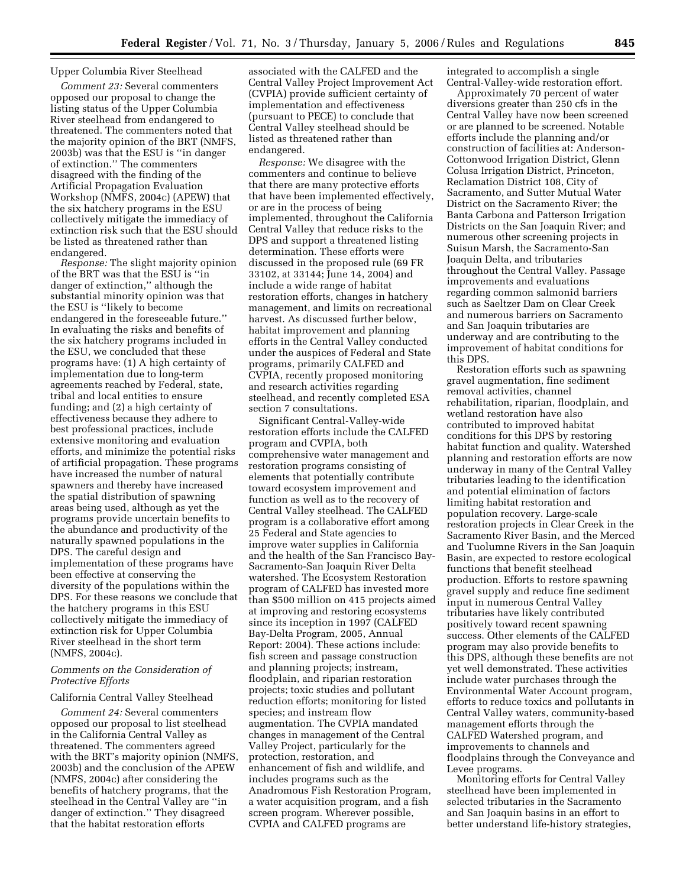Upper Columbia River Steelhead

*Comment 23:* Several commenters opposed our proposal to change the listing status of the Upper Columbia River steelhead from endangered to threatened. The commenters noted that the majority opinion of the BRT (NMFS, 2003b) was that the ESU is ''in danger of extinction.'' The commenters disagreed with the finding of the Artificial Propagation Evaluation Workshop (NMFS, 2004c) (APEW) that the six hatchery programs in the ESU collectively mitigate the immediacy of extinction risk such that the ESU should be listed as threatened rather than endangered.

*Response:* The slight majority opinion of the BRT was that the ESU is ''in danger of extinction,'' although the substantial minority opinion was that the ESU is ''likely to become endangered in the foreseeable future.'' In evaluating the risks and benefits of the six hatchery programs included in the ESU, we concluded that these programs have: (1) A high certainty of implementation due to long-term agreements reached by Federal, state, tribal and local entities to ensure funding; and (2) a high certainty of effectiveness because they adhere to best professional practices, include extensive monitoring and evaluation efforts, and minimize the potential risks of artificial propagation. These programs have increased the number of natural spawners and thereby have increased the spatial distribution of spawning areas being used, although as yet the programs provide uncertain benefits to the abundance and productivity of the naturally spawned populations in the DPS. The careful design and implementation of these programs have been effective at conserving the diversity of the populations within the DPS. For these reasons we conclude that the hatchery programs in this ESU collectively mitigate the immediacy of extinction risk for Upper Columbia River steelhead in the short term (NMFS, 2004c).

*Comments on the Consideration of Protective Efforts*

California Central Valley Steelhead

*Comment 24:* Several commenters opposed our proposal to list steelhead in the California Central Valley as threatened. The commenters agreed with the BRT's majority opinion (NMFS, 2003b) and the conclusion of the APEW (NMFS, 2004c) after considering the benefits of hatchery programs, that the steelhead in the Central Valley are ''in danger of extinction.'' They disagreed that the habitat restoration efforts associated with the CALFED and the Central Valley Project Improvement Act (CVPIA) provide sufficient certainty of implementation and effectiveness (pursuant to PECE) to conclude that Central Valley steelhead should be listed as threatened rather than endangered.

*Response:* We disagree with the commenters and continue to believe that there are many protective efforts that have been implemented effectively, or are in the process of being implemented, throughout the California Central Valley that reduce risks to the DPS and support a threatened listing determination. These efforts were discussed in the proposed rule (69 FR 33102, at 33144; June 14, 2004) and include a wide range of habitat restoration efforts, changes in hatchery management, and limits on recreational harvest. As discussed further below, habitat improvement and planning efforts in the Central Valley conducted under the auspices of Federal and State programs, primarily CALFED and CVPIA, recently proposed monitoring and research activities regarding steelhead, and recently completed ESA section 7 consultations.

Significant Central-Valley-wide restoration efforts include the CALFED program and CVPIA, both comprehensive water management and restoration programs consisting of elements that potentially contribute toward ecosystem improvement and function as well as to the recovery of Central Valley steelhead. The CALFED program is a collaborative effort among 25 Federal and State agencies to improve water supplies in California and the health of the San Francisco Bay-Sacramento-San Joaquin River Delta watershed. The Ecosystem Restoration program of CALFED has invested more than $500 million on 415 projects aimed at improving and restoring ecosystems since its inception in 1997 (CALFED Bay-Delta Program, 2005, Annual Report: 2004). These actions include: fish screen and passage construction and planning projects; instream, floodplain, and riparian restoration projects; toxic studies and pollutant reduction efforts; monitoring for listed species; and instream flow augmentation. The CVPIA mandated changes in management of the Central Valley Project, particularly for the protection, restoration, and enhancement of fish and wildlife, and includes programs such as the Anadromous Fish Restoration Program, a water acquisition program, and a fish screen program. Wherever possible, CVPIA and CALFED programs are integrated to accomplish a single Central-Valley-wide restoration effort.

Approximately 70 percent of water diversions greater than 250 cfs in the Central Valley have now been screened or are planned to be screened. Notable efforts include the planning and/or construction of facilities at: Anderson-Cottonwood Irrigation District, Glenn Colusa Irrigation District, Princeton, Reclamation District 108, City of Sacramento, and Sutter Mutual Water District on the Sacramento River; the Banta Carbona and Patterson Irrigation Districts on the San Joaquin River; and numerous other screening projects in Suisun Marsh, the Sacramento-San Joaquin Delta, and tributaries throughout the Central Valley. Passage improvements and evaluations regarding common salmonid barriers such as Saeltzer Dam on Clear Creek and numerous barriers on Sacramento and San Joaquin tributaries are underway and are contributing to the improvement of habitat conditions for this DPS.

Restoration efforts such as spawning gravel augmentation, fine sediment removal activities, channel rehabilitation, riparian, floodplain, and wetland restoration have also contributed to improved habitat conditions for this DPS by restoring habitat function and quality. Watershed planning and restoration efforts are now underway in many of the Central Valley tributaries leading to the identification and potential elimination of factors limiting habitat restoration and population recovery. Large-scale restoration projects in Clear Creek in the Sacramento River Basin, and the Merced and Tuolumne Rivers in the San Joaquin Basin, are expected to restore ecological functions that benefit steelhead production. Efforts to restore spawning gravel supply and reduce fine sediment input in numerous Central Valley tributaries have likely contributed positively toward recent spawning success. Other elements of the CALFED program may also provide benefits to this DPS, although these benefits are not yet well demonstrated. These activities include water purchases through the Environmental Water Account program, efforts to reduce toxics and pollutants in Central Valley waters, community-based management efforts through the CALFED Watershed program, and improvements to channels and floodplains through the Conveyance and Levee programs.

Monitoring efforts for Central Valley steelhead have been implemented in selected tributaries in the Sacramento and San Joaquin basins in an effort to better understand life-history strategies,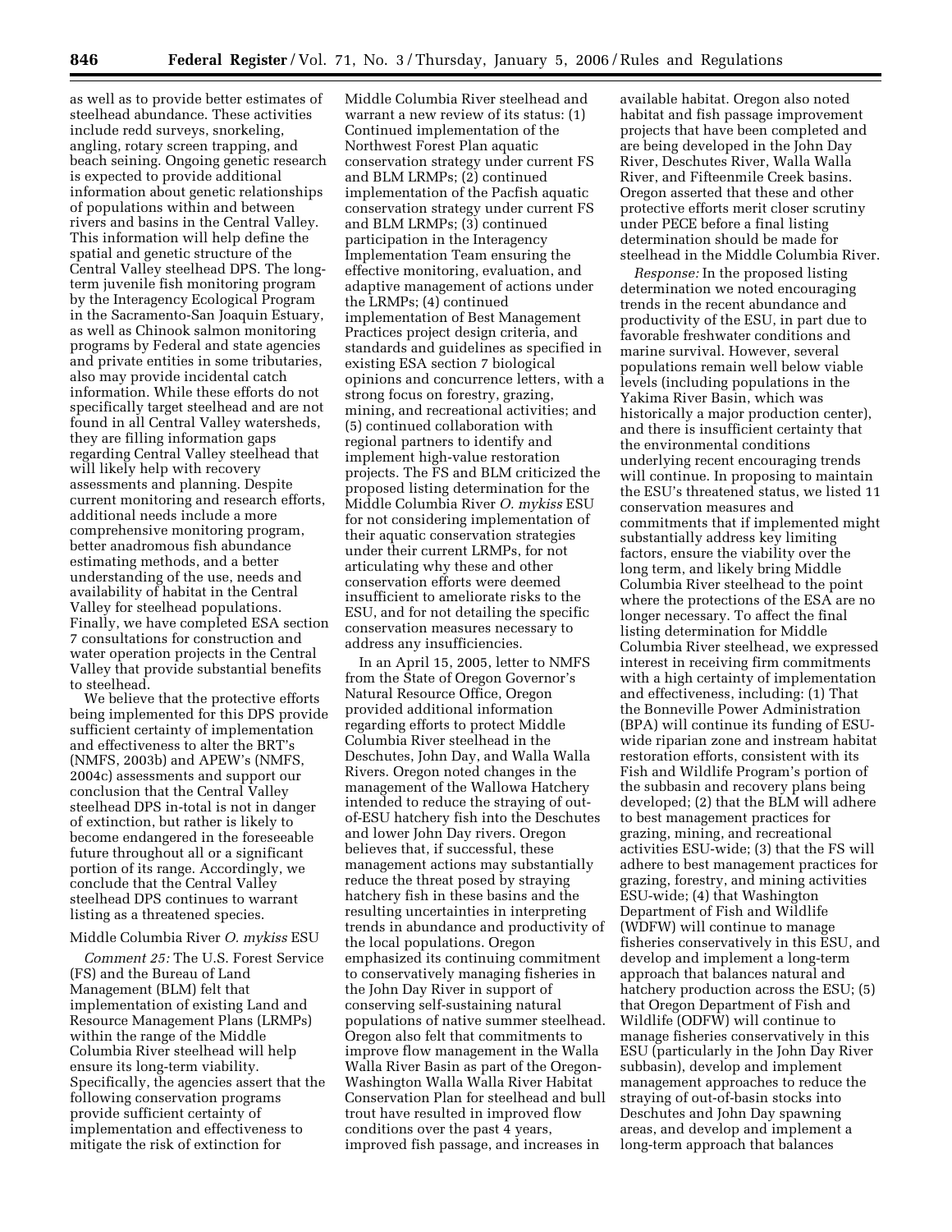as well as to provide better estimates of steelhead abundance. These activities include redd surveys, snorkeling, angling, rotary screen trapping, and beach seining. Ongoing genetic research is expected to provide additional information about genetic relationships of populations within and between rivers and basins in the Central Valley. This information will help define the spatial and genetic structure of the Central Valley steelhead DPS. The long-term juvenile fish monitoring program by the Interagency Ecological Program in the Sacramento-San Joaquin Estuary, as well as Chinook salmon monitoring programs by Federal and state agencies and private entities in some tributaries, also may provide incidental catch information. While these efforts do not specifically target steelhead and are not found in all Central Valley watersheds, they are filling information gaps regarding Central Valley steelhead that will likely help with recovery assessments and planning. Despite current monitoring and research efforts, additional needs include a more comprehensive monitoring program, better anadromous fish abundance estimating methods, and a better understanding of the use, needs and availability of habitat in the Central Valley for steelhead populations. Finally, we have completed ESA section 7 consultations for construction and water operation projects in the Central Valley that provide substantial benefits to steelhead.

We believe that the protective efforts being implemented for this DPS provide sufficient certainty of implementation and effectiveness to alter the BRT's (NMFS, 2003b) and APEW's (NMFS, 2004c) assessments and support our conclusion that the Central Valley steelhead DPS in-total is not in danger of extinction, but rather is likely to become endangered in the foreseeable future throughout all or a significant portion of its range. Accordingly, we conclude that the Central Valley steelhead DPS continues to warrant listing as a threatened species.

Middle Columbia River *O. mykiss* ESU

*Comment 25:* The U.S. Forest Service (FS) and the Bureau of Land Management (BLM) felt that implementation of existing Land and Resource Management Plans (LRMPs) within the range of the Middle Columbia River steelhead will help ensure its long-term viability. Specifically, the agencies assert that the following conservation programs provide sufficient certainty of implementation and effectiveness to mitigate the risk of extinction for Middle Columbia River steelhead and warrant a new review of its status: (1) Continued implementation of the Northwest Forest Plan aquatic conservation strategy under current FS and BLM LRMPs; (2) continued implementation of the Pacfish aquatic conservation strategy under current FS and BLM LRMPs; (3) continued participation in the Interagency Implementation Team ensuring the effective monitoring, evaluation, and adaptive management of actions under the LRMPs; (4) continued implementation of Best Management Practices project design criteria, and standards and guidelines as specified in existing ESA section 7 biological opinions and concurrence letters, with a strong focus on forestry, grazing, mining, and recreational activities; and (5) continued collaboration with regional partners to identify and implement high-value restoration projects. The FS and BLM criticized the proposed listing determination for the Middle Columbia River *O. mykiss* ESU for not considering implementation of their aquatic conservation strategies under their current LRMPs, for not articulating why these and other conservation efforts were deemed insufficient to ameliorate risks to the ESU, and for not detailing the specific conservation measures necessary to address any insufficiencies.

In an April 15, 2005, letter to NMFS from the State of Oregon Governor's Natural Resource Office, Oregon provided additional information regarding efforts to protect Middle Columbia River steelhead in the Deschutes, John Day, and Walla Walla Rivers. Oregon noted changes in the management of the Wallowa Hatchery intended to reduce the straying of out-of-ESU hatchery fish into the Deschutes and lower John Day rivers. Oregon believes that, if successful, these management actions may substantially reduce the threat posed by straying hatchery fish in these basins and the resulting uncertainties in interpreting trends in abundance and productivity of the local populations. Oregon emphasized its continuing commitment to conservatively managing fisheries in the John Day River in support of conserving self-sustaining natural populations of native summer steelhead. Oregon also felt that commitments to improve flow management in the Walla Walla River Basin as part of the Oregon-Washington Walla Walla River Habitat Conservation Plan for steelhead and bull trout have resulted in improved flow conditions over the past 4 years, improved fish passage, and increases in available habitat. Oregon also noted habitat and fish passage improvement projects that have been completed and are being developed in the John Day River, Deschutes River, Walla Walla River, and Fifteenmile Creek basins. Oregon asserted that these and other protective efforts merit closer scrutiny under PECE before a final listing determination should be made for steelhead in the Middle Columbia River.

*Response:* In the proposed listing determination we noted encouraging trends in the recent abundance and productivity of the ESU, in part due to favorable freshwater conditions and marine survival. However, several populations remain well below viable levels (including populations in the Yakima River Basin, which was historically a major production center), and there is insufficient certainty that the environmental conditions underlying recent encouraging trends will continue. In proposing to maintain the ESU's threatened status, we listed 11 conservation measures and commitments that if implemented might substantially address key limiting factors, ensure the viability over the long term, and likely bring Middle Columbia River steelhead to the point where the protections of the ESA are no longer necessary. To affect the final listing determination for Middle Columbia River steelhead, we expressed interest in receiving firm commitments with a high certainty of implementation and effectiveness, including: (1) That the Bonneville Power Administration (BPA) will continue its funding of ESU-wide riparian zone and instream habitat restoration efforts, consistent with its Fish and Wildlife Program's portion of the subbasin and recovery plans being developed; (2) that the BLM will adhere to best management practices for grazing, mining, and recreational activities ESU-wide; (3) that the FS will adhere to best management practices for grazing, forestry, and mining activities ESU-wide; (4) that Washington Department of Fish and Wildlife (WDFW) will continue to manage fisheries conservatively in this ESU, and develop and implement a long-term approach that balances natural and hatchery production across the ESU; (5) that Oregon Department of Fish and Wildlife (ODFW) will continue to manage fisheries conservatively in this ESU (particularly in the John Day River subbasin), develop and implement management approaches to reduce the straying of out-of-basin stocks into Deschutes and John Day spawning areas, and develop and implement a long-term approach that balances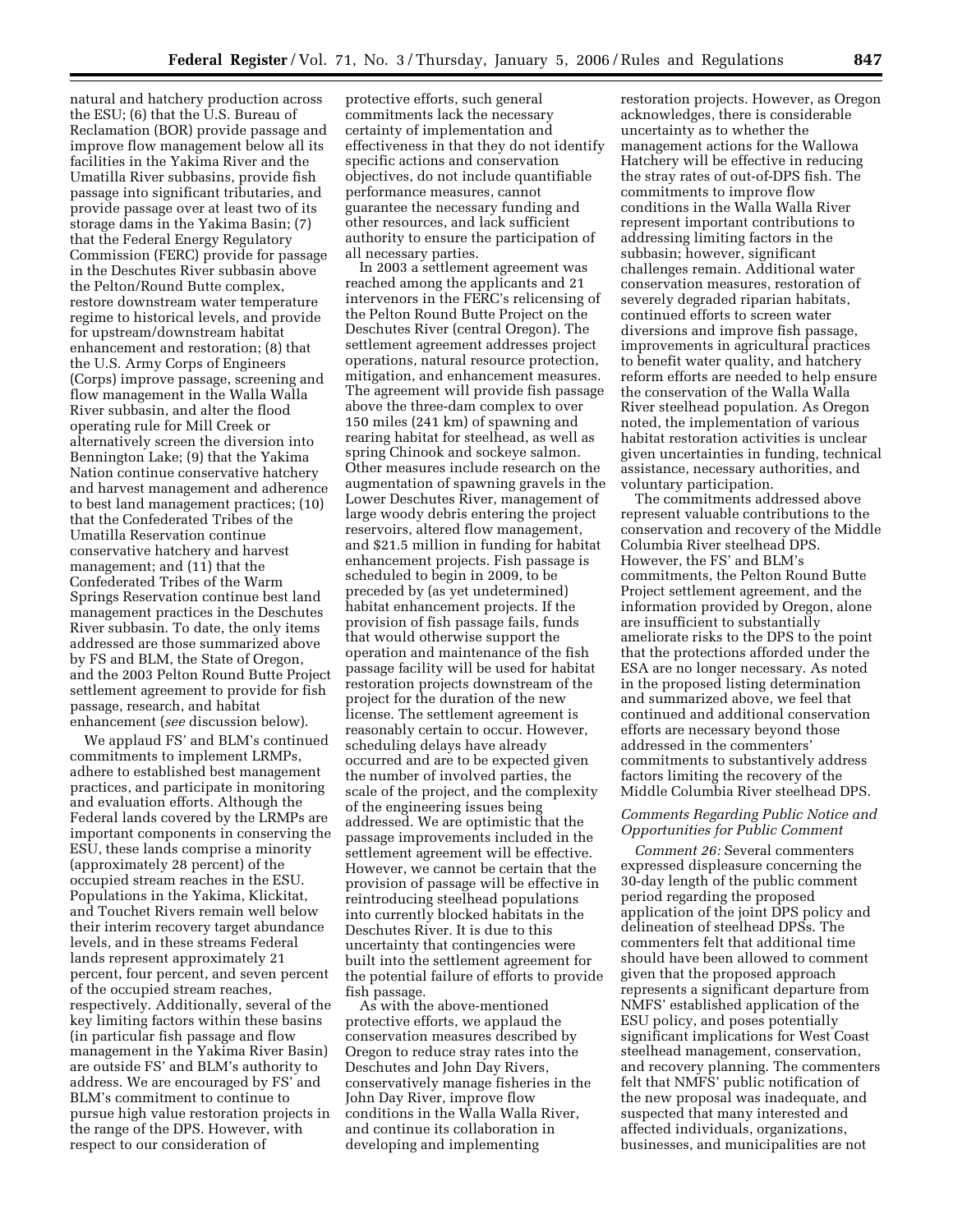natural and hatchery production across the ESU; (6) that the U.S. Bureau of Reclamation (BOR) provide passage and improve flow management below all its facilities in the Yakima River and the Umatilla River subbasins, provide fish passage into significant tributaries, and provide passage over at least two of its storage dams in the Yakima Basin; (7) that the Federal Energy Regulatory Commission (FERC) provide for passage in the Deschutes River subbasin above the Pelton/Round Butte complex, restore downstream water temperature regime to historical levels, and provide for upstream/downstream habitat enhancement and restoration; (8) that the U.S. Army Corps of Engineers (Corps) improve passage, screening and flow management in the Walla Walla River subbasin, and alter the flood operating rule for Mill Creek or alternatively screen the diversion into Bennington Lake; (9) that the Yakima Nation continue conservative hatchery and harvest management and adherence to best land management practices; (10) that the Confederated Tribes of the Umatilla Reservation continue conservative hatchery and harvest management; and (11) that the Confederated Tribes of the Warm Springs Reservation continue best land management practices in the Deschutes River subbasin. To date, the only items addressed are those summarized above by FS and BLM, the State of Oregon, and the 2003 Pelton Round Butte Project settlement agreement to provide for fish passage, research, and habitat enhancement (*see* discussion below).

We applaud FS' and BLM's continued commitments to implement LRMPs, adhere to established best management practices, and participate in monitoring and evaluation efforts. Although the Federal lands covered by the LRMPs are important components in conserving the ESU, these lands comprise a minority (approximately 28 percent) of the occupied stream reaches in the ESU. Populations in the Yakima, Klickitat, and Touchet Rivers remain well below their interim recovery target abundance levels, and in these streams Federal lands represent approximately 21 percent, four percent, and seven percent of the occupied stream reaches, respectively. Additionally, several of the key limiting factors within these basins (in particular fish passage and flow management in the Yakima River Basin) are outside FS' and BLM's authority to address. We are encouraged by FS' and BLM's commitment to continue to pursue high value restoration projects in the range of the DPS. However, with respect to our consideration of protective efforts, such general commitments lack the necessary certainty of implementation and effectiveness in that they do not identify specific actions and conservation objectives, do not include quantifiable performance measures, cannot guarantee the necessary funding and other resources, and lack sufficient authority to ensure the participation of all necessary parties.

In 2003 a settlement agreement was reached among the applicants and 21 intervenors in the FERC's relicensing of the Pelton Round Butte Project on the Deschutes River (central Oregon). The settlement agreement addresses project operations, natural resource protection, mitigation, and enhancement measures. The agreement will provide fish passage above the three-dam complex to over 150 miles (241 km) of spawning and rearing habitat for steelhead, as well as spring Chinook and sockeye salmon. Other measures include research on the augmentation of spawning gravels in the Lower Deschutes River, management of large woody debris entering the project reservoirs, altered flow management, and $21.5 million in funding for habitat enhancement projects. Fish passage is scheduled to begin in 2009, to be preceded by (as yet undetermined) habitat enhancement projects. If the provision of fish passage fails, funds that would otherwise support the operation and maintenance of the fish passage facility will be used for habitat restoration projects downstream of the project for the duration of the new license. The settlement agreement is reasonably certain to occur. However, scheduling delays have already occurred and are to be expected given the number of involved parties, the scale of the project, and the complexity of the engineering issues being addressed. We are optimistic that the passage improvements included in the settlement agreement will be effective. However, we cannot be certain that the provision of passage will be effective in reintroducing steelhead populations into currently blocked habitats in the Deschutes River. It is due to this uncertainty that contingencies were built into the settlement agreement for the potential failure of efforts to provide fish passage.

As with the above-mentioned protective efforts, we applaud the conservation measures described by Oregon to reduce stray rates into the Deschutes and John Day Rivers, conservatively manage fisheries in the John Day River, improve flow conditions in the Walla Walla River, and continue its collaboration in developing and implementing restoration projects. However, as Oregon acknowledges, there is considerable uncertainty as to whether the management actions for the Wallowa Hatchery will be effective in reducing the stray rates of out-of-DPS fish. The commitments to improve flow conditions in the Walla Walla River represent important contributions to addressing limiting factors in the subbasin; however, significant challenges remain. Additional water conservation measures, restoration of severely degraded riparian habitats, continued efforts to screen water diversions and improve fish passage, improvements in agricultural practices to benefit water quality, and hatchery reform efforts are needed to help ensure the conservation of the Walla Walla River steelhead population. As Oregon noted, the implementation of various habitat restoration activities is unclear given uncertainties in funding, technical assistance, necessary authorities, and voluntary participation.

The commitments addressed above represent valuable contributions to the conservation and recovery of the Middle Columbia River steelhead DPS. However, the FS' and BLM's commitments, the Pelton Round Butte Project settlement agreement, and the information provided by Oregon, alone are insufficient to substantially ameliorate risks to the DPS to the point that the protections afforded under the ESA are no longer necessary. As noted in the proposed listing determination and summarized above, we feel that continued and additional conservation efforts are necessary beyond those addressed in the commenters' commitments to substantively address factors limiting the recovery of the Middle Columbia River steelhead DPS.

### *Comments Regarding Public Notice and Opportunities for Public Comment*

*Comment 26:* Several commenters expressed displeasure concerning the 30-day length of the public comment period regarding the proposed application of the joint DPS policy and delineation of steelhead DPSs. The commenters felt that additional time should have been allowed to comment given that the proposed approach represents a significant departure from NMFS' established application of the ESU policy, and poses potentially significant implications for West Coast steelhead management, conservation, and recovery planning. The commenters felt that NMFS' public notification of the new proposal was inadequate, and suspected that many interested and affected individuals, organizations, businesses, and municipalities are not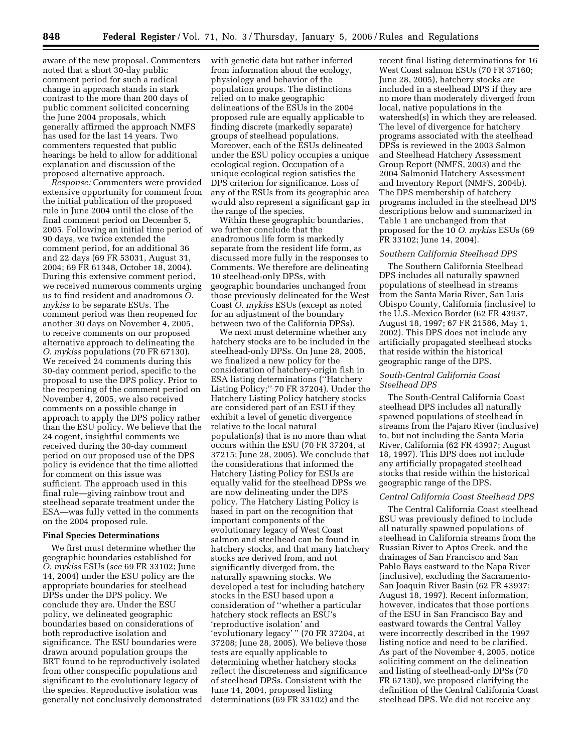aware of the new proposal. Commenters noted that a short 30-day public comment period for such a radical change in approach stands in stark contrast to the more than 200 days of public comment solicited concerning the June 2004 proposals, which generally affirmed the approach NMFS has used for the last 14 years. Two commenters requested that public hearings be held to allow for additional explanation and discussion of the proposed alternative approach.

*Response:* Commenters were provided extensive opportunity for comment from the initial publication of the proposed rule in June 2004 until the close of the final comment period on December 5, 2005. Following an initial time period of 90 days, we twice extended the comment period, for an additional 36 and 22 days (69 FR 53031, August 31, 2004; 69 FR 61348, October 18, 2004). During this extensive comment period, we received numerous comments urging us to find resident and anadromous *O. mykiss* to be separate ESUs. The comment period was then reopened for another 30 days on November 4, 2005, to receive comments on our proposed alternative approach to delineating the *O. mykiss* populations (70 FR 67130). We received 24 comments during this 30-day comment period, specific to the proposal to use the DPS policy. Prior to the reopening of the comment period on November 4, 2005, we also received comments on a possible change in approach to apply the DPS policy rather than the ESU policy. We believe that the 24 cogent, insightful comments we received during the 30-day comment period on our proposed use of the DPS policy is evidence that the time allotted for comment on this issue was sufficient. The approach used in this final rule—giving rainbow trout and steelhead separate treatment under the ESA—was fully vetted in the comments on the 2004 proposed rule.

**Final Species Determinations**

We first must determine whether the geographic boundaries established for *O. mykiss* ESUs (*see* 69 FR 33102; June 14, 2004) under the ESU policy are the appropriate boundaries for steelhead DPSs under the DPS policy. We conclude they are. Under the ESU policy, we delineated geographic boundaries based on considerations of both reproductive isolation and significance. The ESU boundaries were drawn around population groups the BRT found to be reproductively isolated from other conspecific populations and significant to the evolutionary legacy of the species. Reproductive isolation was generally not conclusively demonstrated with genetic data but rather inferred from information about the ecology, physiology and behavior of the population groups. The distinctions relied on to make geographic delineations of the ESUs in the 2004 proposed rule are equally applicable to finding discrete (markedly separate) groups of steelhead populations. Moreover, each of the ESUs delineated under the ESU policy occupies a unique ecological region. Occupation of a unique ecological region satisfies the DPS criterion for significance. Loss of any of the ESUs from its geographic area would also represent a significant gap in the range of the species.

Within these geographic boundaries, we further conclude that the anadromous life form is markedly separate from the resident life form, as discussed more fully in the responses to Comments. We therefore are delineating 10 steelhead-only DPSs, with geographic boundaries unchanged from those previously delineated for the West Coast *O. mykiss* ESUs (except as noted for an adjustment of the boundary between two of the California DPSs).

We next must determine whether any hatchery stocks are to be included in the steelhead-only DPSs. On June 28, 2005, we finalized a new policy for the consideration of hatchery-origin fish in ESA listing determinations (''Hatchery Listing Policy;'' 70 FR 37204). Under the Hatchery Listing Policy hatchery stocks are considered part of an ESU if they exhibit a level of genetic divergence relative to the local natural population(s) that is no more than what occurs within the ESU (70 FR 37204, at 37215; June 28, 2005). We conclude that the considerations that informed the Hatchery Listing Policy for ESUs are equally valid for the steelhead DPSs we are now delineating under the DPS policy. The Hatchery Listing Policy is based in part on the recognition that important components of the evolutionary legacy of West Coast salmon and steelhead can be found in hatchery stocks, and that many hatchery stocks are derived from, and not significantly diverged from, the naturally spawning stocks. We developed a test for including hatchery stocks in the ESU based upon a consideration of ''whether a particular hatchery stock reflects an ESU's 'reproductive isolation' and 'evolutionary legacy' '' (70 FR 37204, at 37208; June 28, 2005). We believe those tests are equally applicable to determining whether hatchery stocks reflect the discreteness and significance of steelhead DPSs. Consistent with the June 14, 2004, proposed listing determinations (69 FR 33102) and the recent final listing determinations for 16 West Coast salmon ESUs (70 FR 37160; June 28, 2005), hatchery stocks are included in a steelhead DPS if they are no more than moderately diverged from local, native populations in the watershed(s) in which they are released. The level of divergence for hatchery programs associated with the steelhead DPSs is reviewed in the 2003 Salmon and Steelhead Hatchery Assessment Group Report (NMFS, 2003) and the 2004 Salmonid Hatchery Assessment and Inventory Report (NMFS, 2004b). The DPS membership of hatchery programs included in the steelhead DPS descriptions below and summarized in Table 1 are unchanged from that proposed for the 10 *O. mykiss* ESUs (69 FR 33102; June 14, 2004).

*Southern California Steelhead DPS*

The Southern California Steelhead DPS includes all naturally spawned populations of steelhead in streams from the Santa Maria River, San Luis Obispo County, California (inclusive) to the U.S.-Mexico Border (62 FR 43937, August 18, 1997; 67 FR 21586, May 1, 2002). This DPS does not include any artificially propagated steelhead stocks that reside within the historical geographic range of the DPS.

*South-Central California Coast Steelhead DPS*

The South-Central California Coast steelhead DPS includes all naturally spawned populations of steelhead in streams from the Pajaro River (inclusive) to, but not including the Santa Maria River, California (62 FR 43937; August 18, 1997). This DPS does not include any artificially propagated steelhead stocks that reside within the historical geographic range of the DPS.

*Central California Coast Steelhead DPS*

The Central California Coast steelhead ESU was previously defined to include all naturally spawned populations of steelhead in California streams from the Russian River to Aptos Creek, and the drainages of San Francisco and San Pablo Bays eastward to the Napa River (inclusive), excluding the Sacramento-San Joaquin River Basin (62 FR 43937; August 18, 1997). Recent information, however, indicates that those portions of the ESU in San Francisco Bay and eastward towards the Central Valley were incorrectly described in the 1997 listing notice and need to be clarified. As part of the November 4, 2005, notice soliciting comment on the delineation and listing of steelhead-only DPSs (70 FR 67130), we proposed clarifying the definition of the Central California Coast steelhead DPS. We did not receive any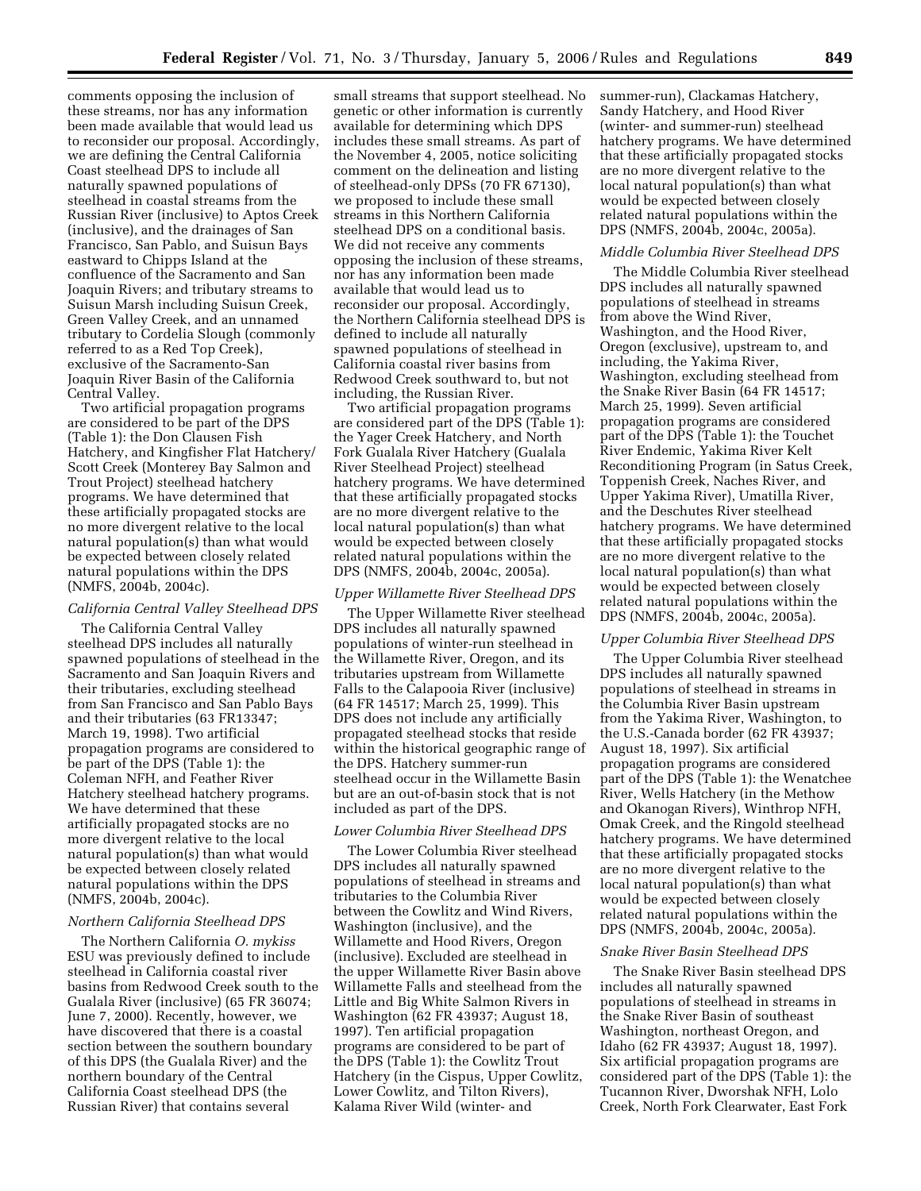comments opposing the inclusion of these streams, nor has any information been made available that would lead us to reconsider our proposal. Accordingly, we are defining the Central California Coast steelhead DPS to include all naturally spawned populations of steelhead in coastal streams from the Russian River (inclusive) to Aptos Creek (inclusive), and the drainages of San Francisco, San Pablo, and Suisun Bays eastward to Chipps Island at the confluence of the Sacramento and San Joaquin Rivers; and tributary streams to Suisun Marsh including Suisun Creek, Green Valley Creek, and an unnamed tributary to Cordelia Slough (commonly referred to as a Red Top Creek), exclusive of the Sacramento-San Joaquin River Basin of the California Central Valley.

Two artificial propagation programs are considered to be part of the DPS (Table 1): the Don Clausen Fish Hatchery, and Kingfisher Flat Hatchery/Scott Creek (Monterey Bay Salmon and Trout Project) steelhead hatchery programs. We have determined that these artificially propagated stocks are no more divergent relative to the local natural population(s) than what would be expected between closely related natural populations within the DPS (NMFS, 2004b, 2004c).

### *California Central Valley Steelhead DPS*

The California Central Valley steelhead DPS includes all naturally spawned populations of steelhead in the Sacramento and San Joaquin Rivers and their tributaries, excluding steelhead from San Francisco and San Pablo Bays and their tributaries (63 FR13347; March 19, 1998). Two artificial propagation programs are considered to be part of the DPS (Table 1): the Coleman NFH, and Feather River Hatchery steelhead hatchery programs. We have determined that these artificially propagated stocks are no more divergent relative to the local natural population(s) than what would be expected between closely related natural populations within the DPS (NMFS, 2004b, 2004c).

### *Northern California Steelhead DPS*

The Northern California *O. mykiss* ESU was previously defined to include steelhead in California coastal river basins from Redwood Creek south to the Gualala River (inclusive) (65 FR 36074; June 7, 2000). Recently, however, we have discovered that there is a coastal section between the southern boundary of this DPS (the Gualala River) and the northern boundary of the Central California Coast steelhead DPS (the Russian River) that contains several small streams that support steelhead. No genetic or other information is currently available for determining which DPS includes these small streams. As part of the November 4, 2005, notice soliciting comment on the delineation and listing of steelhead-only DPSs (70 FR 67130), we proposed to include these small streams in this Northern California steelhead DPS on a conditional basis. We did not receive any comments opposing the inclusion of these streams, nor has any information been made available that would lead us to reconsider our proposal. Accordingly, the Northern California steelhead DPS is defined to include all naturally spawned populations of steelhead in California coastal river basins from Redwood Creek southward to, but not including, the Russian River.

Two artificial propagation programs are considered part of the DPS (Table 1): the Yager Creek Hatchery, and North Fork Gualala River Hatchery (Gualala River Steelhead Project) steelhead hatchery programs. We have determined that these artificially propagated stocks are no more divergent relative to the local natural population(s) than what would be expected between closely related natural populations within the DPS (NMFS, 2004b, 2004c, 2005a).

### *Upper Willamette River Steelhead DPS*

The Upper Willamette River steelhead DPS includes all naturally spawned populations of winter-run steelhead in the Willamette River, Oregon, and its tributaries upstream from Willamette Falls to the Calapooia River (inclusive) (64 FR 14517; March 25, 1999). This DPS does not include any artificially propagated steelhead stocks that reside within the historical geographic range of the DPS. Hatchery summer-run steelhead occur in the Willamette Basin but are an out-of-basin stock that is not included as part of the DPS.

### *Lower Columbia River Steelhead DPS*

The Lower Columbia River steelhead DPS includes all naturally spawned populations of steelhead in streams and tributaries to the Columbia River between the Cowlitz and Wind Rivers, Washington (inclusive), and the Willamette and Hood Rivers, Oregon (inclusive). Excluded are steelhead in the upper Willamette River Basin above Willamette Falls and steelhead from the Little and Big White Salmon Rivers in Washington (62 FR 43937; August 18, 1997). Ten artificial propagation programs are considered to be part of the DPS (Table 1): the Cowlitz Trout Hatchery (in the Cispus, Upper Cowlitz, Lower Cowlitz, and Tilton Rivers), Kalama River Wild (winter- and summer-run), Clackamas Hatchery, Sandy Hatchery, and Hood River (winter- and summer-run) steelhead hatchery programs. We have determined that these artificially propagated stocks are no more divergent relative to the local natural population(s) than what would be expected between closely related natural populations within the DPS (NMFS, 2004b, 2004c, 2005a).

### *Middle Columbia River Steelhead DPS*

The Middle Columbia River steelhead DPS includes all naturally spawned populations of steelhead in streams from above the Wind River, Washington, and the Hood River, Oregon (exclusive), upstream to, and including, the Yakima River, Washington, excluding steelhead from the Snake River Basin (64 FR 14517; March 25, 1999). Seven artificial propagation programs are considered part of the DPS (Table 1): the Touchet River Endemic, Yakima River Kelt Reconditioning Program (in Satus Creek, Toppenish Creek, Naches River, and Upper Yakima River), Umatilla River, and the Deschutes River steelhead hatchery programs. We have determined that these artificially propagated stocks are no more divergent relative to the local natural population(s) than what would be expected between closely related natural populations within the DPS (NMFS, 2004b, 2004c, 2005a).

### *Upper Columbia River Steelhead DPS*

The Upper Columbia River steelhead DPS includes all naturally spawned populations of steelhead in streams in the Columbia River Basin upstream from the Yakima River, Washington, to the U.S.-Canada border (62 FR 43937; August 18, 1997). Six artificial propagation programs are considered part of the DPS (Table 1): the Wenatchee River, Wells Hatchery (in the Methow and Okanogan Rivers), Winthrop NFH, Omak Creek, and the Ringold steelhead hatchery programs. We have determined that these artificially propagated stocks are no more divergent relative to the local natural population(s) than what would be expected between closely related natural populations within the DPS (NMFS, 2004b, 2004c, 2005a).

### *Snake River Basin Steelhead DPS*

The Snake River Basin steelhead DPS includes all naturally spawned populations of steelhead in streams in the Snake River Basin of southeast Washington, northeast Oregon, and Idaho (62 FR 43937; August 18, 1997). Six artificial propagation programs are considered part of the DPS (Table 1): the Tucannon River, Dworshak NFH, Lolo Creek, North Fork Clearwater, East Fork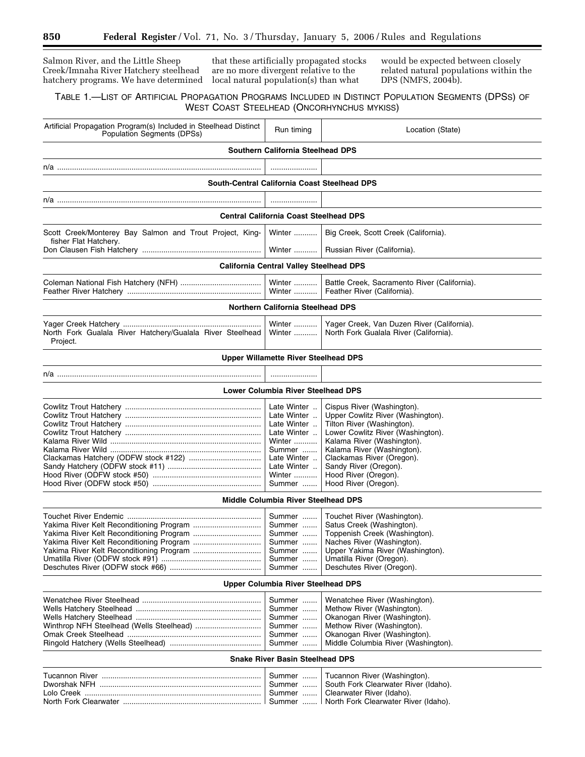Salmon River, and the Little Sheep Creek/Imnaha River Hatchery steelhead hatchery programs. We have determined that these artificially propagated stocks are no more divergent relative to the local natural population(s) than what would be expected between closely related natural populations within the DPS (NMFS, 2004b).

TABLE 1.—LIST OF ARTIFICIAL PROPAGATION PROGRAMS INCLUDED IN DISTINCT POPULATION SEGMENTS (DPSS) OF WEST COAST STEELHEAD (ONCORHYNCHUS MYKISS)

| Artificial Propagation Program(s) Included in Steelhead Distinct Population Segments (DPSs) | Run timing | Location (State) |
|---|---|---|
| **Southern California Steelhead DPS** | | |
| n/a | | |
| **South-Central California Coast Steelhead DPS** | | |
| n/a | | |
| **Central California Coast Steelhead DPS** | | |
| Scott Creek/Monterey Bay Salmon and Trout Project, Kingfisher Flat Hatchery. | Winter | Big Creek, Scott Creek (California). |
| Don Clausen Fish Hatchery | Winter | Russian River (California). |
| **California Central Valley Steelhead DPS** | | |
| Coleman National Fish Hatchery (NFH) | Winter | Battle Creek, Sacramento River (California). |
| Feather River Hatchery | Winter | Feather River (California). |
| **Northern California Steelhead DPS** | | |
| Yager Creek Hatchery | Winter | Yager Creek, Van Duzen River (California). |
| North Fork Gualala River Hatchery/Gualala River Steelhead Project. | Winter | North Fork Gualala River (California). |
| **Upper Willamette River Steelhead DPS** | | |
| n/a | | |
| **Lower Columbia River Steelhead DPS** | | |
| Cowlitz Trout Hatchery | Late Winter | Cispus River (Washington). |
| Cowlitz Trout Hatchery | Late Winter | Upper Cowlitz River (Washington). |
| Cowlitz Trout Hatchery | Late Winter | Tilton River (Washington). |
| Cowlitz Trout Hatchery | Late Winter | Lower Cowlitz River (Washington). |
| Kalama River Wild | Winter | Kalama River (Washington). |
| Kalama River Wild | Summer | Kalama River (Washington). |
| Clackamas Hatchery (ODFW stock #122) | Late Winter | Clackamas River (Oregon). |
| Sandy Hatchery (ODFW stock #11) | Late Winter | Sandy River (Oregon). |
| Hood River (ODFW stock #50) | Winter | Hood River (Oregon). |
| Hood River (ODFW stock #50) | Summer | Hood River (Oregon). |
| **Middle Columbia River Steelhead DPS** | | |
| Touchet River Endemic | Summer | Touchet River (Washington). |
| Yakima River Kelt Reconditioning Program | Summer | Satus Creek (Washington). |
| Yakima River Kelt Reconditioning Program | Summer | Toppenish Creek (Washington). |
| Yakima River Kelt Reconditioning Program | Summer | Naches River (Washington). |
| Yakima River Kelt Reconditioning Program | Summer | Upper Yakima River (Washington). |
| Umatilla River (ODFW stock #91) | Summer | Umatilla River (Oregon). |
| Deschutes River (ODFW stock #66) | Summer | Deschutes River (Oregon). |
| **Upper Columbia River Steelhead DPS** | | |
| Wenatchee River Steelhead | Summer | Wenatchee River (Washington). |
| Wells Hatchery Steelhead | Summer | Methow River (Washington). |
| Wells Hatchery Steelhead | Summer | Okanogan River (Washington). |
| Winthrop NFH Steelhead (Wells Steelhead) | Summer | Methow River (Washington). |
| Omak Creek Steelhead | Summer | Okanogan River (Washington). |
| Ringold Hatchery (Wells Steelhead) | Summer | Middle Columbia River (Washington). |
| **Snake River Basin Steelhead DPS** | | |
| Tucannon River | Summer | Tucannon River (Washington). |
| Dworshak NFH | Summer | South Fork Clearwater River (Idaho). |
| Lolo Creek | Summer | Clearwater River (Idaho). |
| North Fork Clearwater | Summer | North Fork Clearwater River (Idaho). |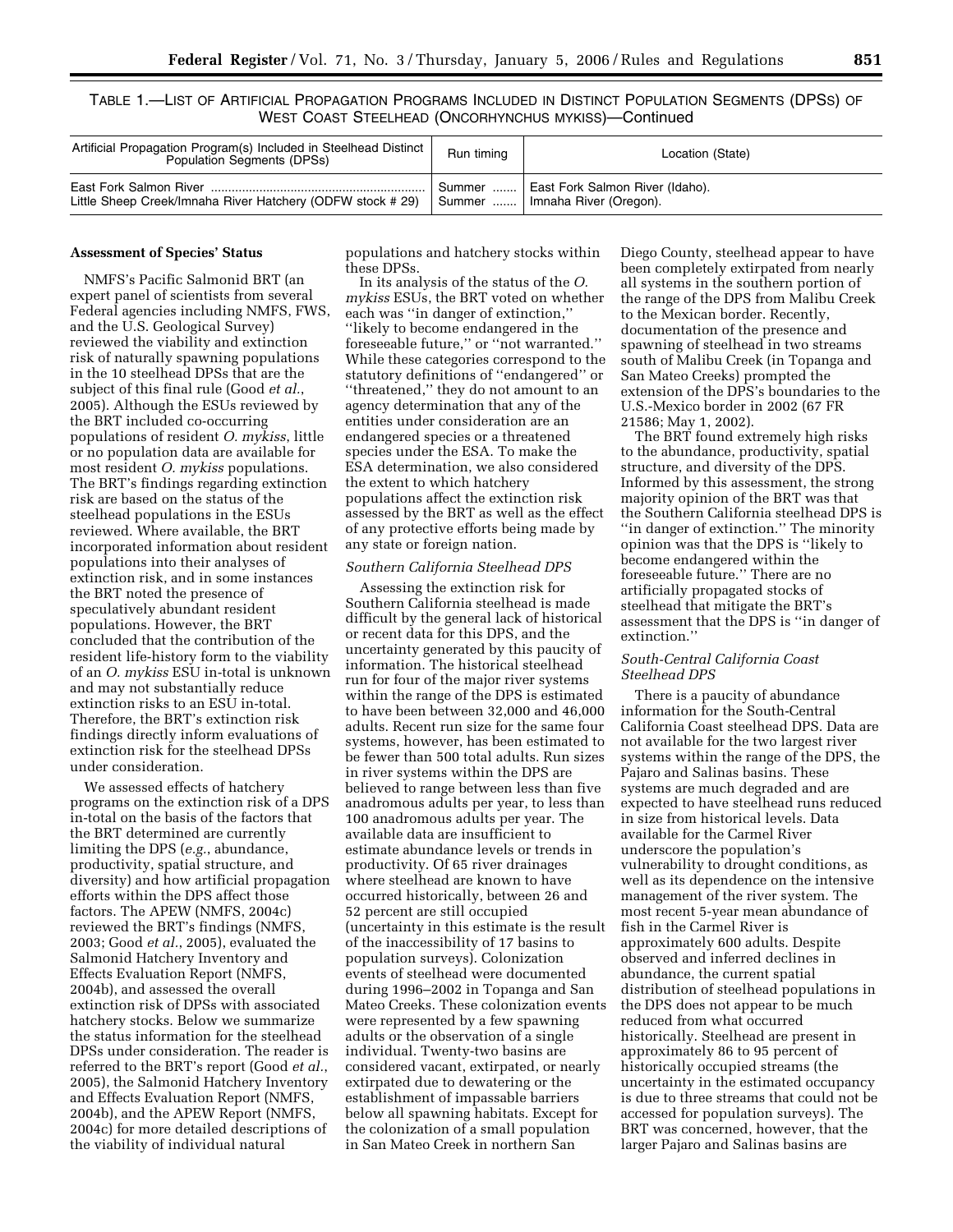TABLE 1.—LIST OF ARTIFICIAL PROPAGATION PROGRAMS INCLUDED IN DISTINCT POPULATION SEGMENTS (DPSS) OF WEST COAST STEELHEAD (ONCORHYNCHUS MYKISS)—Continued

| Artificial Propagation Program(s) Included in Steelhead Distinct Population Segments (DPSs) | Run timing | Location (State) |
|---|---|---|
| East Fork Salmon River | Summer | East Fork Salmon River (Idaho). |
| Little Sheep Creek/Imnaha River Hatchery (ODFW stock # 29) | Summer | Imnaha River (Oregon). |

**Assessment of Species' Status**

NMFS's Pacific Salmonid BRT (an expert panel of scientists from several Federal agencies including NMFS, FWS, and the U.S. Geological Survey) reviewed the viability and extinction risk of naturally spawning populations in the 10 steelhead DPSs that are the subject of this final rule (Good *et al.*, 2005). Although the ESUs reviewed by the BRT included co-occurring populations of resident *O. mykiss*, little or no population data are available for most resident *O. mykiss* populations. The BRT's findings regarding extinction risk are based on the status of the steelhead populations in the ESUs reviewed. Where available, the BRT incorporated information about resident populations into their analyses of extinction risk, and in some instances the BRT noted the presence of speculatively abundant resident populations. However, the BRT concluded that the contribution of the resident life-history form to the viability of an *O. mykiss* ESU in-total is unknown and may not substantially reduce extinction risks to an ESU in-total. Therefore, the BRT's extinction risk findings directly inform evaluations of extinction risk for the steelhead DPSs under consideration.

We assessed effects of hatchery programs on the extinction risk of a DPS in-total on the basis of the factors that the BRT determined are currently limiting the DPS (*e.g.*, abundance, productivity, spatial structure, and diversity) and how artificial propagation efforts within the DPS affect those factors. The APEW (NMFS, 2004c) reviewed the BRT's findings (NMFS, 2003; Good *et al.*, 2005), evaluated the Salmonid Hatchery Inventory and Effects Evaluation Report (NMFS, 2004b), and assessed the overall extinction risk of DPSs with associated hatchery stocks. Below we summarize the status information for the steelhead DPSs under consideration. The reader is referred to the BRT's report (Good *et al.*, 2005), the Salmonid Hatchery Inventory and Effects Evaluation Report (NMFS, 2004b), and the APEW Report (NMFS, 2004c) for more detailed descriptions of the viability of individual natural populations and hatchery stocks within these DPSs.

In its analysis of the status of the *O. mykiss* ESUs, the BRT voted on whether each was ''in danger of extinction,'' ''likely to become endangered in the foreseeable future,'' or ''not warranted.'' While these categories correspond to the statutory definitions of ''endangered'' or ''threatened,'' they do not amount to an agency determination that any of the entities under consideration are an endangered species or a threatened species under the ESA. To make the ESA determination, we also considered the extent to which hatchery populations affect the extinction risk assessed by the BRT as well as the effect of any protective efforts being made by any state or foreign nation.

*Southern California Steelhead DPS*

Assessing the extinction risk for Southern California steelhead is made difficult by the general lack of historical or recent data for this DPS, and the uncertainty generated by this paucity of information. The historical steelhead run for four of the major river systems within the range of the DPS is estimated to have been between 32,000 and 46,000 adults. Recent run size for the same four systems, however, has been estimated to be fewer than 500 total adults. Run sizes in river systems within the DPS are believed to range between less than five anadromous adults per year, to less than 100 anadromous adults per year. The available data are insufficient to estimate abundance levels or trends in productivity. Of 65 river drainages where steelhead are known to have occurred historically, between 26 and 52 percent are still occupied (uncertainty in this estimate is the result of the inaccessibility of 17 basins to population surveys). Colonization events of steelhead were documented during 1996–2002 in Topanga and San Mateo Creeks. These colonization events were represented by a few spawning adults or the observation of a single individual. Twenty-two basins are considered vacant, extirpated, or nearly extirpated due to dewatering or the establishment of impassable barriers below all spawning habitats. Except for the colonization of a small population in San Mateo Creek in northern San Diego County, steelhead appear to have been completely extirpated from nearly all systems in the southern portion of the range of the DPS from Malibu Creek to the Mexican border. Recently, documentation of the presence and spawning of steelhead in two streams south of Malibu Creek (in Topanga and San Mateo Creeks) prompted the extension of the DPS's boundaries to the U.S.-Mexico border in 2002 (67 FR 21586; May 1, 2002).

The BRT found extremely high risks to the abundance, productivity, spatial structure, and diversity of the DPS. Informed by this assessment, the strong majority opinion of the BRT was that the Southern California steelhead DPS is ''in danger of extinction.'' The minority opinion was that the DPS is ''likely to become endangered within the foreseeable future.'' There are no artificially propagated stocks of steelhead that mitigate the BRT's assessment that the DPS is ''in danger of extinction.''

*South-Central California Coast Steelhead DPS*

There is a paucity of abundance information for the South-Central California Coast steelhead DPS. Data are not available for the two largest river systems within the range of the DPS, the Pajaro and Salinas basins. These systems are much degraded and are expected to have steelhead runs reduced in size from historical levels. Data available for the Carmel River underscore the population's vulnerability to drought conditions, as well as its dependence on the intensive management of the river system. The most recent 5-year mean abundance of fish in the Carmel River is approximately 600 adults. Despite observed and inferred declines in abundance, the current spatial distribution of steelhead populations in the DPS does not appear to be much reduced from what occurred historically. Steelhead are present in approximately 86 to 95 percent of historically occupied streams (the uncertainty in the estimated occupancy is due to three streams that could not be accessed for population surveys). The BRT was concerned, however, that the larger Pajaro and Salinas basins are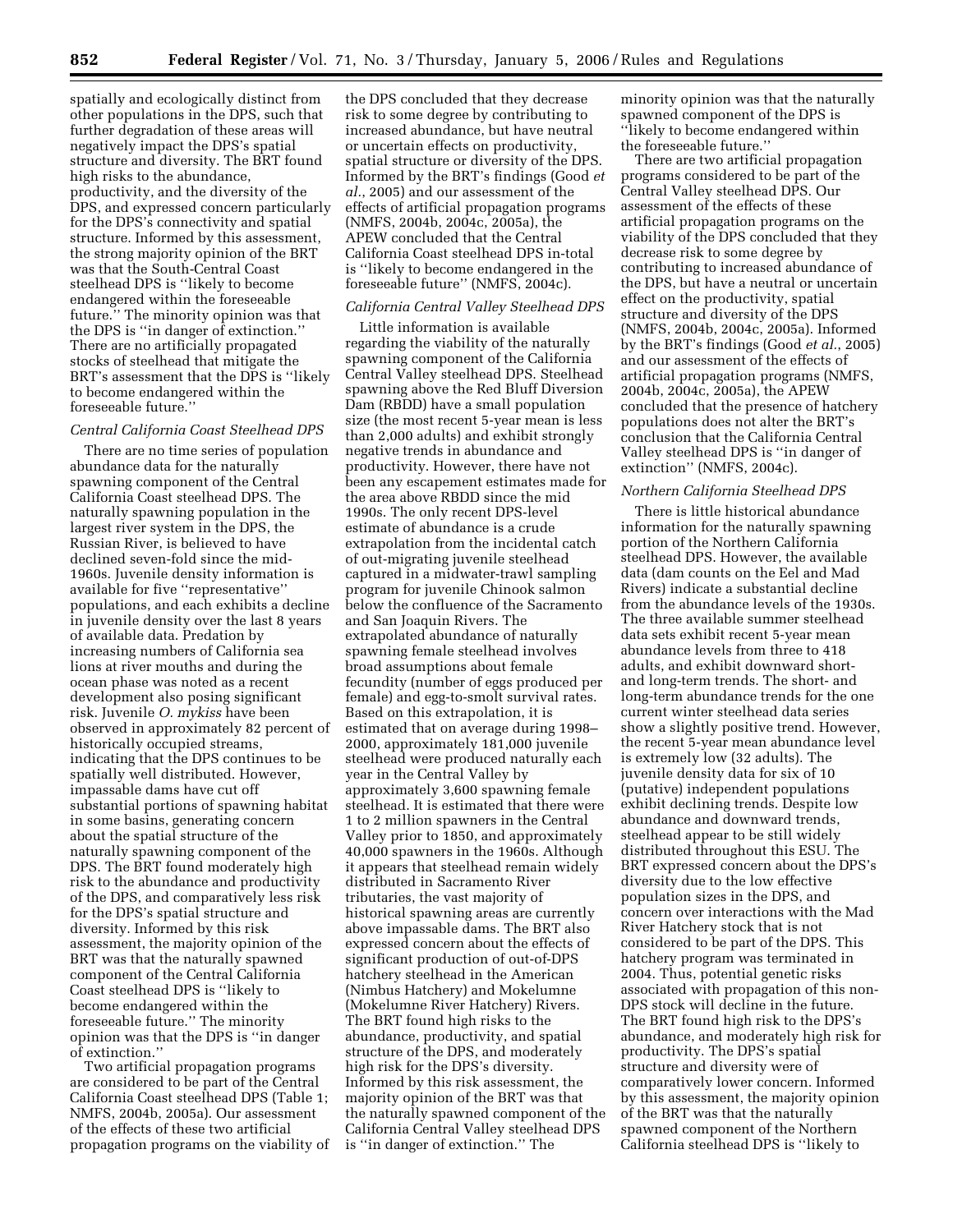spatially and ecologically distinct from other populations in the DPS, such that further degradation of these areas will negatively impact the DPS's spatial structure and diversity. The BRT found high risks to the abundance, productivity, and the diversity of the DPS, and expressed concern particularly for the DPS's connectivity and spatial structure. Informed by this assessment, the strong majority opinion of the BRT was that the South-Central Coast steelhead DPS is ''likely to become endangered within the foreseeable future.'' The minority opinion was that the DPS is ''in danger of extinction.'' There are no artificially propagated stocks of steelhead that mitigate the BRT's assessment that the DPS is ''likely to become endangered within the foreseeable future.''

### *Central California Coast Steelhead DPS*

There are no time series of population abundance data for the naturally spawning component of the Central California Coast steelhead DPS. The naturally spawning population in the largest river system in the DPS, the Russian River, is believed to have declined seven-fold since the mid-1960s. Juvenile density information is available for five ''representative'' populations, and each exhibits a decline in juvenile density over the last 8 years of available data. Predation by increasing numbers of California sea lions at river mouths and during the ocean phase was noted as a recent development also posing significant risk. Juvenile *O. mykiss* have been observed in approximately 82 percent of historically occupied streams, indicating that the DPS continues to be spatially well distributed. However, impassable dams have cut off substantial portions of spawning habitat in some basins, generating concern about the spatial structure of the naturally spawning component of the DPS. The BRT found moderately high risk to the abundance and productivity of the DPS, and comparatively less risk for the DPS's spatial structure and diversity. Informed by this risk assessment, the majority opinion of the BRT was that the naturally spawned component of the Central California Coast steelhead DPS is ''likely to become endangered within the foreseeable future.'' The minority opinion was that the DPS is ''in danger of extinction.''

Two artificial propagation programs are considered to be part of the Central California Coast steelhead DPS (Table 1; NMFS, 2004b, 2005a). Our assessment of the effects of these two artificial propagation programs on the viability of the DPS concluded that they decrease risk to some degree by contributing to increased abundance, but have neutral or uncertain effects on productivity, spatial structure or diversity of the DPS. Informed by the BRT's findings (Good *et al.*, 2005) and our assessment of the effects of artificial propagation programs (NMFS, 2004b, 2004c, 2005a), the APEW concluded that the Central California Coast steelhead DPS in-total is ''likely to become endangered in the foreseeable future'' (NMFS, 2004c).

### *California Central Valley Steelhead DPS*

Little information is available regarding the viability of the naturally spawning component of the California Central Valley steelhead DPS. Steelhead spawning above the Red Bluff Diversion Dam (RBDD) have a small population size (the most recent 5-year mean is less than 2,000 adults) and exhibit strongly negative trends in abundance and productivity. However, there have not been any escapement estimates made for the area above RBDD since the mid 1990s. The only recent DPS-level estimate of abundance is a crude extrapolation from the incidental catch of out-migrating juvenile steelhead captured in a midwater-trawl sampling program for juvenile Chinook salmon below the confluence of the Sacramento and San Joaquin Rivers. The extrapolated abundance of naturally spawning female steelhead involves broad assumptions about female fecundity (number of eggs produced per female) and egg-to-smolt survival rates. Based on this extrapolation, it is estimated that on average during 1998–2000, approximately 181,000 juvenile steelhead were produced naturally each year in the Central Valley by approximately 3,600 spawning female steelhead. It is estimated that there were 1 to 2 million spawners in the Central Valley prior to 1850, and approximately 40,000 spawners in the 1960s. Although it appears that steelhead remain widely distributed in Sacramento River tributaries, the vast majority of historical spawning areas are currently above impassable dams. The BRT also expressed concern about the effects of significant production of out-of-DPS hatchery steelhead in the American (Nimbus Hatchery) and Mokelumne (Mokelumne River Hatchery) Rivers. The BRT found high risks to the abundance, productivity, and spatial structure of the DPS, and moderately high risk for the DPS's diversity. Informed by this risk assessment, the majority opinion of the BRT was that the naturally spawned component of the California Central Valley steelhead DPS is ''in danger of extinction.'' The minority opinion was that the naturally spawned component of the DPS is ''likely to become endangered within the foreseeable future.''

There are two artificial propagation programs considered to be part of the Central Valley steelhead DPS. Our assessment of the effects of these artificial propagation programs on the viability of the DPS concluded that they decrease risk to some degree by contributing to increased abundance of the DPS, but have a neutral or uncertain effect on the productivity, spatial structure and diversity of the DPS (NMFS, 2004b, 2004c, 2005a). Informed by the BRT's findings (Good *et al.*, 2005) and our assessment of the effects of artificial propagation programs (NMFS, 2004b, 2004c, 2005a), the APEW concluded that the presence of hatchery populations does not alter the BRT's conclusion that the California Central Valley steelhead DPS is ''in danger of extinction'' (NMFS, 2004c).

### *Northern California Steelhead DPS*

There is little historical abundance information for the naturally spawning portion of the Northern California steelhead DPS. However, the available data (dam counts on the Eel and Mad Rivers) indicate a substantial decline from the abundance levels of the 1930s. The three available summer steelhead data sets exhibit recent 5-year mean abundance levels from three to 418 adults, and exhibit downward short- and long-term trends. The short- and long-term abundance trends for the one current winter steelhead data series show a slightly positive trend. However, the recent 5-year mean abundance level is extremely low (32 adults). The juvenile density data for six of 10 (putative) independent populations exhibit declining trends. Despite low abundance and downward trends, steelhead appear to be still widely distributed throughout this ESU. The BRT expressed concern about the DPS's diversity due to the low effective population sizes in the DPS, and concern over interactions with the Mad River Hatchery stock that is not considered to be part of the DPS. This hatchery program was terminated in 2004. Thus, potential genetic risks associated with propagation of this non-DPS stock will decline in the future. The BRT found high risk to the DPS's abundance, and moderately high risk for productivity. The DPS's spatial structure and diversity were of comparatively lower concern. Informed by this assessment, the majority opinion of the BRT was that the naturally spawned component of the Northern California steelhead DPS is ''likely to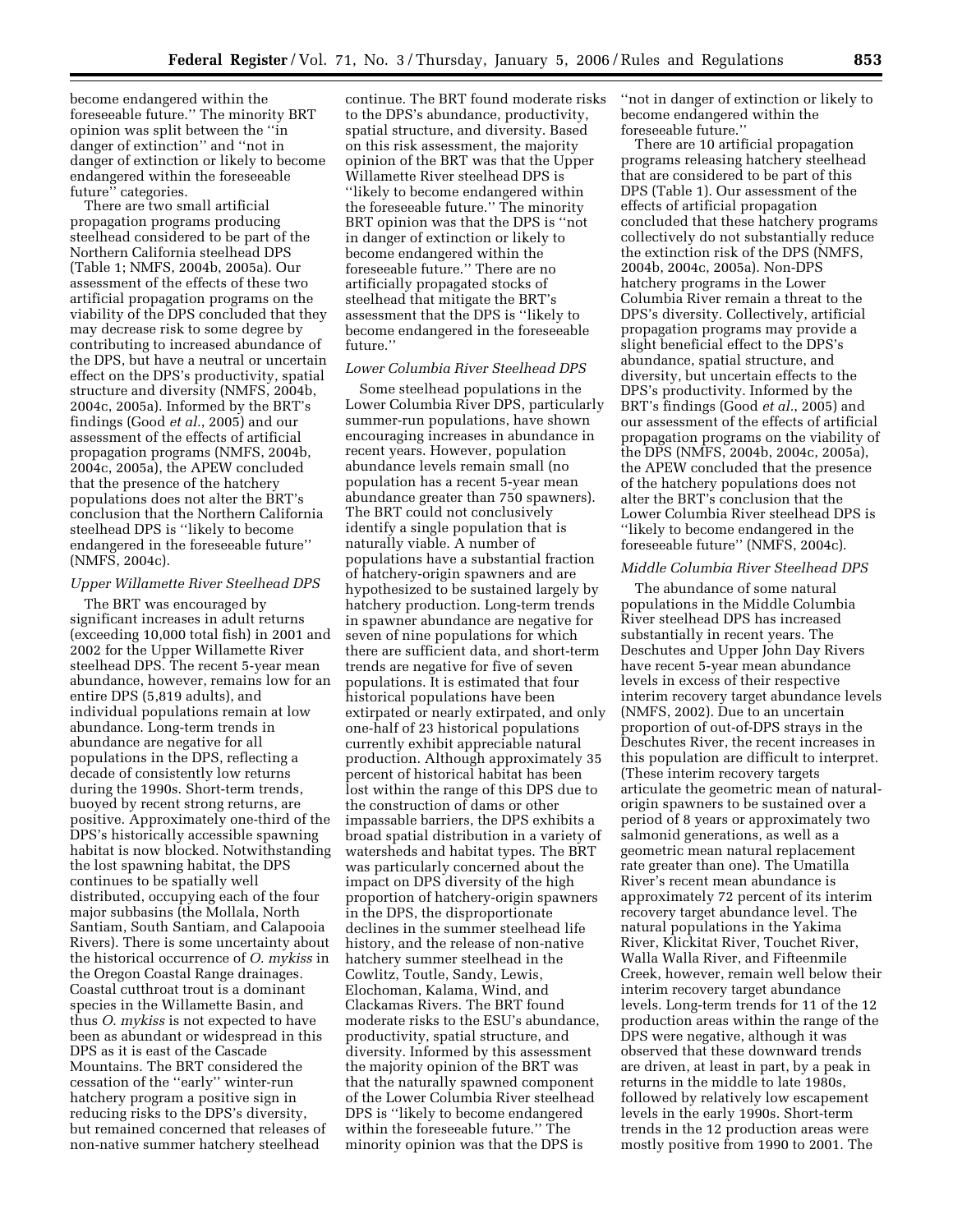become endangered within the foreseeable future.'' The minority BRT opinion was split between the ''in danger of extinction'' and ''not in danger of extinction or likely to become endangered within the foreseeable future'' categories.

There are two small artificial propagation programs producing steelhead considered to be part of the Northern California steelhead DPS (Table 1; NMFS, 2004b, 2005a). Our assessment of the effects of these two artificial propagation programs on the viability of the DPS concluded that they may decrease risk to some degree by contributing to increased abundance of the DPS, but have a neutral or uncertain effect on the DPS's productivity, spatial structure and diversity (NMFS, 2004b, 2004c, 2005a). Informed by the BRT's findings (Good *et al.*, 2005) and our assessment of the effects of artificial propagation programs (NMFS, 2004b, 2004c, 2005a), the APEW concluded that the presence of the hatchery populations does not alter the BRT's conclusion that the Northern California steelhead DPS is ''likely to become endangered in the foreseeable future'' (NMFS, 2004c).

*Upper Willamette River Steelhead DPS*

The BRT was encouraged by significant increases in adult returns (exceeding 10,000 total fish) in 2001 and 2002 for the Upper Willamette River steelhead DPS. The recent 5-year mean abundance, however, remains low for an entire DPS (5,819 adults), and individual populations remain at low abundance. Long-term trends in abundance are negative for all populations in the DPS, reflecting a decade of consistently low returns during the 1990s. Short-term trends, buoyed by recent strong returns, are positive. Approximately one-third of the DPS's historically accessible spawning habitat is now blocked. Notwithstanding the lost spawning habitat, the DPS continues to be spatially well distributed, occupying each of the four major subbasins (the Mollala, North Santiam, South Santiam, and Calapooia Rivers). There is some uncertainty about the historical occurrence of *O. mykiss* in the Oregon Coastal Range drainages. Coastal cutthroat trout is a dominant species in the Willamette Basin, and thus *O. mykiss* is not expected to have been as abundant or widespread in this DPS as it is east of the Cascade Mountains. The BRT considered the cessation of the ''early'' winter-run hatchery program a positive sign in reducing risks to the DPS's diversity, but remained concerned that releases of non-native summer hatchery steelhead continue. The BRT found moderate risks to the DPS's abundance, productivity, spatial structure, and diversity. Based on this risk assessment, the majority opinion of the BRT was that the Upper Willamette River steelhead DPS is ''likely to become endangered within the foreseeable future.'' The minority BRT opinion was that the DPS is ''not in danger of extinction or likely to become endangered within the foreseeable future.'' There are no artificially propagated stocks of steelhead that mitigate the BRT's assessment that the DPS is ''likely to become endangered in the foreseeable future.''

*Lower Columbia River Steelhead DPS*

Some steelhead populations in the Lower Columbia River DPS, particularly summer-run populations, have shown encouraging increases in abundance in recent years. However, population abundance levels remain small (no population has a recent 5-year mean abundance greater than 750 spawners). The BRT could not conclusively identify a single population that is naturally viable. A number of populations have a substantial fraction of hatchery-origin spawners and are hypothesized to be sustained largely by hatchery production. Long-term trends in spawner abundance are negative for seven of nine populations for which there are sufficient data, and short-term trends are negative for five of seven populations. It is estimated that four historical populations have been extirpated or nearly extirpated, and only one-half of 23 historical populations currently exhibit appreciable natural production. Although approximately 35 percent of historical habitat has been lost within the range of this DPS due to the construction of dams or other impassable barriers, the DPS exhibits a broad spatial distribution in a variety of watersheds and habitat types. The BRT was particularly concerned about the impact on DPS diversity of the high proportion of hatchery-origin spawners in the DPS, the disproportionate declines in the summer steelhead life history, and the release of non-native hatchery summer steelhead in the Cowlitz, Toutle, Sandy, Lewis, Elochoman, Kalama, Wind, and Clackamas Rivers. The BRT found moderate risks to the ESU's abundance, productivity, spatial structure, and diversity. Informed by this assessment the majority opinion of the BRT was that the naturally spawned component of the Lower Columbia River steelhead DPS is ''likely to become endangered within the foreseeable future.'' The minority opinion was that the DPS is ''not in danger of extinction or likely to become endangered within the foreseeable future.''

There are 10 artificial propagation programs releasing hatchery steelhead that are considered to be part of this DPS (Table 1). Our assessment of the effects of artificial propagation concluded that these hatchery programs collectively do not substantially reduce the extinction risk of the DPS (NMFS, 2004b, 2004c, 2005a). Non-DPS hatchery programs in the Lower Columbia River remain a threat to the DPS's diversity. Collectively, artificial propagation programs may provide a slight beneficial effect to the DPS's abundance, spatial structure, and diversity, but uncertain effects to the DPS's productivity. Informed by the BRT's findings (Good *et al.*, 2005) and our assessment of the effects of artificial propagation programs on the viability of the DPS (NMFS, 2004b, 2004c, 2005a), the APEW concluded that the presence of the hatchery populations does not alter the BRT's conclusion that the Lower Columbia River steelhead DPS is ''likely to become endangered in the foreseeable future'' (NMFS, 2004c).

*Middle Columbia River Steelhead DPS*

The abundance of some natural populations in the Middle Columbia River steelhead DPS has increased substantially in recent years. The Deschutes and Upper John Day Rivers have recent 5-year mean abundance levels in excess of their respective interim recovery target abundance levels (NMFS, 2002). Due to an uncertain proportion of out-of-DPS strays in the Deschutes River, the recent increases in this population are difficult to interpret. (These interim recovery targets articulate the geometric mean of natural-origin spawners to be sustained over a period of 8 years or approximately two salmonid generations, as well as a geometric mean natural replacement rate greater than one). The Umatilla River's recent mean abundance is approximately 72 percent of its interim recovery target abundance level. The natural populations in the Yakima River, Klickitat River, Touchet River, Walla Walla River, and Fifteenmile Creek, however, remain well below their interim recovery target abundance levels. Long-term trends for 11 of the 12 production areas within the range of the DPS were negative, although it was observed that these downward trends are driven, at least in part, by a peak in returns in the middle to late 1980s, followed by relatively low escapement levels in the early 1990s. Short-term trends in the 12 production areas were mostly positive from 1990 to 2001. The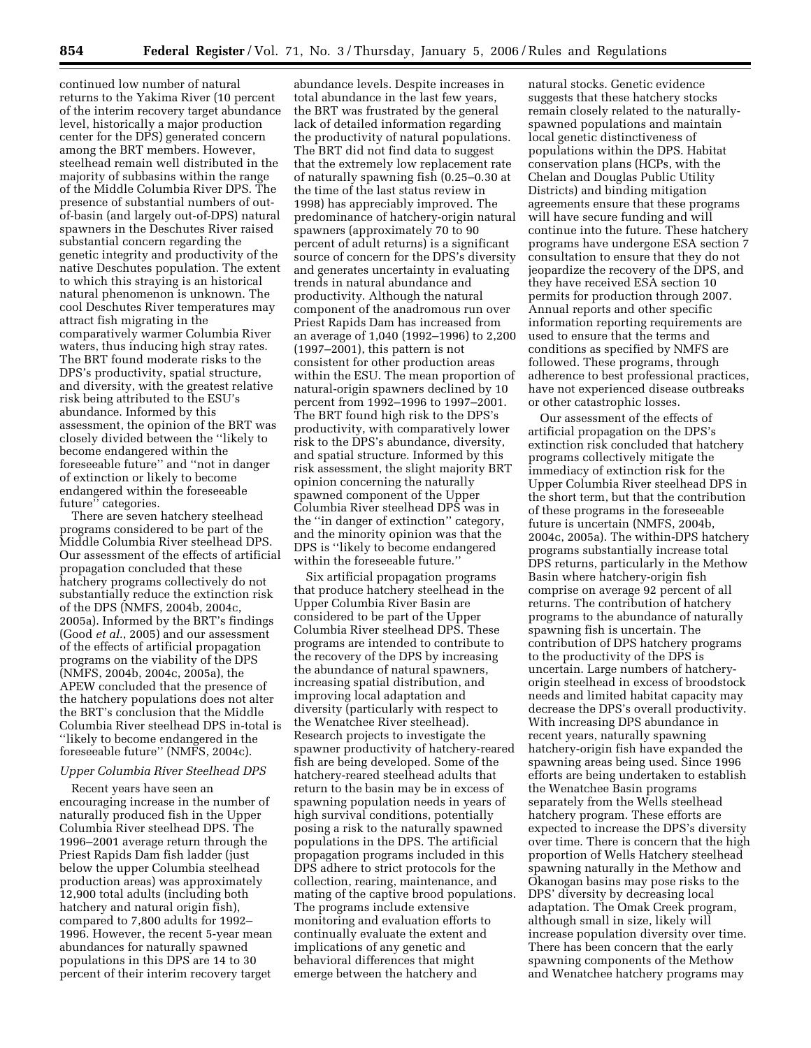continued low number of natural returns to the Yakima River (10 percent of the interim recovery target abundance level, historically a major production center for the DPS) generated concern among the BRT members. However, steelhead remain well distributed in the majority of subbasins within the range of the Middle Columbia River DPS. The presence of substantial numbers of out-of-basin (and largely out-of-DPS) natural spawners in the Deschutes River raised substantial concern regarding the genetic integrity and productivity of the native Deschutes population. The extent to which this straying is an historical natural phenomenon is unknown. The cool Deschutes River temperatures may attract fish migrating in the comparatively warmer Columbia River waters, thus inducing high stray rates. The BRT found moderate risks to the DPS's productivity, spatial structure, and diversity, with the greatest relative risk being attributed to the ESU's abundance. Informed by this assessment, the opinion of the BRT was closely divided between the "likely to become endangered within the foreseeable future" and "not in danger of extinction or likely to become endangered within the foreseeable future" categories.

There are seven hatchery steelhead programs considered to be part of the Middle Columbia River steelhead DPS. Our assessment of the effects of artificial propagation concluded that these hatchery programs collectively do not substantially reduce the extinction risk of the DPS (NMFS, 2004b, 2004c, 2005a). Informed by the BRT's findings (Good *et al.*, 2005) and our assessment of the effects of artificial propagation programs on the viability of the DPS (NMFS, 2004b, 2004c, 2005a), the APEW concluded that the presence of the hatchery populations does not alter the BRT's conclusion that the Middle Columbia River steelhead DPS in-total is "likely to become endangered in the foreseeable future" (NMFS, 2004c).

*Upper Columbia River Steelhead DPS*

Recent years have seen an encouraging increase in the number of naturally produced fish in the Upper Columbia River steelhead DPS. The 1996–2001 average return through the Priest Rapids Dam fish ladder (just below the upper Columbia steelhead production areas) was approximately 12,900 total adults (including both hatchery and natural origin fish), compared to 7,800 adults for 1992–1996. However, the recent 5-year mean abundances for naturally spawned populations in this DPS are 14 to 30 percent of their interim recovery target abundance levels. Despite increases in total abundance in the last few years, the BRT was frustrated by the general lack of detailed information regarding the productivity of natural populations. The BRT did not find data to suggest that the extremely low replacement rate of naturally spawning fish (0.25–0.30 at the time of the last status review in 1998) has appreciably improved. The predominance of hatchery-origin natural spawners (approximately 70 to 90 percent of adult returns) is a significant source of concern for the DPS's diversity and generates uncertainty in evaluating trends in natural abundance and productivity. Although the natural component of the anadromous run over Priest Rapids Dam has increased from an average of 1,040 (1992–1996) to 2,200 (1997–2001), this pattern is not consistent for other production areas within the ESU. The mean proportion of natural-origin spawners declined by 10 percent from 1992–1996 to 1997–2001. The BRT found high risk to the DPS's productivity, with comparatively lower risk to the DPS's abundance, diversity, and spatial structure. Informed by this risk assessment, the slight majority BRT opinion concerning the naturally spawned component of the Upper Columbia River steelhead DPS was in the "in danger of extinction" category, and the minority opinion was that the DPS is "likely to become endangered within the foreseeable future."

Six artificial propagation programs that produce hatchery steelhead in the Upper Columbia River Basin are considered to be part of the Upper Columbia River steelhead DPS. These programs are intended to contribute to the recovery of the DPS by increasing the abundance of natural spawners, increasing spatial distribution, and improving local adaptation and diversity (particularly with respect to the Wenatchee River steelhead). Research projects to investigate the spawner productivity of hatchery-reared fish are being developed. Some of the hatchery-reared steelhead adults that return to the basin may be in excess of spawning population needs in years of high survival conditions, potentially posing a risk to the naturally spawned populations in the DPS. The artificial propagation programs included in this DPS adhere to strict protocols for the collection, rearing, maintenance, and mating of the captive brood populations. The programs include extensive monitoring and evaluation efforts to continually evaluate the extent and implications of any genetic and behavioral differences that might emerge between the hatchery and natural stocks. Genetic evidence suggests that these hatchery stocks remain closely related to the naturally-spawned populations and maintain local genetic distinctiveness of populations within the DPS. Habitat conservation plans (HCPs, with the Chelan and Douglas Public Utility Districts) and binding mitigation agreements ensure that these programs will have secure funding and will continue into the future. These hatchery programs have undergone ESA section 7 consultation to ensure that they do not jeopardize the recovery of the DPS, and they have received ESA section 10 permits for production through 2007. Annual reports and other specific information reporting requirements are used to ensure that the terms and conditions as specified by NMFS are followed. These programs, through adherence to best professional practices, have not experienced disease outbreaks or other catastrophic losses.

Our assessment of the effects of artificial propagation on the DPS's extinction risk concluded that hatchery programs collectively mitigate the immediacy of extinction risk for the Upper Columbia River steelhead DPS in the short term, but that the contribution of these programs in the foreseeable future is uncertain (NMFS, 2004b, 2004c, 2005a). The within-DPS hatchery programs substantially increase total DPS returns, particularly in the Methow Basin where hatchery-origin fish comprise on average 92 percent of all returns. The contribution of hatchery programs to the abundance of naturally spawning fish is uncertain. The contribution of DPS hatchery programs to the productivity of the DPS is uncertain. Large numbers of hatchery-origin steelhead in excess of broodstock needs and limited habitat capacity may decrease the DPS's overall productivity. With increasing DPS abundance in recent years, naturally spawning hatchery-origin fish have expanded the spawning areas being used. Since 1996 efforts are being undertaken to establish the Wenatchee Basin programs separately from the Wells steelhead hatchery program. These efforts are expected to increase the DPS's diversity over time. There is concern that the high proportion of Wells Hatchery steelhead spawning naturally in the Methow and Okanogan basins may pose risks to the DPS' diversity by decreasing local adaptation. The Omak Creek program, although small in size, likely will increase population diversity over time. There has been concern that the early spawning components of the Methow and Wenatchee hatchery programs may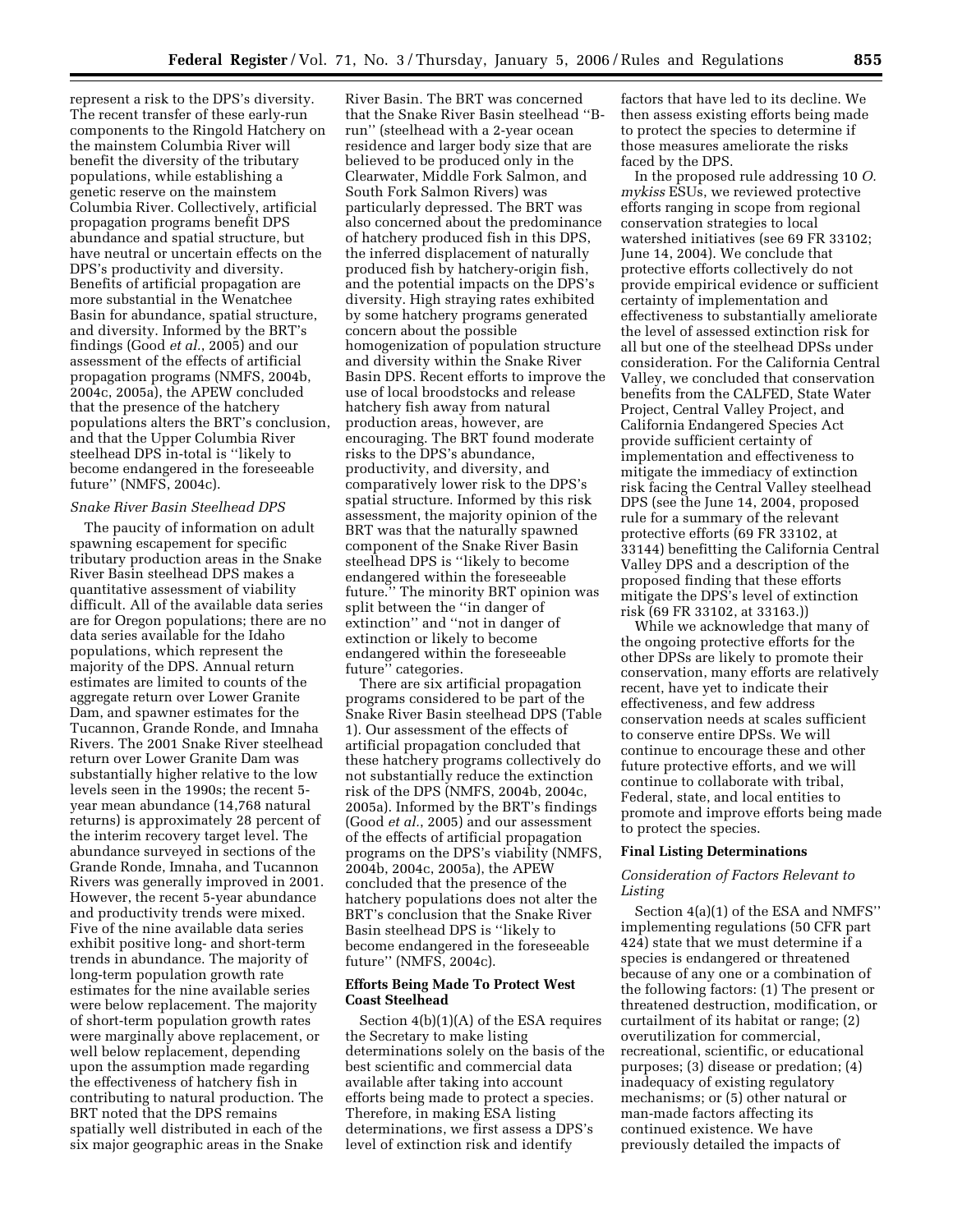represent a risk to the DPS's diversity. The recent transfer of these early-run components to the Ringold Hatchery on the mainstem Columbia River will benefit the diversity of the tributary populations, while establishing a genetic reserve on the mainstem Columbia River. Collectively, artificial propagation programs benefit DPS abundance and spatial structure, but have neutral or uncertain effects on the DPS's productivity and diversity. Benefits of artificial propagation are more substantial in the Wenatchee Basin for abundance, spatial structure, and diversity. Informed by the BRT's findings (Good *et al.*, 2005) and our assessment of the effects of artificial propagation programs (NMFS, 2004b, 2004c, 2005a), the APEW concluded that the presence of the hatchery populations alters the BRT's conclusion, and that the Upper Columbia River steelhead DPS in-total is ''likely to become endangered in the foreseeable future'' (NMFS, 2004c).

*Snake River Basin Steelhead DPS*

The paucity of information on adult spawning escapement for specific tributary production areas in the Snake River Basin steelhead DPS makes a quantitative assessment of viability difficult. All of the available data series are for Oregon populations; there are no data series available for the Idaho populations, which represent the majority of the DPS. Annual return estimates are limited to counts of the aggregate return over Lower Granite Dam, and spawner estimates for the Tucannon, Grande Ronde, and Imnaha Rivers. The 2001 Snake River steelhead return over Lower Granite Dam was substantially higher relative to the low levels seen in the 1990s; the recent 5-year mean abundance (14,768 natural returns) is approximately 28 percent of the interim recovery target level. The abundance surveyed in sections of the Grande Ronde, Imnaha, and Tucannon Rivers was generally improved in 2001. However, the recent 5-year abundance and productivity trends were mixed. Five of the nine available data series exhibit positive long- and short-term trends in abundance. The majority of long-term population growth rate estimates for the nine available series were below replacement. The majority of short-term population growth rates were marginally above replacement, or well below replacement, depending upon the assumption made regarding the effectiveness of hatchery fish in contributing to natural production. The BRT noted that the DPS remains spatially well distributed in each of the six major geographic areas in the Snake River Basin. The BRT was concerned that the Snake River Basin steelhead ''B-run'' (steelhead with a 2-year ocean residence and larger body size that are believed to be produced only in the Clearwater, Middle Fork Salmon, and South Fork Salmon Rivers) was particularly depressed. The BRT was also concerned about the predominance of hatchery produced fish in this DPS, the inferred displacement of naturally produced fish by hatchery-origin fish, and the potential impacts on the DPS's diversity. High straying rates exhibited by some hatchery programs generated concern about the possible homogenization of population structure and diversity within the Snake River Basin DPS. Recent efforts to improve the use of local broodstocks and release hatchery fish away from natural production areas, however, are encouraging. The BRT found moderate risks to the DPS's abundance, productivity, and diversity, and comparatively lower risk to the DPS's spatial structure. Informed by this risk assessment, the majority opinion of the BRT was that the naturally spawned component of the Snake River Basin steelhead DPS is ''likely to become endangered within the foreseeable future.'' The minority BRT opinion was split between the ''in danger of extinction'' and ''not in danger of extinction or likely to become endangered within the foreseeable future'' categories.

There are six artificial propagation programs considered to be part of the Snake River Basin steelhead DPS (Table 1). Our assessment of the effects of artificial propagation concluded that these hatchery programs collectively do not substantially reduce the extinction risk of the DPS (NMFS, 2004b, 2004c, 2005a). Informed by the BRT's findings (Good *et al.*, 2005) and our assessment of the effects of artificial propagation programs on the DPS's viability (NMFS, 2004b, 2004c, 2005a), the APEW concluded that the presence of the hatchery populations does not alter the BRT's conclusion that the Snake River Basin steelhead DPS is ''likely to become endangered in the foreseeable future'' (NMFS, 2004c).

**Efforts Being Made To Protect West Coast Steelhead**

Section 4(b)(1)(A) of the ESA requires the Secretary to make listing determinations solely on the basis of the best scientific and commercial data available after taking into account efforts being made to protect a species. Therefore, in making ESA listing determinations, we first assess a DPS's level of extinction risk and identify factors that have led to its decline. We then assess existing efforts being made to protect the species to determine if those measures ameliorate the risks faced by the DPS.

In the proposed rule addressing 10 *O. mykiss* ESUs, we reviewed protective efforts ranging in scope from regional conservation strategies to local watershed initiatives (see 69 FR 33102; June 14, 2004). We conclude that protective efforts collectively do not provide empirical evidence or sufficient certainty of implementation and effectiveness to substantially ameliorate the level of assessed extinction risk for all but one of the steelhead DPSs under consideration. For the California Central Valley, we concluded that conservation benefits from the CALFED, State Water Project, Central Valley Project, and California Endangered Species Act provide sufficient certainty of implementation and effectiveness to mitigate the immediacy of extinction risk facing the Central Valley steelhead DPS (see the June 14, 2004, proposed rule for a summary of the relevant protective efforts (69 FR 33102, at 33144) benefitting the California Central Valley DPS and a description of the proposed finding that these efforts mitigate the DPS's level of extinction risk (69 FR 33102, at 33163.))

While we acknowledge that many of the ongoing protective efforts for the other DPSs are likely to promote their conservation, many efforts are relatively recent, have yet to indicate their effectiveness, and few address conservation needs at scales sufficient to conserve entire DPSs. We will continue to encourage these and other future protective efforts, and we will continue to collaborate with tribal, Federal, state, and local entities to promote and improve efforts being made to protect the species.

**Final Listing Determinations**

*Consideration of Factors Relevant to Listing*

Section 4(a)(1) of the ESA and NMFS'' implementing regulations (50 CFR part 424) state that we must determine if a species is endangered or threatened because of any one or a combination of the following factors: (1) The present or threatened destruction, modification, or curtailment of its habitat or range; (2) overutilization for commercial, recreational, scientific, or educational purposes; (3) disease or predation; (4) inadequacy of existing regulatory mechanisms; or (5) other natural or man-made factors affecting its continued existence. We have previously detailed the impacts of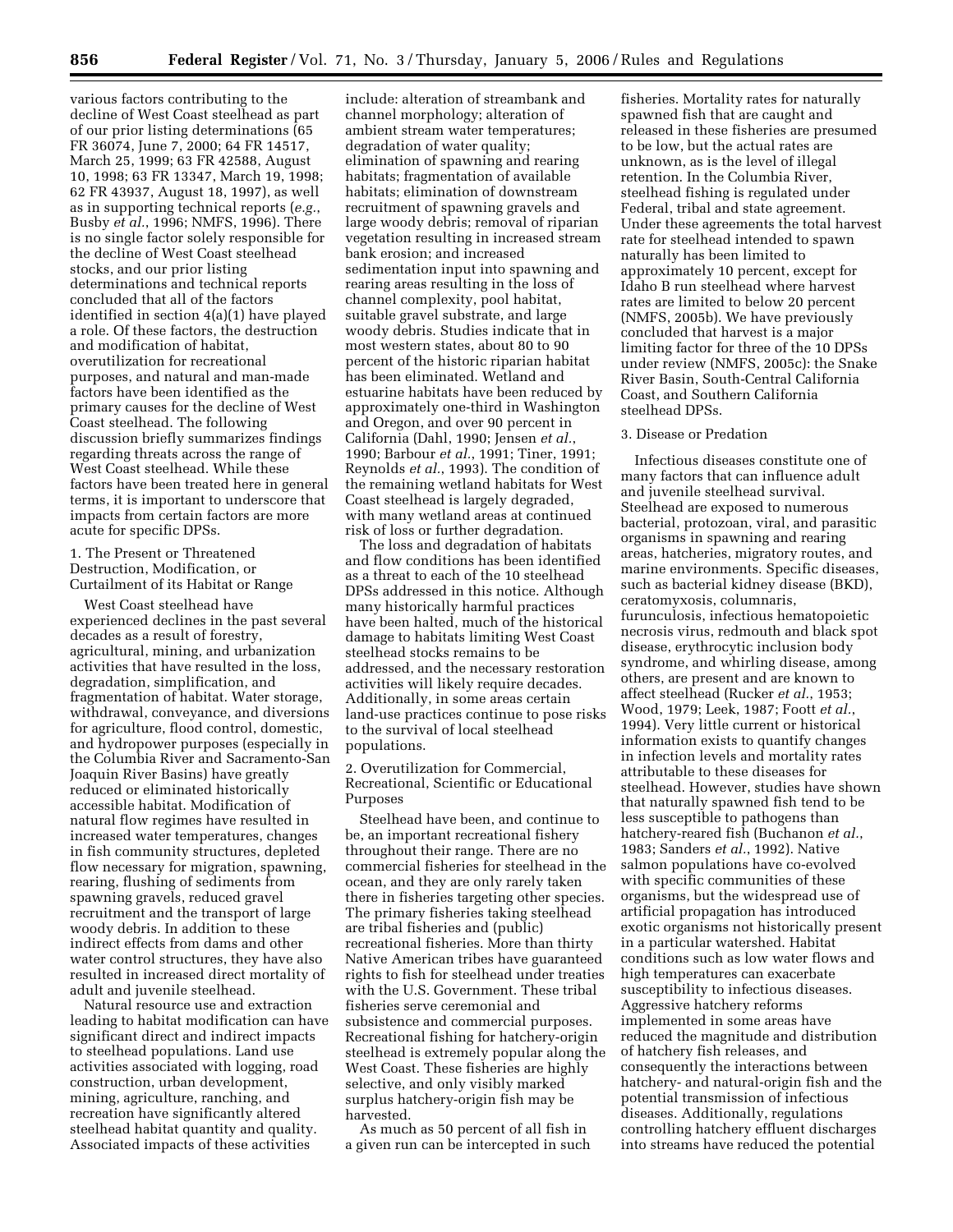various factors contributing to the decline of West Coast steelhead as part of our prior listing determinations (65 FR 36074, June 7, 2000; 64 FR 14517, March 25, 1999; 63 FR 42588, August 10, 1998; 63 FR 13347, March 19, 1998; 62 FR 43937, August 18, 1997), as well as in supporting technical reports (*e.g.*, Busby *et al.*, 1996; NMFS, 1996). There is no single factor solely responsible for the decline of West Coast steelhead stocks, and our prior listing determinations and technical reports concluded that all of the factors identified in section 4(a)(1) have played a role. Of these factors, the destruction and modification of habitat, overutilization for recreational purposes, and natural and man-made factors have been identified as the primary causes for the decline of West Coast steelhead. The following discussion briefly summarizes findings regarding threats across the range of West Coast steelhead. While these factors have been treated here in general terms, it is important to underscore that impacts from certain factors are more acute for specific DPSs.

1. The Present or Threatened Destruction, Modification, or Curtailment of its Habitat or Range

West Coast steelhead have experienced declines in the past several decades as a result of forestry, agricultural, mining, and urbanization activities that have resulted in the loss, degradation, simplification, and fragmentation of habitat. Water storage, withdrawal, conveyance, and diversions for agriculture, flood control, domestic, and hydropower purposes (especially in the Columbia River and Sacramento-San Joaquin River Basins) have greatly reduced or eliminated historically accessible habitat. Modification of natural flow regimes have resulted in increased water temperatures, changes in fish community structures, depleted flow necessary for migration, spawning, rearing, flushing of sediments from spawning gravels, reduced gravel recruitment and the transport of large woody debris. In addition to these indirect effects from dams and other water control structures, they have also resulted in increased direct mortality of adult and juvenile steelhead.

Natural resource use and extraction leading to habitat modification can have significant direct and indirect impacts to steelhead populations. Land use activities associated with logging, road construction, urban development, mining, agriculture, ranching, and recreation have significantly altered steelhead habitat quantity and quality. Associated impacts of these activities include: alteration of streambank and channel morphology; alteration of ambient stream water temperatures; degradation of water quality; elimination of spawning and rearing habitats; fragmentation of available habitats; elimination of downstream recruitment of spawning gravels and large woody debris; removal of riparian vegetation resulting in increased stream bank erosion; and increased sedimentation input into spawning and rearing areas resulting in the loss of channel complexity, pool habitat, suitable gravel substrate, and large woody debris. Studies indicate that in most western states, about 80 to 90 percent of the historic riparian habitat has been eliminated. Wetland and estuarine habitats have been reduced by approximately one-third in Washington and Oregon, and over 90 percent in California (Dahl, 1990; Jensen *et al.*, 1990; Barbour *et al.*, 1991; Tiner, 1991; Reynolds *et al.*, 1993). The condition of the remaining wetland habitats for West Coast steelhead is largely degraded, with many wetland areas at continued risk of loss or further degradation.

The loss and degradation of habitats and flow conditions has been identified as a threat to each of the 10 steelhead DPSs addressed in this notice. Although many historically harmful practices have been halted, much of the historical damage to habitats limiting West Coast steelhead stocks remains to be addressed, and the necessary restoration activities will likely require decades. Additionally, in some areas certain land-use practices continue to pose risks to the survival of local steelhead populations.

2. Overutilization for Commercial, Recreational, Scientific or Educational Purposes

Steelhead have been, and continue to be, an important recreational fishery throughout their range. There are no commercial fisheries for steelhead in the ocean, and they are only rarely taken there in fisheries targeting other species. The primary fisheries taking steelhead are tribal fisheries and (public) recreational fisheries. More than thirty Native American tribes have guaranteed rights to fish for steelhead under treaties with the U.S. Government. These tribal fisheries serve ceremonial and subsistence and commercial purposes. Recreational fishing for hatchery-origin steelhead is extremely popular along the West Coast. These fisheries are highly selective, and only visibly marked surplus hatchery-origin fish may be harvested.

As much as 50 percent of all fish in a given run can be intercepted in such fisheries. Mortality rates for naturally spawned fish that are caught and released in these fisheries are presumed to be low, but the actual rates are unknown, as is the level of illegal retention. In the Columbia River, steelhead fishing is regulated under Federal, tribal and state agreement. Under these agreements the total harvest rate for steelhead intended to spawn naturally has been limited to approximately 10 percent, except for Idaho B run steelhead where harvest rates are limited to below 20 percent (NMFS, 2005b). We have previously concluded that harvest is a major limiting factor for three of the 10 DPSs under review (NMFS, 2005c): the Snake River Basin, South-Central California Coast, and Southern California steelhead DPSs.

3. Disease or Predation

Infectious diseases constitute one of many factors that can influence adult and juvenile steelhead survival. Steelhead are exposed to numerous bacterial, protozoan, viral, and parasitic organisms in spawning and rearing areas, hatcheries, migratory routes, and marine environments. Specific diseases, such as bacterial kidney disease (BKD), ceratomyxosis, columnaris, furunculosis, infectious hematopoietic necrosis virus, redmouth and black spot disease, erythrocytic inclusion body syndrome, and whirling disease, among others, are present and are known to affect steelhead (Rucker *et al.*, 1953; Wood, 1979; Leek, 1987; Foott *et al.*, 1994). Very little current or historical information exists to quantify changes in infection levels and mortality rates attributable to these diseases for steelhead. However, studies have shown that naturally spawned fish tend to be less susceptible to pathogens than hatchery-reared fish (Buchanon *et al.*, 1983; Sanders *et al.*, 1992). Native salmon populations have co-evolved with specific communities of these organisms, but the widespread use of artificial propagation has introduced exotic organisms not historically present in a particular watershed. Habitat conditions such as low water flows and high temperatures can exacerbate susceptibility to infectious diseases. Aggressive hatchery reforms implemented in some areas have reduced the magnitude and distribution of hatchery fish releases, and consequently the interactions between hatchery- and natural-origin fish and the potential transmission of infectious diseases. Additionally, regulations controlling hatchery effluent discharges into streams have reduced the potential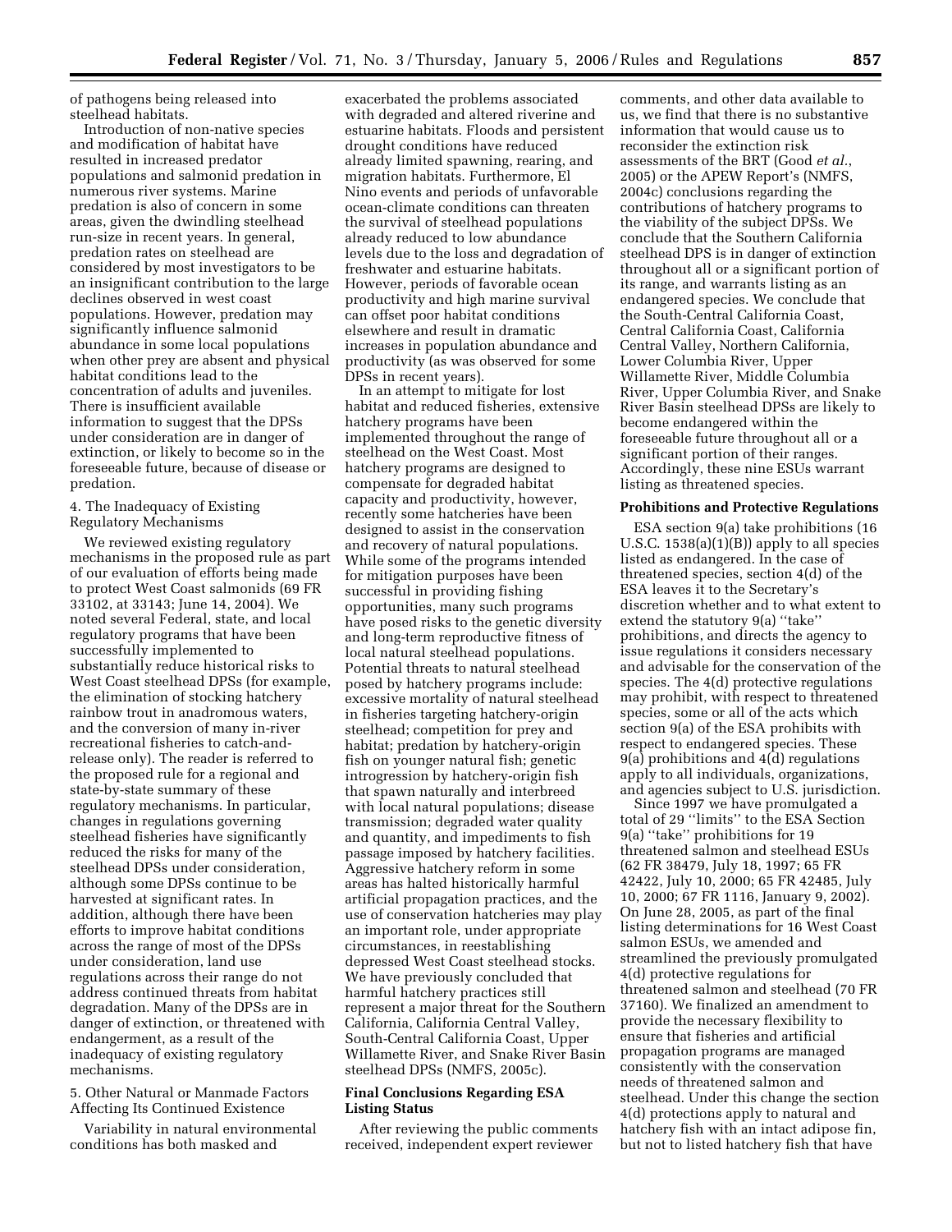of pathogens being released into steelhead habitats.

Introduction of non-native species and modification of habitat have resulted in increased predator populations and salmonid predation in numerous river systems. Marine predation is also of concern in some areas, given the dwindling steelhead run-size in recent years. In general, predation rates on steelhead are considered by most investigators to be an insignificant contribution to the large declines observed in west coast populations. However, predation may significantly influence salmonid abundance in some local populations when other prey are absent and physical habitat conditions lead to the concentration of adults and juveniles. There is insufficient available information to suggest that the DPSs under consideration are in danger of extinction, or likely to become so in the foreseeable future, because of disease or predation.

4. The Inadequacy of Existing Regulatory Mechanisms

We reviewed existing regulatory mechanisms in the proposed rule as part of our evaluation of efforts being made to protect West Coast salmonids (69 FR 33102, at 33143; June 14, 2004). We noted several Federal, state, and local regulatory programs that have been successfully implemented to substantially reduce historical risks to West Coast steelhead DPSs (for example, the elimination of stocking hatchery rainbow trout in anadromous waters, and the conversion of many in-river recreational fisheries to catch-and-release only). The reader is referred to the proposed rule for a regional and state-by-state summary of these regulatory mechanisms. In particular, changes in regulations governing steelhead fisheries have significantly reduced the risks for many of the steelhead DPSs under consideration, although some DPSs continue to be harvested at significant rates. In addition, although there have been efforts to improve habitat conditions across the range of most of the DPSs under consideration, land use regulations across their range do not address continued threats from habitat degradation. Many of the DPSs are in danger of extinction, or threatened with endangerment, as a result of the inadequacy of existing regulatory mechanisms.

5. Other Natural or Manmade Factors Affecting Its Continued Existence

Variability in natural environmental conditions has both masked and exacerbated the problems associated with degraded and altered riverine and estuarine habitats. Floods and persistent drought conditions have reduced already limited spawning, rearing, and migration habitats. Furthermore, El Nino events and periods of unfavorable ocean-climate conditions can threaten the survival of steelhead populations already reduced to low abundance levels due to the loss and degradation of freshwater and estuarine habitats. However, periods of favorable ocean productivity and high marine survival can offset poor habitat conditions elsewhere and result in dramatic increases in population abundance and productivity (as was observed for some DPSs in recent years).

In an attempt to mitigate for lost habitat and reduced fisheries, extensive hatchery programs have been implemented throughout the range of steelhead on the West Coast. Most hatchery programs are designed to compensate for degraded habitat capacity and productivity, however, recently some hatcheries have been designed to assist in the conservation and recovery of natural populations. While some of the programs intended for mitigation purposes have been successful in providing fishing opportunities, many such programs have posed risks to the genetic diversity and long-term reproductive fitness of local natural steelhead populations. Potential threats to natural steelhead posed by hatchery programs include: excessive mortality of natural steelhead in fisheries targeting hatchery-origin steelhead; competition for prey and habitat; predation by hatchery-origin fish on younger natural fish; genetic introgression by hatchery-origin fish that spawn naturally and interbreed with local natural populations; disease transmission; degraded water quality and quantity, and impediments to fish passage imposed by hatchery facilities. Aggressive hatchery reform in some areas has halted historically harmful artificial propagation practices, and the use of conservation hatcheries may play an important role, under appropriate circumstances, in reestablishing depressed West Coast steelhead stocks. We have previously concluded that harmful hatchery practices still represent a major threat for the Southern California, California Central Valley, South-Central California Coast, Upper Willamette River, and Snake River Basin steelhead DPSs (NMFS, 2005c).

**Final Conclusions Regarding ESA Listing Status**

After reviewing the public comments received, independent expert reviewer comments, and other data available to us, we find that there is no substantive information that would cause us to reconsider the extinction risk assessments of the BRT (Good *et al.*, 2005) or the APEW Report's (NMFS, 2004c) conclusions regarding the contributions of hatchery programs to the viability of the subject DPSs. We conclude that the Southern California steelhead DPS is in danger of extinction throughout all or a significant portion of its range, and warrants listing as an endangered species. We conclude that the South-Central California Coast, Central California Coast, California Central Valley, Northern California, Lower Columbia River, Upper Willamette River, Middle Columbia River, Upper Columbia River, and Snake River Basin steelhead DPSs are likely to become endangered within the foreseeable future throughout all or a significant portion of their ranges. Accordingly, these nine ESUs warrant listing as threatened species.

**Prohibitions and Protective Regulations**

ESA section 9(a) take prohibitions (16 U.S.C. 1538(a)(1)(B)) apply to all species listed as endangered. In the case of threatened species, section 4(d) of the ESA leaves it to the Secretary's discretion whether and to what extent to extend the statutory 9(a) "take" prohibitions, and directs the agency to issue regulations it considers necessary and advisable for the conservation of the species. The 4(d) protective regulations may prohibit, with respect to threatened species, some or all of the acts which section 9(a) of the ESA prohibits with respect to endangered species. These 9(a) prohibitions and 4(d) regulations apply to all individuals, organizations, and agencies subject to U.S. jurisdiction.

Since 1997 we have promulgated a total of 29 "limits" to the ESA Section 9(a) "take" prohibitions for 19 threatened salmon and steelhead ESUs (62 FR 38479, July 18, 1997; 65 FR 42422, July 10, 2000; 65 FR 42485, July 10, 2000; 67 FR 1116, January 9, 2002). On June 28, 2005, as part of the final listing determinations for 16 West Coast salmon ESUs, we amended and streamlined the previously promulgated 4(d) protective regulations for threatened salmon and steelhead (70 FR 37160). We finalized an amendment to provide the necessary flexibility to ensure that fisheries and artificial propagation programs are managed consistently with the conservation needs of threatened salmon and steelhead. Under this change the section 4(d) protections apply to natural and hatchery fish with an intact adipose fin, but not to listed hatchery fish that have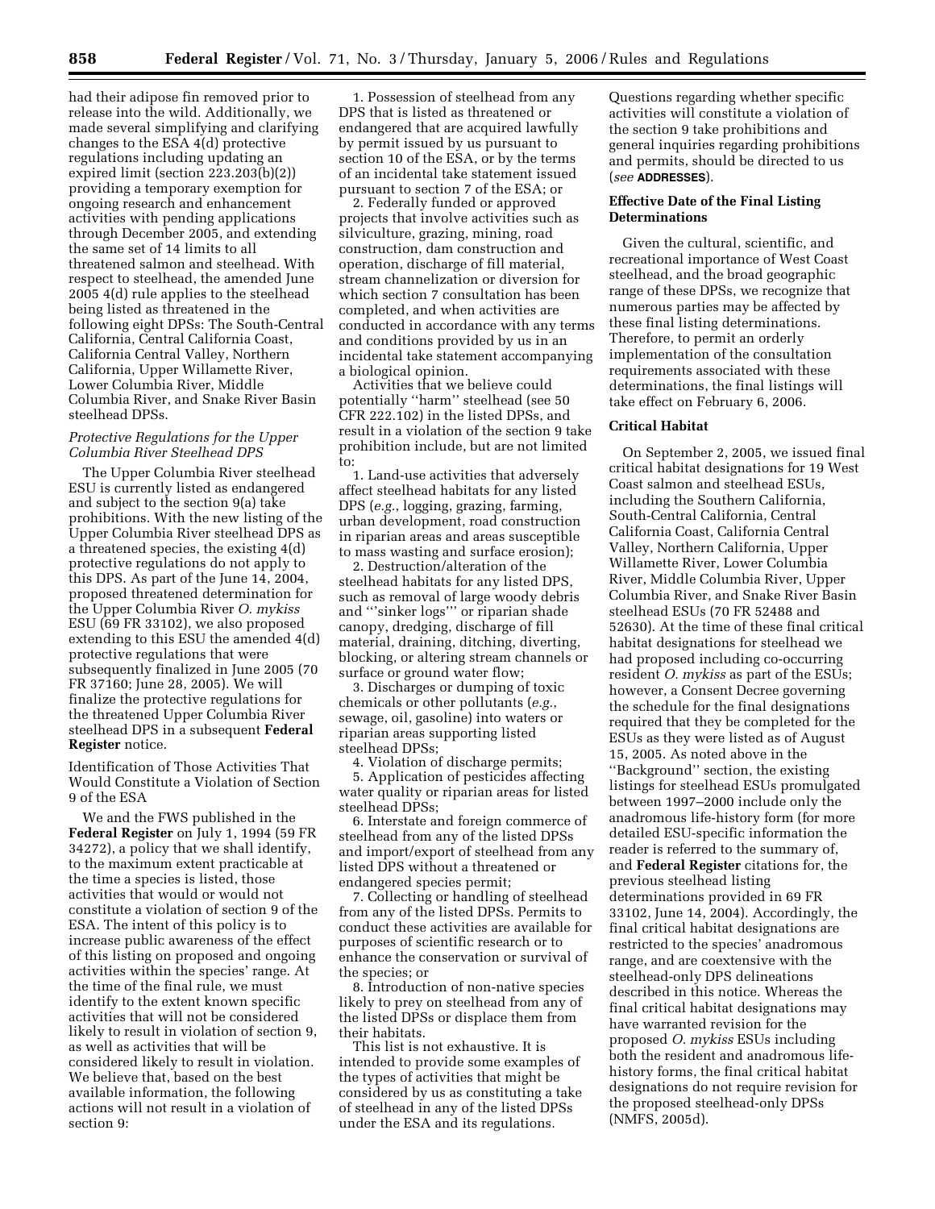had their adipose fin removed prior to release into the wild. Additionally, we made several simplifying and clarifying changes to the ESA 4(d) protective regulations including updating an expired limit (section 223.203(b)(2)) providing a temporary exemption for ongoing research and enhancement activities with pending applications through December 2005, and extending the same set of 14 limits to all threatened salmon and steelhead. With respect to steelhead, the amended June 2005 4(d) rule applies to the steelhead being listed as threatened in the following eight DPSs: The South-Central California, Central California Coast, California Central Valley, Northern California, Upper Willamette River, Lower Columbia River, Middle Columbia River, and Snake River Basin steelhead DPSs.

### *Protective Regulations for the Upper Columbia River Steelhead DPS*

The Upper Columbia River steelhead ESU is currently listed as endangered and subject to the section 9(a) take prohibitions. With the new listing of the Upper Columbia River steelhead DPS as a threatened species, the existing 4(d) protective regulations do not apply to this DPS. As part of the June 14, 2004, proposed threatened determination for the Upper Columbia River *O. mykiss* ESU (69 FR 33102), we also proposed extending to this ESU the amended 4(d) protective regulations that were subsequently finalized in June 2005 (70 FR 37160; June 28, 2005). We will finalize the protective regulations for the threatened Upper Columbia River steelhead DPS in a subsequent **Federal Register** notice.

Identification of Those Activities That Would Constitute a Violation of Section 9 of the ESA

We and the FWS published in the **Federal Register** on July 1, 1994 (59 FR 34272), a policy that we shall identify, to the maximum extent practicable at the time a species is listed, those activities that would or would not constitute a violation of section 9 of the ESA. The intent of this policy is to increase public awareness of the effect of this listing on proposed and ongoing activities within the species' range. At the time of the final rule, we must identify to the extent known specific activities that will not be considered likely to result in violation of section 9, as well as activities that will be considered likely to result in violation. We believe that, based on the best available information, the following actions will not result in a violation of section 9:

1. Possession of steelhead from any DPS that is listed as threatened or endangered that are acquired lawfully by permit issued by us pursuant to section 10 of the ESA, or by the terms of an incidental take statement issued pursuant to section 7 of the ESA; or
2. Federally funded or approved projects that involve activities such as silviculture, grazing, mining, road construction, dam construction and operation, discharge of fill material, stream channelization or diversion for which section 7 consultation has been completed, and when activities are conducted in accordance with any terms and conditions provided by us in an incidental take statement accompanying a biological opinion.

Activities that we believe could potentially ''harm'' steelhead (see 50 CFR 222.102) in the listed DPSs, and result in a violation of the section 9 take prohibition include, but are not limited to:

1. Land-use activities that adversely affect steelhead habitats for any listed DPS (*e.g.*, logging, grazing, farming, urban development, road construction in riparian areas and areas susceptible to mass wasting and surface erosion);
2. Destruction/alteration of the steelhead habitats for any listed DPS, such as removal of large woody debris and '''sinker logs''' or riparian shade canopy, dredging, discharge of fill material, draining, ditching, diverting, blocking, or altering stream channels or surface or ground water flow;
3. Discharges or dumping of toxic chemicals or other pollutants (*e.g.*, sewage, oil, gasoline) into waters or riparian areas supporting listed steelhead DPSs;
4. Violation of discharge permits;
5. Application of pesticides affecting water quality or riparian areas for listed steelhead DPSs;
6. Interstate and foreign commerce of steelhead from any of the listed DPSs and import/export of steelhead from any listed DPS without a threatened or endangered species permit;
7. Collecting or handling of steelhead from any of the listed DPSs. Permits to conduct these activities are available for purposes of scientific research or to enhance the conservation or survival of the species; or
8. Introduction of non-native species likely to prey on steelhead from any of the listed DPSs or displace them from their habitats.

This list is not exhaustive. It is intended to provide some examples of the types of activities that might be considered by us as constituting a take of steelhead in any of the listed DPSs under the ESA and its regulations. Questions regarding whether specific activities will constitute a violation of the section 9 take prohibitions and general inquiries regarding prohibitions and permits, should be directed to us (*see* **ADDRESSES**).

### Effective Date of the Final Listing Determinations

Given the cultural, scientific, and recreational importance of West Coast steelhead, and the broad geographic range of these DPSs, we recognize that numerous parties may be affected by these final listing determinations. Therefore, to permit an orderly implementation of the consultation requirements associated with these determinations, the final listings will take effect on February 6, 2006.

### Critical Habitat

On September 2, 2005, we issued final critical habitat designations for 19 West Coast salmon and steelhead ESUs, including the Southern California, South-Central California, Central California Coast, California Central Valley, Northern California, Upper Willamette River, Lower Columbia River, Middle Columbia River, Upper Columbia River, and Snake River Basin steelhead ESUs (70 FR 52488 and 52630). At the time of these final critical habitat designations for steelhead we had proposed including co-occurring resident *O. mykiss* as part of the ESUs; however, a Consent Decree governing the schedule for the final designations required that they be completed for the ESUs as they were listed as of August 15, 2005. As noted above in the ''Background'' section, the existing listings for steelhead ESUs promulgated between 1997–2000 include only the anadromous life-history form (for more detailed ESU-specific information the reader is referred to the summary of, and **Federal Register** citations for, the previous steelhead listing determinations provided in 69 FR 33102, June 14, 2004). Accordingly, the final critical habitat designations are restricted to the species' anadromous range, and are coextensive with the steelhead-only DPS delineations described in this notice. Whereas the final critical habitat designations may have warranted revision for the proposed *O. mykiss* ESUs including both the resident and anadromous life-history forms, the final critical habitat designations do not require revision for the proposed steelhead-only DPSs (NMFS, 2005d).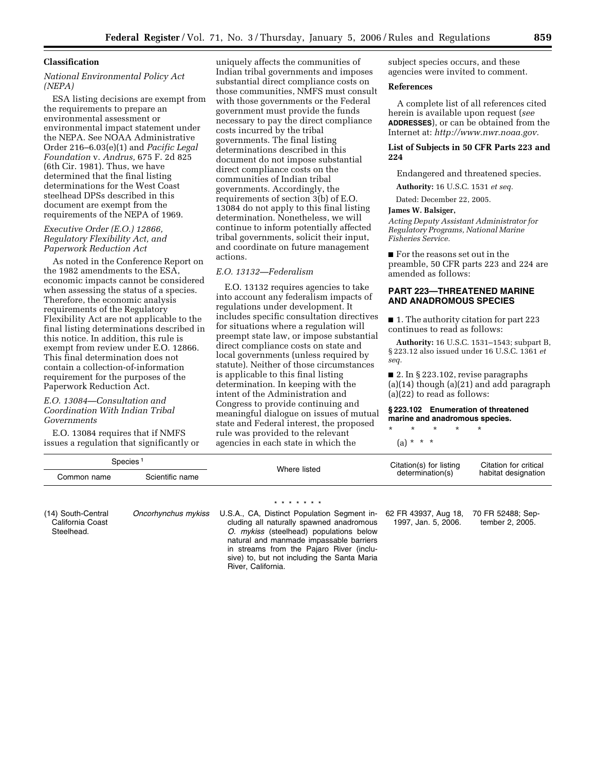## Classification

### National Environmental Policy Act (NEPA)

ESA listing decisions are exempt from the requirements to prepare an environmental assessment or environmental impact statement under the NEPA. See NOAA Administrative Order 216–6.03(e)(1) and *Pacific Legal Foundation* v. *Andrus,* 675 F. 2d 825 (6th Cir. 1981). Thus, we have determined that the final listing determinations for the West Coast steelhead DPSs described in this document are exempt from the requirements of the NEPA of 1969.

### Executive Order (E.O.) 12866, Regulatory Flexibility Act, and Paperwork Reduction Act

As noted in the Conference Report on the 1982 amendments to the ESA, economic impacts cannot be considered when assessing the status of a species. Therefore, the economic analysis requirements of the Regulatory Flexibility Act are not applicable to the final listing determinations described in this notice. In addition, this rule is exempt from review under E.O. 12866. This final determination does not contain a collection-of-information requirement for the purposes of the Paperwork Reduction Act.

### E.O. 13084—Consultation and Coordination With Indian Tribal Governments

E.O. 13084 requires that if NMFS issues a regulation that significantly or uniquely affects the communities of Indian tribal governments and imposes substantial direct compliance costs on those communities, NMFS must consult with those governments or the Federal government must provide the funds necessary to pay the direct compliance costs incurred by the tribal governments. The final listing determinations described in this document do not impose substantial direct compliance costs on the communities of Indian tribal governments. Accordingly, the requirements of section 3(b) of E.O. 13084 do not apply to this final listing determination. Nonetheless, we will continue to inform potentially affected tribal governments, solicit their input, and coordinate on future management actions.

### E.O. 13132—Federalism

E.O. 13132 requires agencies to take into account any federalism impacts of regulations under development. It includes specific consultation directives for situations where a regulation will preempt state law, or impose substantial direct compliance costs on state and local governments (unless required by statute). Neither of those circumstances is applicable to this final listing determination. In keeping with the intent of the Administration and Congress to provide continuing and meaningful dialogue on issues of mutual state and Federal interest, the proposed rule was provided to the relevant agencies in each state in which the subject species occurs, and these agencies were invited to comment.

## References

A complete list of all references cited herein is available upon request (*see* **ADDRESSES**), or can be obtained from the Internet at: *http://www.nwr.noaa.gov.*

### List of Subjects in 50 CFR Parts 223 and 224

Endangered and threatened species.

**Authority:** 16 U.S.C. 1531 *et seq.*

Dated: December 22, 2005.

**James W. Balsiger,**

*Acting Deputy Assistant Administrator for Regulatory Programs, National Marine Fisheries Service.*

■ For the reasons set out in the preamble, 50 CFR parts 223 and 224 are amended as follows:

## PART 223—THREATENED MARINE AND ANADROMOUS SPECIES

■ 1. The authority citation for part 223 continues to read as follows:

**Authority:** 16 U.S.C. 1531–1543; subpart B, § 223.12 also issued under 16 U.S.C. 1361 *et seq.*

■ 2. In § 223.102, revise paragraphs (a)(14) though (a)(21) and add paragraph (a)(22) to read as follows:

### § 223.102 Enumeration of threatened marine and anadromous species.

\* \* \* \* \*

(a) \* \* \*

| Species[1] | | Where listed | Citation(s) for listing determination(s) | Citation for critical habitat designation |
|---|---|---|---|---|
| Common name | Scientific name | | | |
| | | \* \* \* \* \* \* \* | | |
| (14) South-Central California Coast Steelhead. | *Oncorhynchus mykiss* | U.S.A., CA, Distinct Population Segment including all naturally spawned anadromous *O. mykiss* (steelhead) populations below natural and manmade impassable barriers in streams from the Pajaro River (inclusive) to, but not including the Santa Maria River, California. | 62 FR 43937, Aug 18, 1997, Jan. 5, 2006. | 70 FR 52488; September 2, 2005. |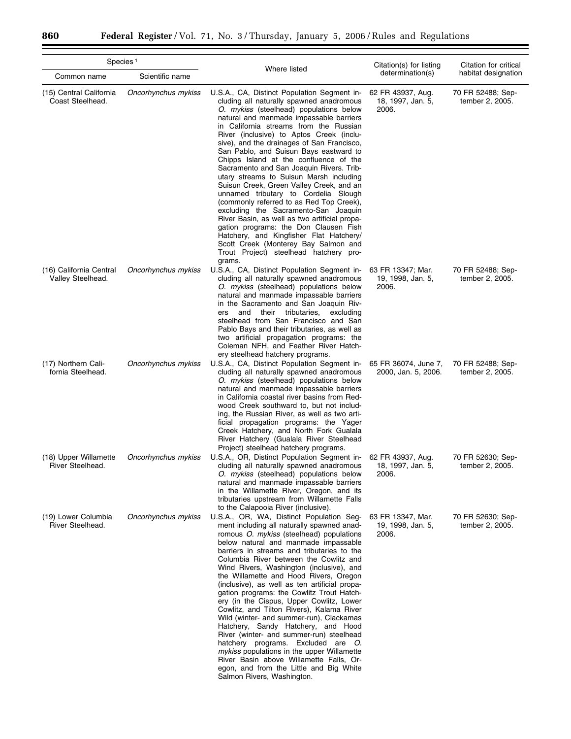| Species[1] | | Where listed | Citation(s) for listing determination(s) | Citation for critical habitat designation |
|---|---|---|---|---|
| Common name | Scientific name | | | |
| (15) Central California Coast Steelhead. | *Oncorhynchus mykiss* | U.S.A., CA, Distinct Population Segment including all naturally spawned anadromous *O. mykiss* (steelhead) populations below natural and manmade impassable barriers in California streams from the Russian River (inclusive) to Aptos Creek (inclusive), and the drainages of San Francisco, San Pablo, and Suisun Bays eastward to Chipps Island at the confluence of the Sacramento and San Joaquin Rivers. Tributary streams to Suisun Marsh including Suisun Creek, Green Valley Creek, and an unnamed tributary to Cordelia Slough (commonly referred to as Red Top Creek), excluding the Sacramento-San Joaquin River Basin, as well as two artificial propagation programs: the Don Clausen Fish Hatchery, and Kingfisher Flat Hatchery/ Scott Creek (Monterey Bay Salmon and Trout Project) steelhead hatchery programs. | 62 FR 43937, Aug. 18, 1997, Jan. 5, 2006. | 70 FR 52488; September 2, 2005. |
| (16) California Central Valley Steelhead. | *Oncorhynchus mykiss* | U.S.A., CA, Distinct Population Segment including all naturally spawned anadromous *O. mykiss* (steelhead) populations below natural and manmade impassable barriers in the Sacramento and San Joaquin Rivers and their tributaries, excluding steelhead from San Francisco and San Pablo Bays and their tributaries, as well as two artificial propagation programs: the Coleman NFH, and Feather River Hatchery steelhead hatchery programs. | 63 FR 13347; Mar. 19, 1998, Jan. 5, 2006. | 70 FR 52488; September 2, 2005. |
| (17) Northern California Steelhead. | *Oncorhynchus mykiss* | U.S.A., CA, Distinct Population Segment including all naturally spawned anadromous *O. mykiss* (steelhead) populations below natural and manmade impassable barriers in California coastal river basins from Redwood Creek southward to, but not including, the Russian River, as well as two artificial propagation programs: the Yager Creek Hatchery, and North Fork Gualala River Hatchery (Gualala River Steelhead Project) steelhead hatchery programs. | 65 FR 36074, June 7, 2000, Jan. 5, 2006. | 70 FR 52488; September 2, 2005. |
| (18) Upper Willamette River Steelhead. | *Oncorhynchus mykiss* | U.S.A., OR, Distinct Population Segment including all naturally spawned anadromous *O. mykiss* (steelhead) populations below natural and manmade impassable barriers in the Willamette River, Oregon, and its tributaries upstream from Willamette Falls to the Calapooia River (inclusive). | 62 FR 43937, Aug. 18, 1997, Jan. 5, 2006. | 70 FR 52630; September 2, 2005. |
| (19) Lower Columbia River Steelhead. | *Oncorhynchus mykiss* | U.S.A., OR, WA, Distinct Population Segment including all naturally spawned anadromous *O. mykiss* (steelhead) populations below natural and manmade impassable barriers in streams and tributaries to the Columbia River between the Cowlitz and Wind Rivers, Washington (inclusive), and the Willamette and Hood Rivers, Oregon (inclusive), as well as ten artificial propagation programs: the Cowlitz Trout Hatchery (in the Cispus, Upper Cowlitz, Lower Cowlitz, and Tilton Rivers), Kalama River Wild (winter- and summer-run), Clackamas Hatchery, Sandy Hatchery, and Hood River (winter- and summer-run) steelhead hatchery programs. Excluded are *O. mykiss* populations in the upper Willamette River Basin above Willamette Falls, Oregon, and from the Little and Big White Salmon Rivers, Washington. | 63 FR 13347, Mar. 19, 1998, Jan. 5, 2006. | 70 FR 52630; September 2, 2005. |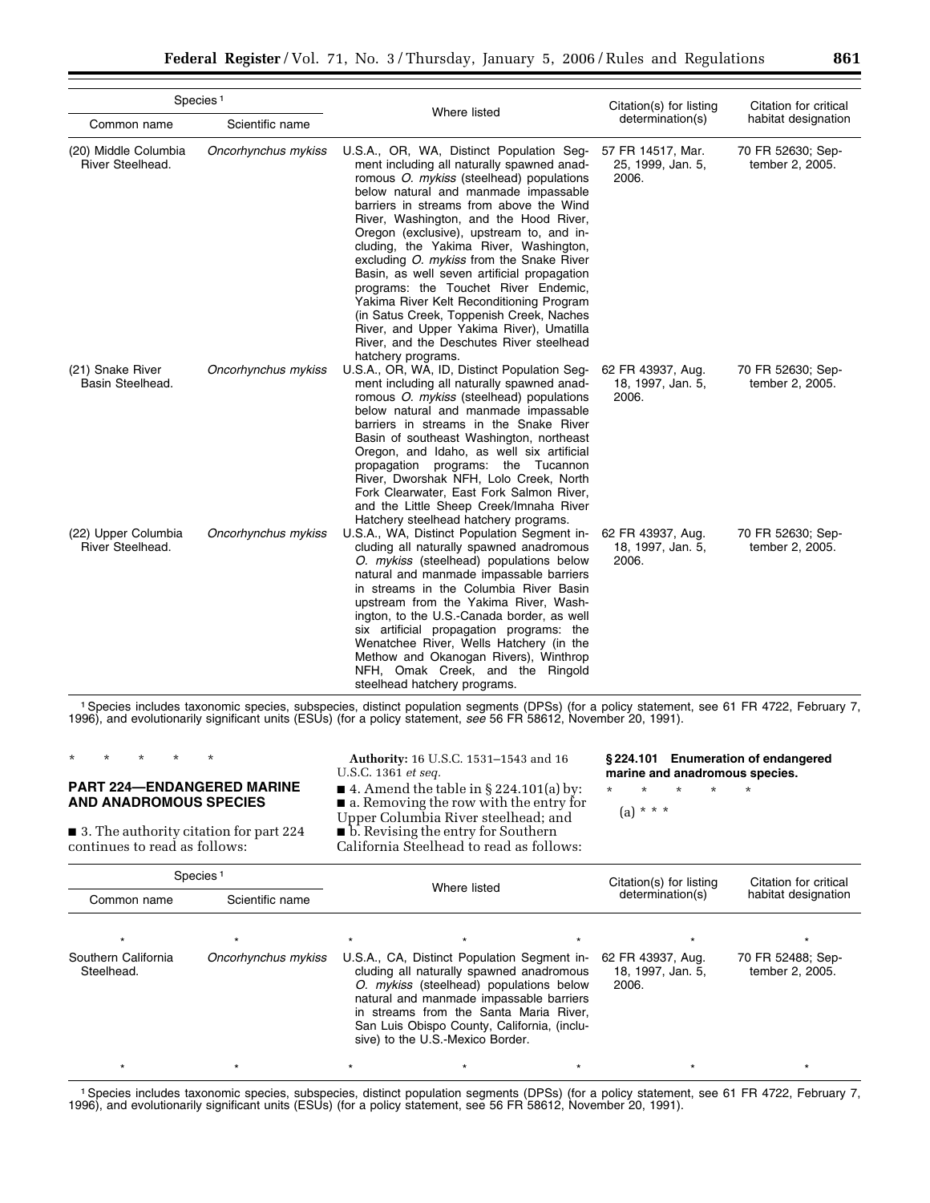| Species[1] | | Where listed | Citation(s) for listing determination(s) | Citation for critical habitat designation |
|---|---|---|---|---|
| Common name | Scientific name | | | |
| (20) Middle Columbia River Steelhead. | *Oncorhynchus mykiss* | U.S.A., OR, WA, Distinct Population Segment including all naturally spawned anadromous *O. mykiss* (steelhead) populations below natural and manmade impassable barriers in streams from above the Wind River, Washington, and the Hood River, Oregon (exclusive), upstream to, and including, the Yakima River, Washington, excluding *O. mykiss* from the Snake River Basin, as well seven artificial propagation programs: the Touchet River Endemic, Yakima River Kelt Reconditioning Program (in Satus Creek, Toppenish Creek, Naches River, and Upper Yakima River), Umatilla River, and the Deschutes River steelhead hatchery programs. | 57 FR 14517, Mar. 25, 1999, Jan. 5, 2006. | 70 FR 52630; September 2, 2005. |
| (21) Snake River Basin Steelhead. | *Oncorhynchus mykiss* | U.S.A., OR, WA, ID, Distinct Population Segment including all naturally spawned anadromous *O. mykiss* (steelhead) populations below natural and manmade impassable barriers in streams in the Snake River Basin of southeast Washington, northeast Oregon, and Idaho, as well six artificial propagation programs: the Tucannon River, Dworshak NFH, Lolo Creek, North Fork Clearwater, East Fork Salmon River, and the Little Sheep Creek/Imnaha River Hatchery steelhead hatchery programs. | 62 FR 43937, Aug. 18, 1997, Jan. 5, 2006. | 70 FR 52630; September 2, 2005. |
| (22) Upper Columbia River Steelhead. | *Oncorhynchus mykiss* | U.S.A., WA, Distinct Population Segment including all naturally spawned anadromous *O. mykiss* (steelhead) populations below natural and manmade impassable barriers in streams in the Columbia River Basin upstream from the Yakima River, Washington, to the U.S.-Canada border, as well six artificial propagation programs: the Wenatchee River, Wells Hatchery (in the Methow and Okanogan Rivers), Winthrop NFH, Omak Creek, and the Ringold steelhead hatchery programs. | 62 FR 43937, Aug. 18, 1997, Jan. 5, 2006. | 70 FR 52630; September 2, 2005. |

[1] Species includes taxonomic species, subspecies, distinct population segments (DPSs) (for a policy statement, see 61 FR 4722, February 7, 1996), and evolutionarily significant units (ESUs) (for a policy statement, *see* 56 FR 58612, November 20, 1991).

\* \* \* \* \*

## PART 224—ENDANGERED MARINE AND ANADROMOUS SPECIES

■ 3. The authority citation for part 224 continues to read as follows:

**Authority:** 16 U.S.C. 1531–1543 and 16 U.S.C. 1361 *et seq.*

■ 4. Amend the table in § 224.101(a) by:
■ a. Removing the row with the entry for Upper Columbia River steelhead; and
■ b. Revising the entry for Southern California Steelhead to read as follows:

### § 224.101 Enumeration of endangered marine and anadromous species.

\* \* \* \* \*

(a) \* \* \*

| Species[1] | | Where listed | Citation(s) for listing determination(s) | Citation for critical habitat designation |
|---|---|---|---|---|
| Common name | Scientific name | | | |
| \* | \* | \* \* \* | \* | \* |
| Southern California Steelhead. | *Oncorhynchus mykiss* | U.S.A., CA, Distinct Population Segment including all naturally spawned anadromous *O. mykiss* (steelhead) populations below natural and manmade impassable barriers in streams from the Santa Maria River, San Luis Obispo County, California, (inclusive) to the U.S.-Mexico Border. | 62 FR 43937, Aug. 18, 1997, Jan. 5, 2006. | 70 FR 52488; September 2, 2005. |
| \* | \* | \* \* \* | \* | \* |

[1] Species includes taxonomic species, subspecies, distinct population segments (DPSs) (for a policy statement, see 61 FR 4722, February 7, 1996), and evolutionarily significant units (ESUs) (for a policy statement, see 56 FR 58612, November 20, 1991).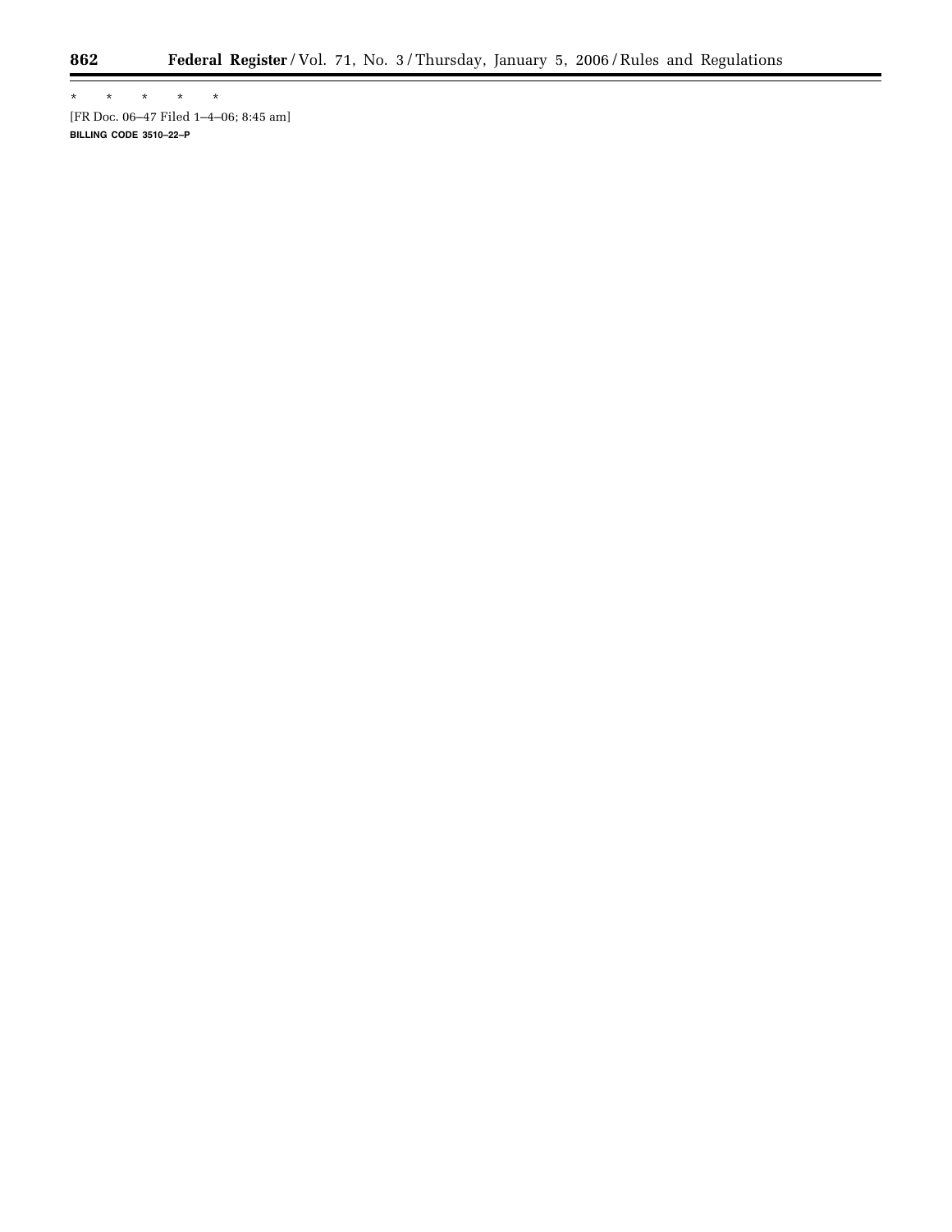\* \* \* \* \*

[FR Doc. 06–47 Filed 1–4–06; 8:45 am]

**BILLING CODE 3510–22–P**